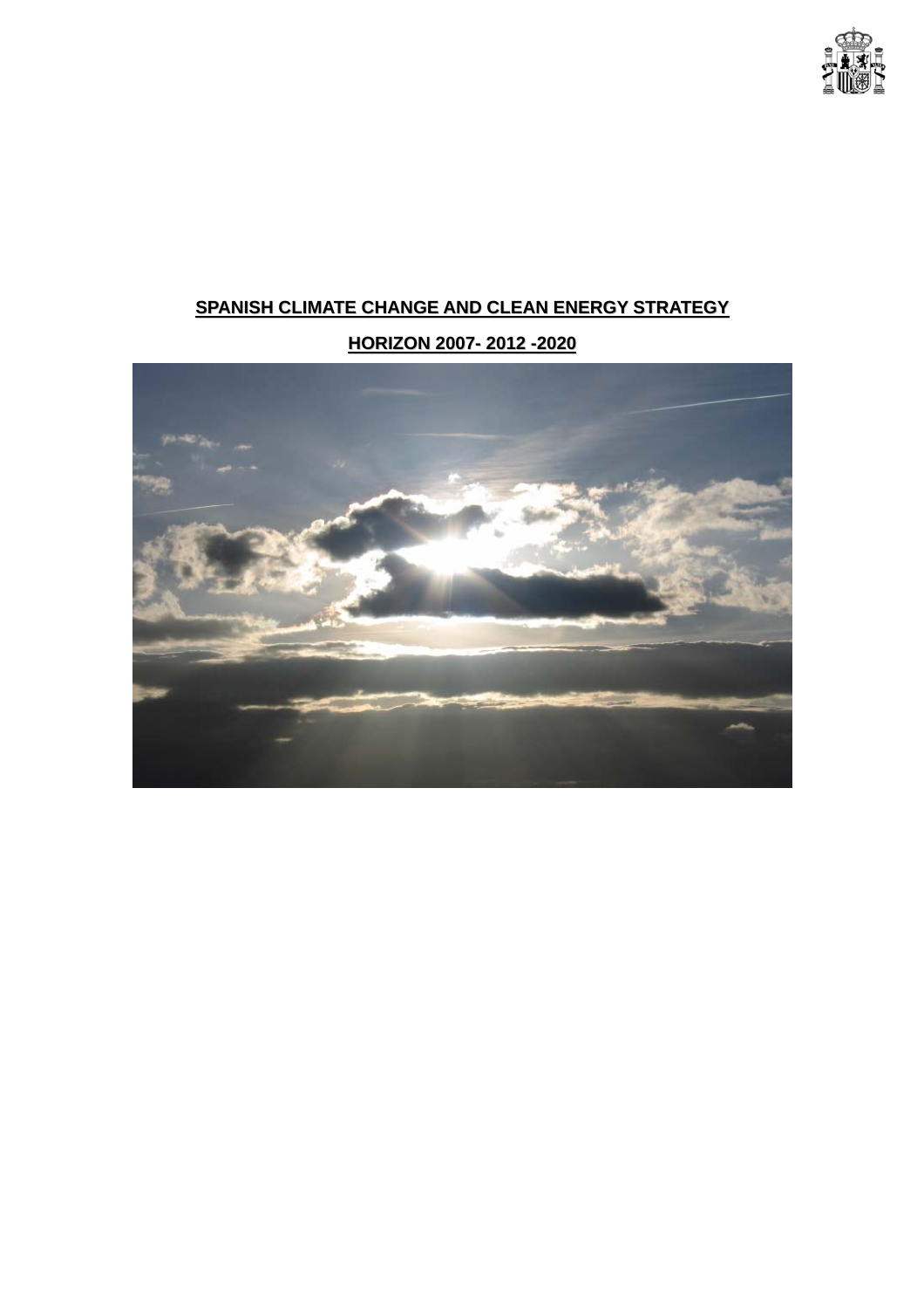# SPANISH CLIMATE CHANGE AND CLEAN ENERGY STRATEGY

## HORIZON 2007- 2012 -2020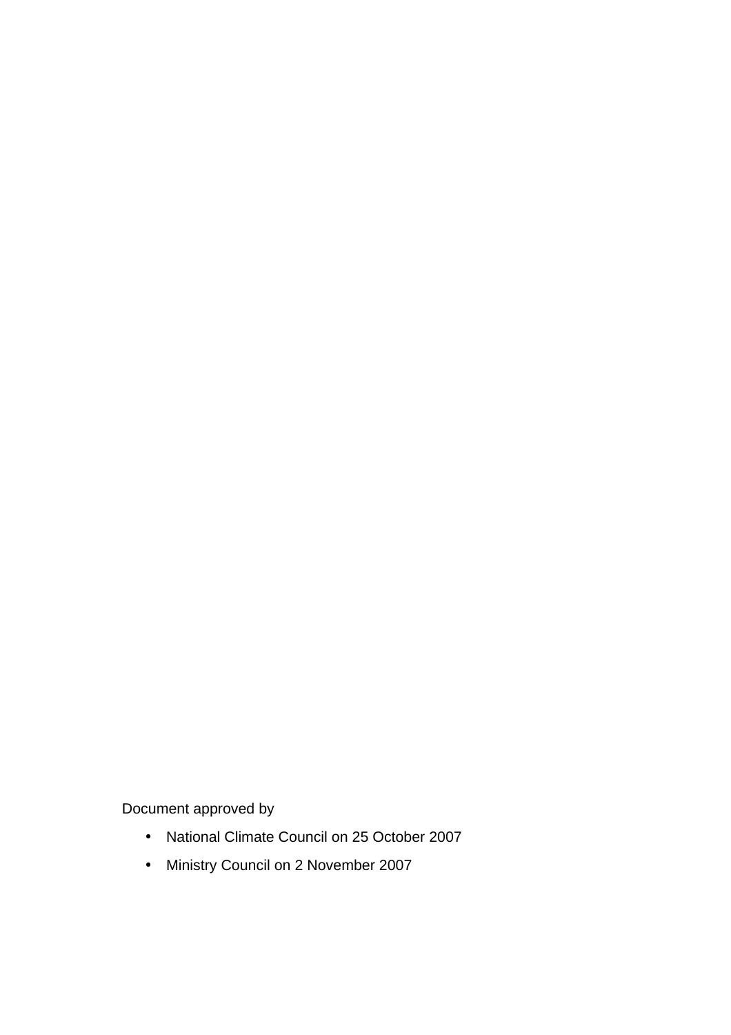Document approved by

- National Climate Council on 25 October 2007
- Ministry Council on 2 November 2007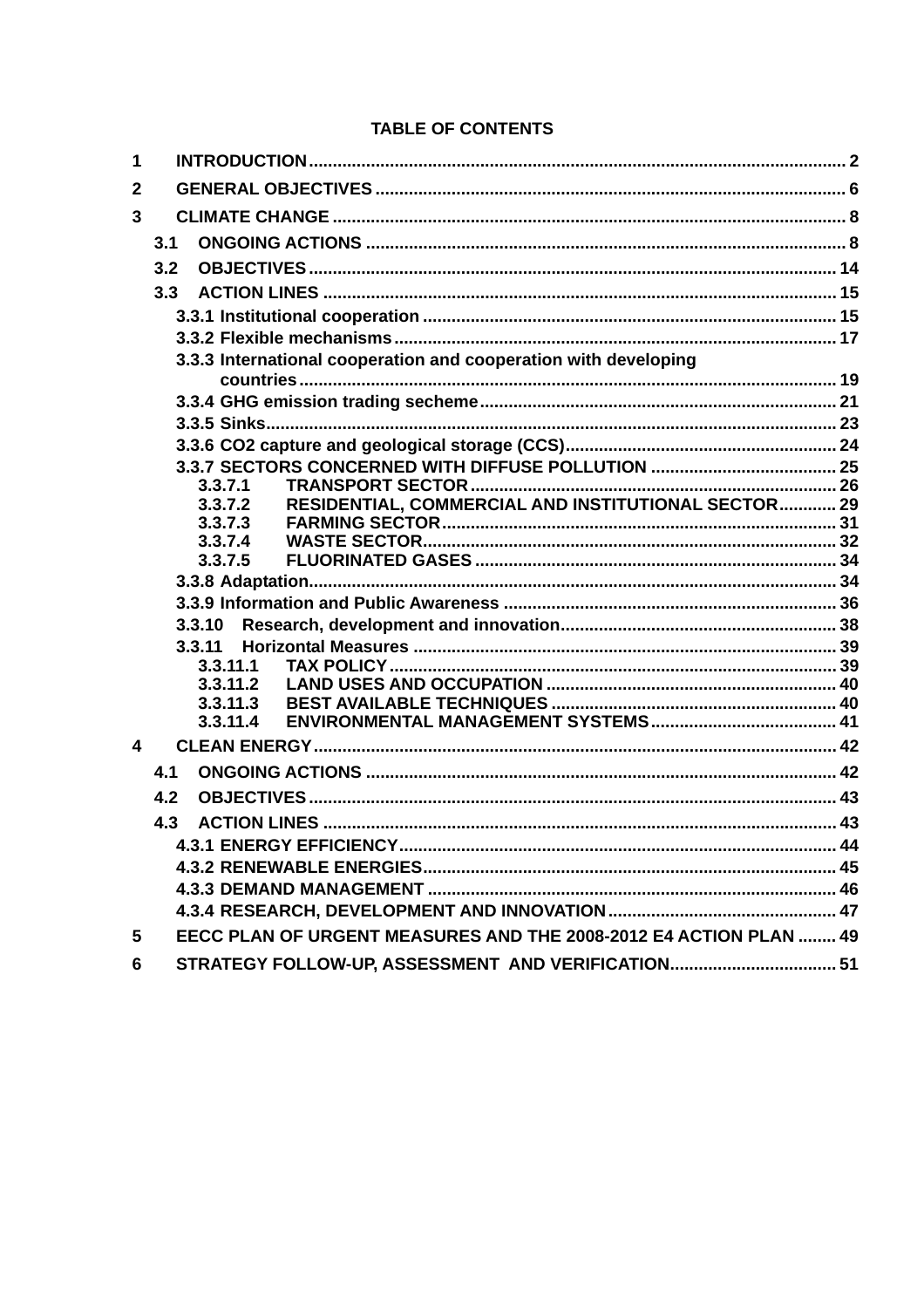**TABLE OF CONTENTS**

1 INTRODUCTION.......... 2
2 GENERAL OBJECTIVES.......... 6
3 CLIMATE CHANGE.......... 8
- 3.1 ONGOING ACTIONS.......... 8
- 3.2 OBJECTIVES.......... 14
- 3.3 ACTION LINES.......... 15
  - 3.3.1 Institutional cooperation.......... 15
  - 3.3.2 Flexible mechanisms.......... 17
  - 3.3.3 International cooperation and cooperation with developing countries.......... 19
  - 3.3.4 GHG emission trading secheme.......... 21
  - 3.3.5 Sinks.......... 23
  - 3.3.6 CO2 capture and geological storage (CCS).......... 24
  - 3.3.7 SECTORS CONCERNED WITH DIFFUSE POLLUTION.......... 25
    - 3.3.7.1 TRANSPORT SECTOR.......... 26
    - 3.3.7.2 RESIDENTIAL, COMMERCIAL AND INSTITUTIONAL SECTOR.......... 29
    - 3.3.7.3 FARMING SECTOR.......... 31
    - 3.3.7.4 WASTE SECTOR.......... 32
    - 3.3.7.5 FLUORINATED GASES.......... 34
  - 3.3.8 Adaptation.......... 34
  - 3.3.9 Information and Public Awareness.......... 36
  - 3.3.10 Research, development and innovation.......... 38
  - 3.3.11 Horizontal Measures.......... 39
    - 3.3.11.1 TAX POLICY.......... 39
    - 3.3.11.2 LAND USES AND OCCUPATION.......... 40
    - 3.3.11.3 BEST AVAILABLE TECHNIQUES.......... 40
    - 3.3.11.4 ENVIRONMENTAL MANAGEMENT SYSTEMS.......... 41

4 CLEAN ENERGY.......... 42
- 4.1 ONGOING ACTIONS.......... 42
- 4.2 OBJECTIVES.......... 43
- 4.3 ACTION LINES.......... 43
  - 4.3.1 ENERGY EFFICIENCY.......... 44
  - 4.3.2 RENEWABLE ENERGIES.......... 45
  - 4.3.3 DEMAND MANAGEMENT.......... 46
  - 4.3.4 RESEARCH, DEVELOPMENT AND INNOVATION.......... 47

5 EECC PLAN OF URGENT MEASURES AND THE 2008-2012 E4 ACTION PLAN.......... 49
6 STRATEGY FOLLOW-UP, ASSESSMENT AND VERIFICATION.......... 51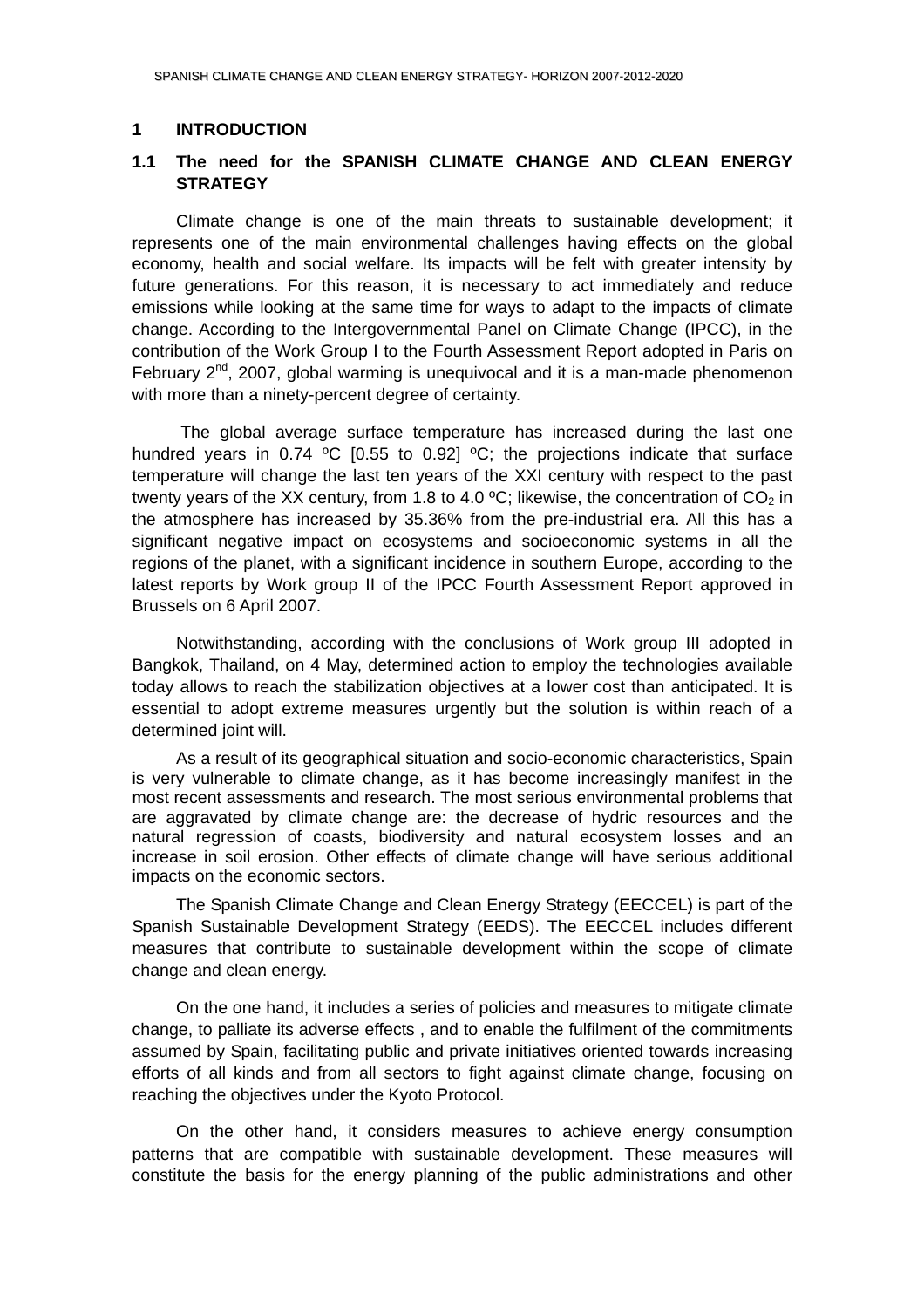# 1 INTRODUCTION

## 1.1 The need for the SPANISH CLIMATE CHANGE AND CLEAN ENERGY STRATEGY

Climate change is one of the main threats to sustainable development; it represents one of the main environmental challenges having effects on the global economy, health and social welfare. Its impacts will be felt with greater intensity by future generations. For this reason, it is necessary to act immediately and reduce emissions while looking at the same time for ways to adapt to the impacts of climate change. According to the Intergovernmental Panel on Climate Change (IPCC), in the contribution of the Work Group I to the Fourth Assessment Report adopted in Paris on February 2nd, 2007, global warming is unequivocal and it is a man-made phenomenon with more than a ninety-percent degree of certainty.

The global average surface temperature has increased during the last one hundred years in 0.74 ºC [0.55 to 0.92] ºC; the projections indicate that surface temperature will change the last ten years of the XXI century with respect to the past twenty years of the XX century, from 1.8 to 4.0 ºC; likewise, the concentration of $CO_2$ in the atmosphere has increased by 35.36% from the pre-industrial era. All this has a significant negative impact on ecosystems and socioeconomic systems in all the regions of the planet, with a significant incidence in southern Europe, according to the latest reports by Work group II of the IPCC Fourth Assessment Report approved in Brussels on 6 April 2007.

Notwithstanding, according with the conclusions of Work group III adopted in Bangkok, Thailand, on 4 May, determined action to employ the technologies available today allows to reach the stabilization objectives at a lower cost than anticipated. It is essential to adopt extreme measures urgently but the solution is within reach of a determined joint will.

As a result of its geographical situation and socio-economic characteristics, Spain is very vulnerable to climate change, as it has become increasingly manifest in the most recent assessments and research. The most serious environmental problems that are aggravated by climate change are: the decrease of hydric resources and the natural regression of coasts, biodiversity and natural ecosystem losses and an increase in soil erosion. Other effects of climate change will have serious additional impacts on the economic sectors.

The Spanish Climate Change and Clean Energy Strategy (EECCEL) is part of the Spanish Sustainable Development Strategy (EEDS). The EECCEL includes different measures that contribute to sustainable development within the scope of climate change and clean energy.

On the one hand, it includes a series of policies and measures to mitigate climate change, to palliate its adverse effects , and to enable the fulfilment of the commitments assumed by Spain, facilitating public and private initiatives oriented towards increasing efforts of all kinds and from all sectors to fight against climate change, focusing on reaching the objectives under the Kyoto Protocol.

On the other hand, it considers measures to achieve energy consumption patterns that are compatible with sustainable development. These measures will constitute the basis for the energy planning of the public administrations and other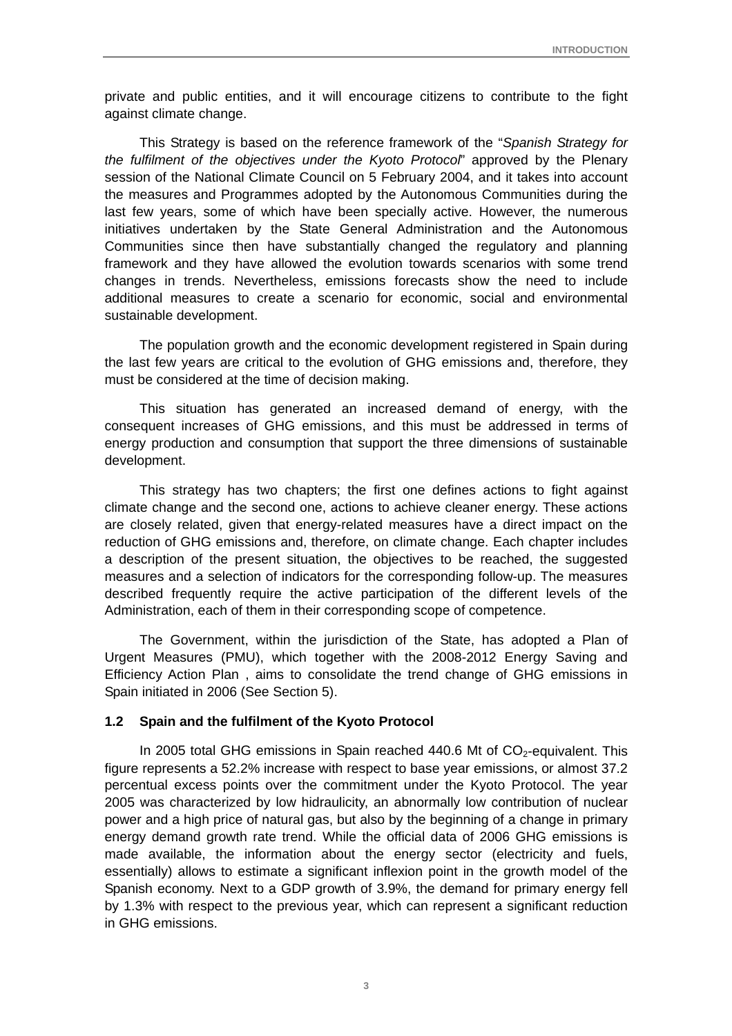private and public entities, and it will encourage citizens to contribute to the fight against climate change.

This Strategy is based on the reference framework of the "*Spanish Strategy for the fulfilment of the objectives under the Kyoto Protocol*" approved by the Plenary session of the National Climate Council on 5 February 2004, and it takes into account the measures and Programmes adopted by the Autonomous Communities during the last few years, some of which have been specially active. However, the numerous initiatives undertaken by the State General Administration and the Autonomous Communities since then have substantially changed the regulatory and planning framework and they have allowed the evolution towards scenarios with some trend changes in trends. Nevertheless, emissions forecasts show the need to include additional measures to create a scenario for economic, social and environmental sustainable development.

The population growth and the economic development registered in Spain during the last few years are critical to the evolution of GHG emissions and, therefore, they must be considered at the time of decision making.

This situation has generated an increased demand of energy, with the consequent increases of GHG emissions, and this must be addressed in terms of energy production and consumption that support the three dimensions of sustainable development.

This strategy has two chapters; the first one defines actions to fight against climate change and the second one, actions to achieve cleaner energy. These actions are closely related, given that energy-related measures have a direct impact on the reduction of GHG emissions and, therefore, on climate change. Each chapter includes a description of the present situation, the objectives to be reached, the suggested measures and a selection of indicators for the corresponding follow-up. The measures described frequently require the active participation of the different levels of the Administration, each of them in their corresponding scope of competence.

The Government, within the jurisdiction of the State, has adopted a Plan of Urgent Measures (PMU), which together with the 2008-2012 Energy Saving and Efficiency Action Plan , aims to consolidate the trend change of GHG emissions in Spain initiated in 2006 (See Section 5).

### 1.2 Spain and the fulfilment of the Kyoto Protocol

In 2005 total GHG emissions in Spain reached 440.6 Mt of $CO_2$-equivalent. This figure represents a 52.2% increase with respect to base year emissions, or almost 37.2 percentual excess points over the commitment under the Kyoto Protocol. The year 2005 was characterized by low hidraulicity, an abnormally low contribution of nuclear power and a high price of natural gas, but also by the beginning of a change in primary energy demand growth rate trend. While the official data of 2006 GHG emissions is made available, the information about the energy sector (electricity and fuels, essentially) allows to estimate a significant inflexion point in the growth model of the Spanish economy. Next to a GDP growth of 3.9%, the demand for primary energy fell by 1.3% with respect to the previous year, which can represent a significant reduction in GHG emissions.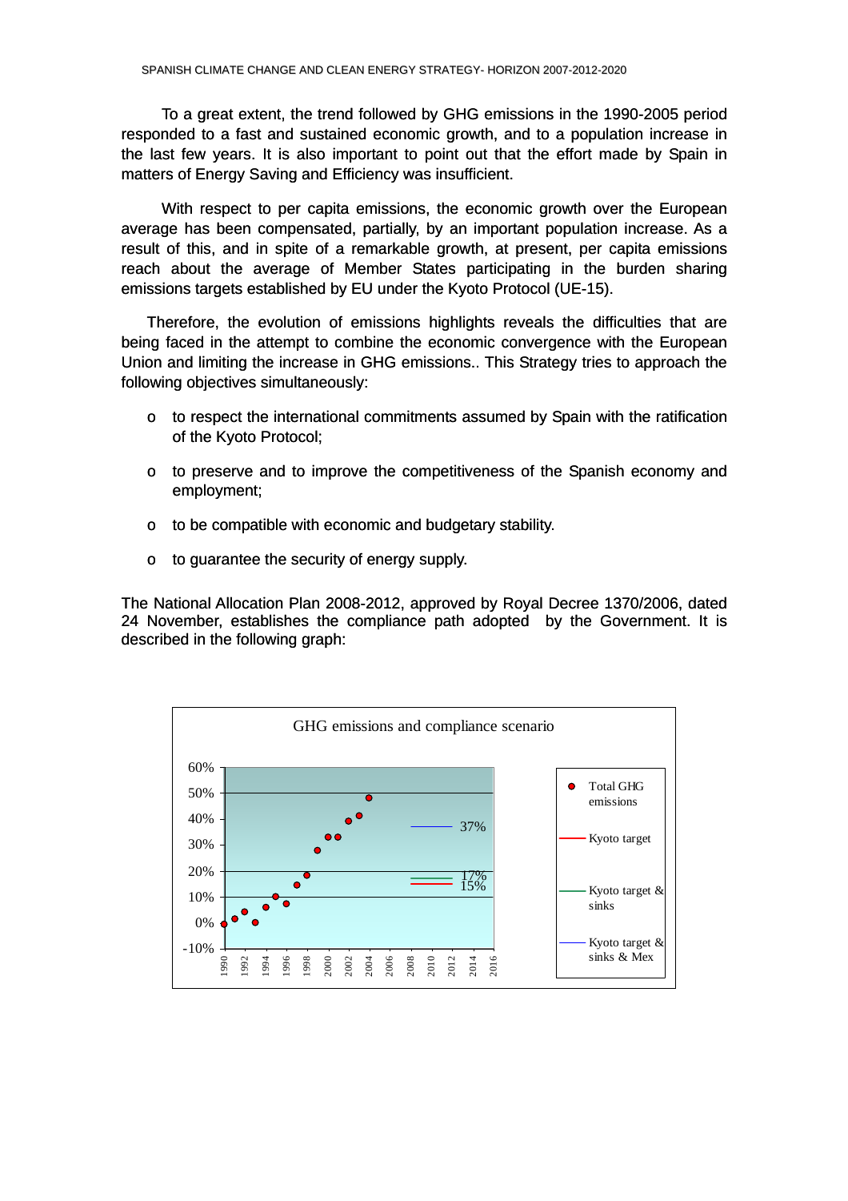To a great extent, the trend followed by GHG emissions in the 1990-2005 period responded to a fast and sustained economic growth, and to a population increase in the last few years. It is also important to point out that the effort made by Spain in matters of Energy Saving and Efficiency was insufficient.

With respect to per capita emissions, the economic growth over the European average has been compensated, partially, by an important population increase. As a result of this, and in spite of a remarkable growth, at present, per capita emissions reach about the average of Member States participating in the burden sharing emissions targets established by EU under the Kyoto Protocol (UE-15).

Therefore, the evolution of emissions highlights reveals the difficulties that are being faced in the attempt to combine the economic convergence with the European Union and limiting the increase in GHG emissions.. This Strategy tries to approach the following objectives simultaneously:

- to respect the international commitments assumed by Spain with the ratification of the Kyoto Protocol;
- to preserve and to improve the competitiveness of the Spanish economy and employment;
- to be compatible with economic and budgetary stability.
- to guarantee the security of energy supply.

The National Allocation Plan 2008-2012, approved by Royal Decree 1370/2006, dated 24 November, establishes the compliance path adopted by the Government. It is described in the following graph:

GHG emissions and compliance scenario

Legend: Total GHG emissions; Kyoto target (15%); Kyoto target & sinks (17%); Kyoto target & sinks & Mex (37%)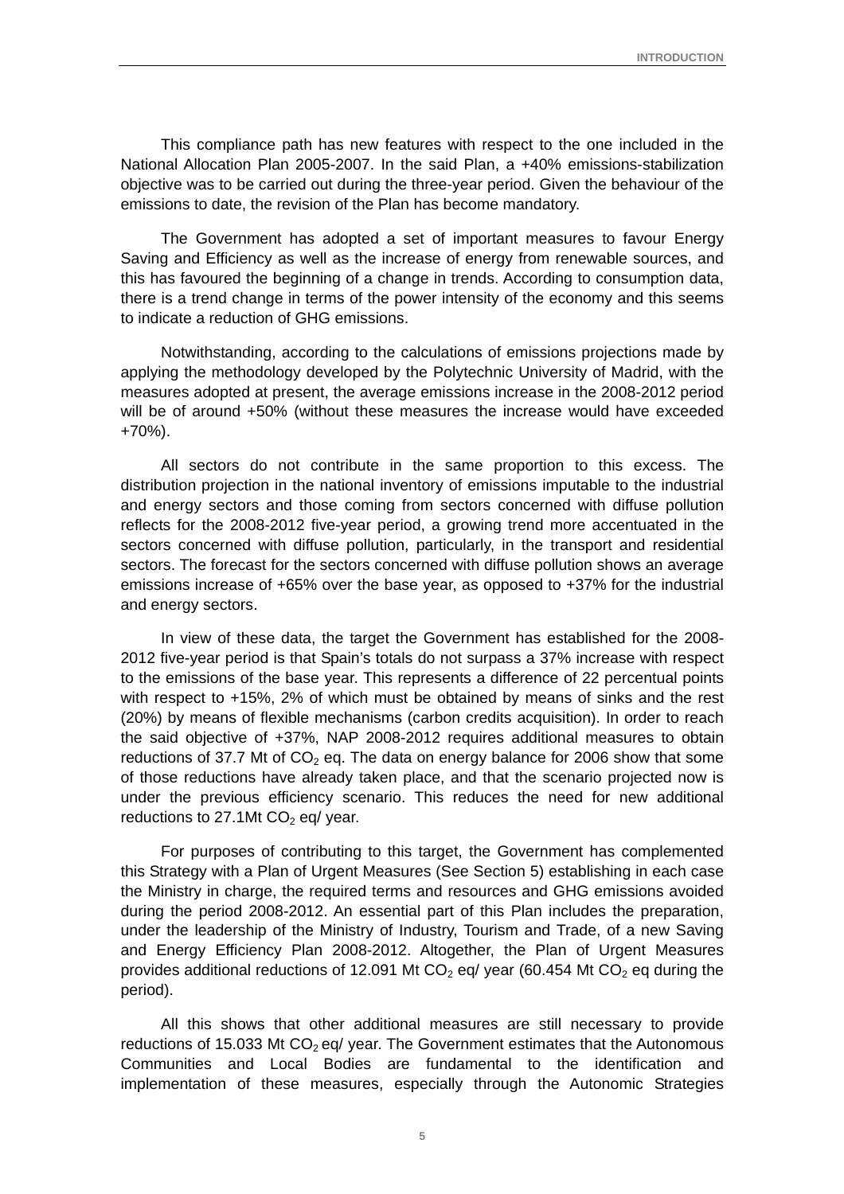This compliance path has new features with respect to the one included in the National Allocation Plan 2005-2007. In the said Plan, a +40% emissions-stabilization objective was to be carried out during the three-year period. Given the behaviour of the emissions to date, the revision of the Plan has become mandatory.

The Government has adopted a set of important measures to favour Energy Saving and Efficiency as well as the increase of energy from renewable sources, and this has favoured the beginning of a change in trends. According to consumption data, there is a trend change in terms of the power intensity of the economy and this seems to indicate a reduction of GHG emissions.

Notwithstanding, according to the calculations of emissions projections made by applying the methodology developed by the Polytechnic University of Madrid, with the measures adopted at present, the average emissions increase in the 2008-2012 period will be of around +50% (without these measures the increase would have exceeded +70%).

All sectors do not contribute in the same proportion to this excess. The distribution projection in the national inventory of emissions imputable to the industrial and energy sectors and those coming from sectors concerned with diffuse pollution reflects for the 2008-2012 five-year period, a growing trend more accentuated in the sectors concerned with diffuse pollution, particularly, in the transport and residential sectors. The forecast for the sectors concerned with diffuse pollution shows an average emissions increase of +65% over the base year, as opposed to +37% for the industrial and energy sectors.

In view of these data, the target the Government has established for the 2008-2012 five-year period is that Spain's totals do not surpass a 37% increase with respect to the emissions of the base year. This represents a difference of 22 percentual points with respect to +15%, 2% of which must be obtained by means of sinks and the rest (20%) by means of flexible mechanisms (carbon credits acquisition). In order to reach the said objective of +37%, NAP 2008-2012 requires additional measures to obtain reductions of 37.7 Mt of $CO_2$ eq. The data on energy balance for 2006 show that some of those reductions have already taken place, and that the scenario projected now is under the previous efficiency scenario. This reduces the need for new additional reductions to 27.1Mt $CO_2$ eq/ year.

For purposes of contributing to this target, the Government has complemented this Strategy with a Plan of Urgent Measures (See Section 5) establishing in each case the Ministry in charge, the required terms and resources and GHG emissions avoided during the period 2008-2012. An essential part of this Plan includes the preparation, under the leadership of the Ministry of Industry, Tourism and Trade, of a new Saving and Energy Efficiency Plan 2008-2012. Altogether, the Plan of Urgent Measures provides additional reductions of 12.091 Mt $CO_2$ eq/ year (60.454 Mt $CO_2$ eq during the period).

All this shows that other additional measures are still necessary to provide reductions of 15.033 Mt $CO_2$ eq/ year. The Government estimates that the Autonomous Communities and Local Bodies are fundamental to the identification and implementation of these measures, especially through the Autonomic Strategies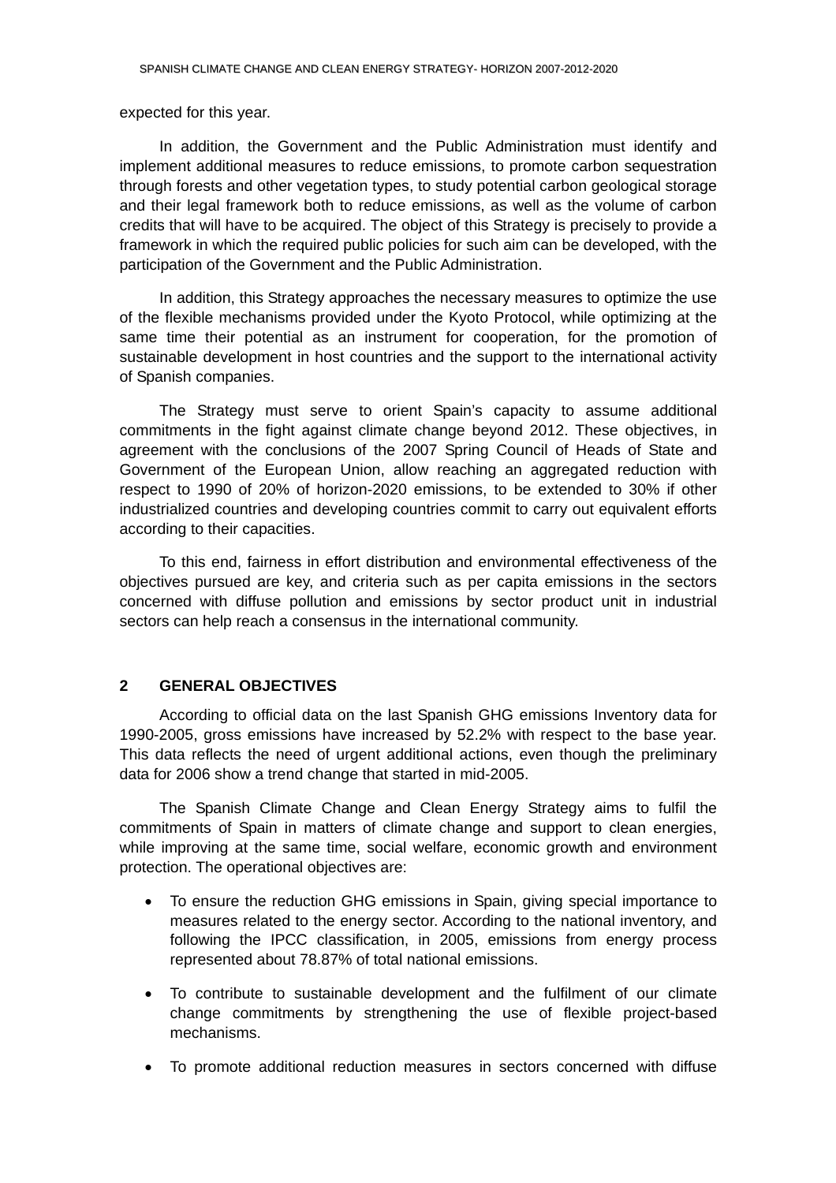expected for this year.

In addition, the Government and the Public Administration must identify and implement additional measures to reduce emissions, to promote carbon sequestration through forests and other vegetation types, to study potential carbon geological storage and their legal framework both to reduce emissions, as well as the volume of carbon credits that will have to be acquired. The object of this Strategy is precisely to provide a framework in which the required public policies for such aim can be developed, with the participation of the Government and the Public Administration.

In addition, this Strategy approaches the necessary measures to optimize the use of the flexible mechanisms provided under the Kyoto Protocol, while optimizing at the same time their potential as an instrument for cooperation, for the promotion of sustainable development in host countries and the support to the international activity of Spanish companies.

The Strategy must serve to orient Spain's capacity to assume additional commitments in the fight against climate change beyond 2012. These objectives, in agreement with the conclusions of the 2007 Spring Council of Heads of State and Government of the European Union, allow reaching an aggregated reduction with respect to 1990 of 20% of horizon-2020 emissions, to be extended to 30% if other industrialized countries and developing countries commit to carry out equivalent efforts according to their capacities.

To this end, fairness in effort distribution and environmental effectiveness of the objectives pursued are key, and criteria such as per capita emissions in the sectors concerned with diffuse pollution and emissions by sector product unit in industrial sectors can help reach a consensus in the international community.

## 2 GENERAL OBJECTIVES

According to official data on the last Spanish GHG emissions Inventory data for 1990-2005, gross emissions have increased by 52.2% with respect to the base year. This data reflects the need of urgent additional actions, even though the preliminary data for 2006 show a trend change that started in mid-2005.

The Spanish Climate Change and Clean Energy Strategy aims to fulfil the commitments of Spain in matters of climate change and support to clean energies, while improving at the same time, social welfare, economic growth and environment protection. The operational objectives are:

- To ensure the reduction GHG emissions in Spain, giving special importance to measures related to the energy sector. According to the national inventory, and following the IPCC classification, in 2005, emissions from energy process represented about 78.87% of total national emissions.
- To contribute to sustainable development and the fulfilment of our climate change commitments by strengthening the use of flexible project-based mechanisms.
- To promote additional reduction measures in sectors concerned with diffuse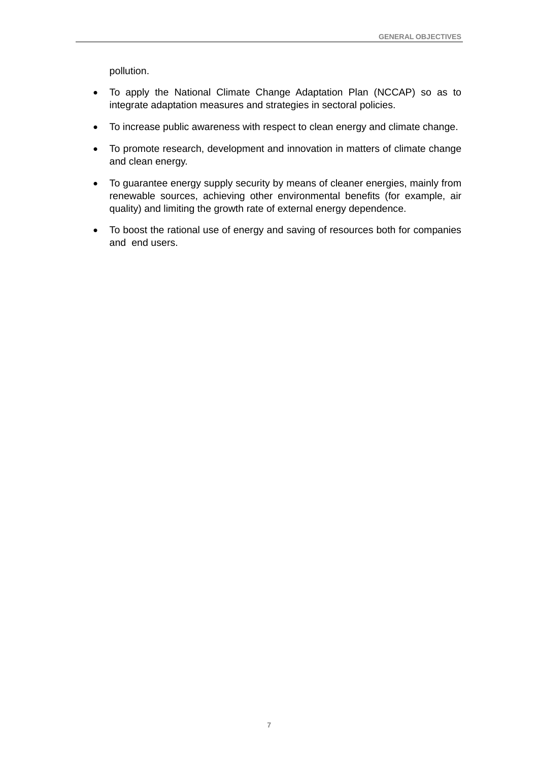pollution.

- To apply the National Climate Change Adaptation Plan (NCCAP) so as to integrate adaptation measures and strategies in sectoral policies.
- To increase public awareness with respect to clean energy and climate change.
- To promote research, development and innovation in matters of climate change and clean energy.
- To guarantee energy supply security by means of cleaner energies, mainly from renewable sources, achieving other environmental benefits (for example, air quality) and limiting the growth rate of external energy dependence.
- To boost the rational use of energy and saving of resources both for companies and end users.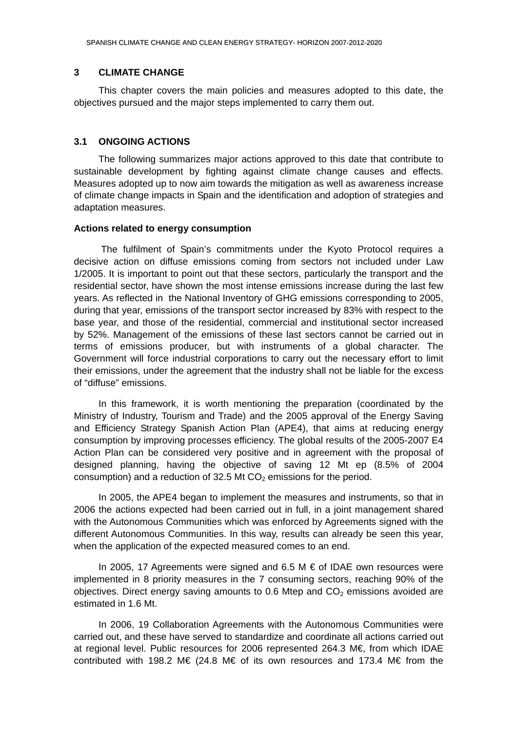# 3 CLIMATE CHANGE

This chapter covers the main policies and measures adopted to this date, the objectives pursued and the major steps implemented to carry them out.

## 3.1 ONGOING ACTIONS

The following summarizes major actions approved to this date that contribute to sustainable development by fighting against climate change causes and effects. Measures adopted up to now aim towards the mitigation as well as awareness increase of climate change impacts in Spain and the identification and adoption of strategies and adaptation measures.

**Actions related to energy consumption**

The fulfilment of Spain's commitments under the Kyoto Protocol requires a decisive action on diffuse emissions coming from sectors not included under Law 1/2005. It is important to point out that these sectors, particularly the transport and the residential sector, have shown the most intense emissions increase during the last few years. As reflected in the National Inventory of GHG emissions corresponding to 2005, during that year, emissions of the transport sector increased by 83% with respect to the base year, and those of the residential, commercial and institutional sector increased by 52%. Management of the emissions of these last sectors cannot be carried out in terms of emissions producer, but with instruments of a global character. The Government will force industrial corporations to carry out the necessary effort to limit their emissions, under the agreement that the industry shall not be liable for the excess of "diffuse" emissions.

In this framework, it is worth mentioning the preparation (coordinated by the Ministry of Industry, Tourism and Trade) and the 2005 approval of the Energy Saving and Efficiency Strategy Spanish Action Plan (APE4), that aims at reducing energy consumption by improving processes efficiency. The global results of the 2005-2007 E4 Action Plan can be considered very positive and in agreement with the proposal of designed planning, having the objective of saving 12 Mt ep (8.5% of 2004 consumption) and a reduction of 32.5 Mt $CO_2$ emissions for the period.

In 2005, the APE4 began to implement the measures and instruments, so that in 2006 the actions expected had been carried out in full, in a joint management shared with the Autonomous Communities which was enforced by Agreements signed with the different Autonomous Communities. In this way, results can already be seen this year, when the application of the expected measured comes to an end.

In 2005, 17 Agreements were signed and 6.5 M € of IDAE own resources were implemented in 8 priority measures in the 7 consuming sectors, reaching 90% of the objectives. Direct energy saving amounts to 0.6 Mtep and $CO_2$ emissions avoided are estimated in 1.6 Mt.

In 2006, 19 Collaboration Agreements with the Autonomous Communities were carried out, and these have served to standardize and coordinate all actions carried out at regional level. Public resources for 2006 represented 264.3 M€, from which IDAE contributed with 198.2 M€ (24.8 M€ of its own resources and 173.4 M€ from the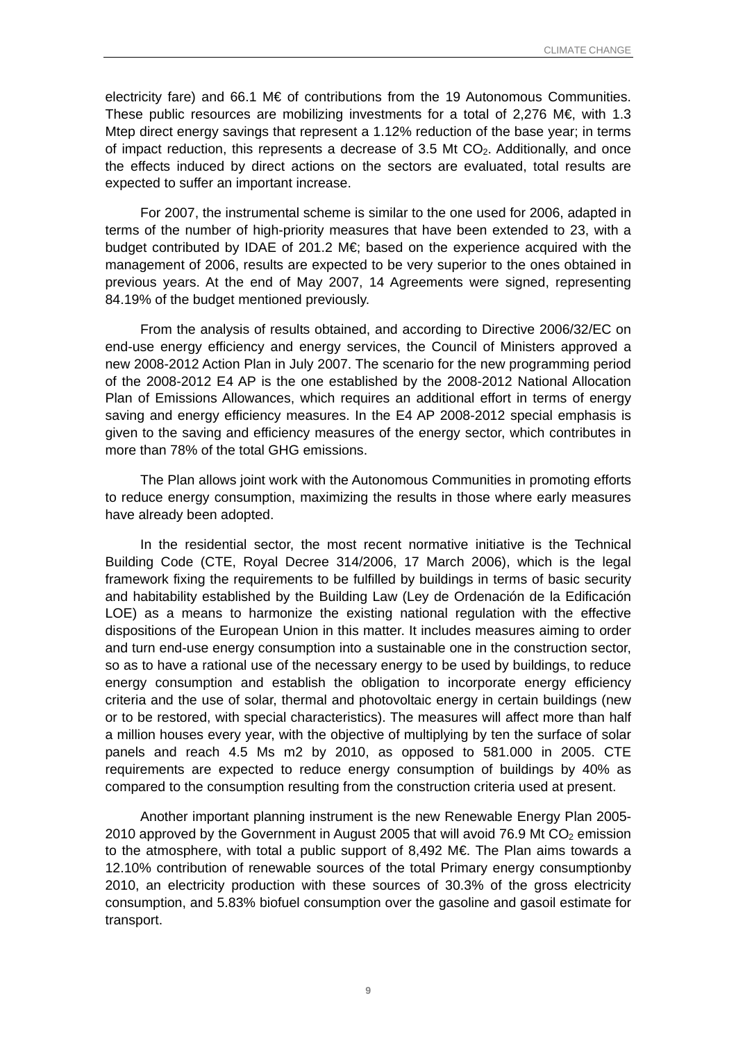electricity fare) and 66.1 M€ of contributions from the 19 Autonomous Communities. These public resources are mobilizing investments for a total of 2,276 M€, with 1.3 Mtep direct energy savings that represent a 1.12% reduction of the base year; in terms of impact reduction, this represents a decrease of 3.5 Mt $CO_2$. Additionally, and once the effects induced by direct actions on the sectors are evaluated, total results are expected to suffer an important increase.

For 2007, the instrumental scheme is similar to the one used for 2006, adapted in terms of the number of high-priority measures that have been extended to 23, with a budget contributed by IDAE of 201.2 M€; based on the experience acquired with the management of 2006, results are expected to be very superior to the ones obtained in previous years. At the end of May 2007, 14 Agreements were signed, representing 84.19% of the budget mentioned previously.

From the analysis of results obtained, and according to Directive 2006/32/EC on end-use energy efficiency and energy services, the Council of Ministers approved a new 2008-2012 Action Plan in July 2007. The scenario for the new programming period of the 2008-2012 E4 AP is the one established by the 2008-2012 National Allocation Plan of Emissions Allowances, which requires an additional effort in terms of energy saving and energy efficiency measures. In the E4 AP 2008-2012 special emphasis is given to the saving and efficiency measures of the energy sector, which contributes in more than 78% of the total GHG emissions.

The Plan allows joint work with the Autonomous Communities in promoting efforts to reduce energy consumption, maximizing the results in those where early measures have already been adopted.

In the residential sector, the most recent normative initiative is the Technical Building Code (CTE, Royal Decree 314/2006, 17 March 2006), which is the legal framework fixing the requirements to be fulfilled by buildings in terms of basic security and habitability established by the Building Law (Ley de Ordenación de la Edificación LOE) as a means to harmonize the existing national regulation with the effective dispositions of the European Union in this matter. It includes measures aiming to order and turn end-use energy consumption into a sustainable one in the construction sector, so as to have a rational use of the necessary energy to be used by buildings, to reduce energy consumption and establish the obligation to incorporate energy efficiency criteria and the use of solar, thermal and photovoltaic energy in certain buildings (new or to be restored, with special characteristics). The measures will affect more than half a million houses every year, with the objective of multiplying by ten the surface of solar panels and reach 4.5 Ms m2 by 2010, as opposed to 581.000 in 2005. CTE requirements are expected to reduce energy consumption of buildings by 40% as compared to the consumption resulting from the construction criteria used at present.

Another important planning instrument is the new Renewable Energy Plan 2005-2010 approved by the Government in August 2005 that will avoid 76.9 Mt $CO_2$ emission to the atmosphere, with total a public support of 8,492 M€. The Plan aims towards a 12.10% contribution of renewable sources of the total Primary energy consumptionby 2010, an electricity production with these sources of 30.3% of the gross electricity consumption, and 5.83% biofuel consumption over the gasoline and gasoil estimate for transport.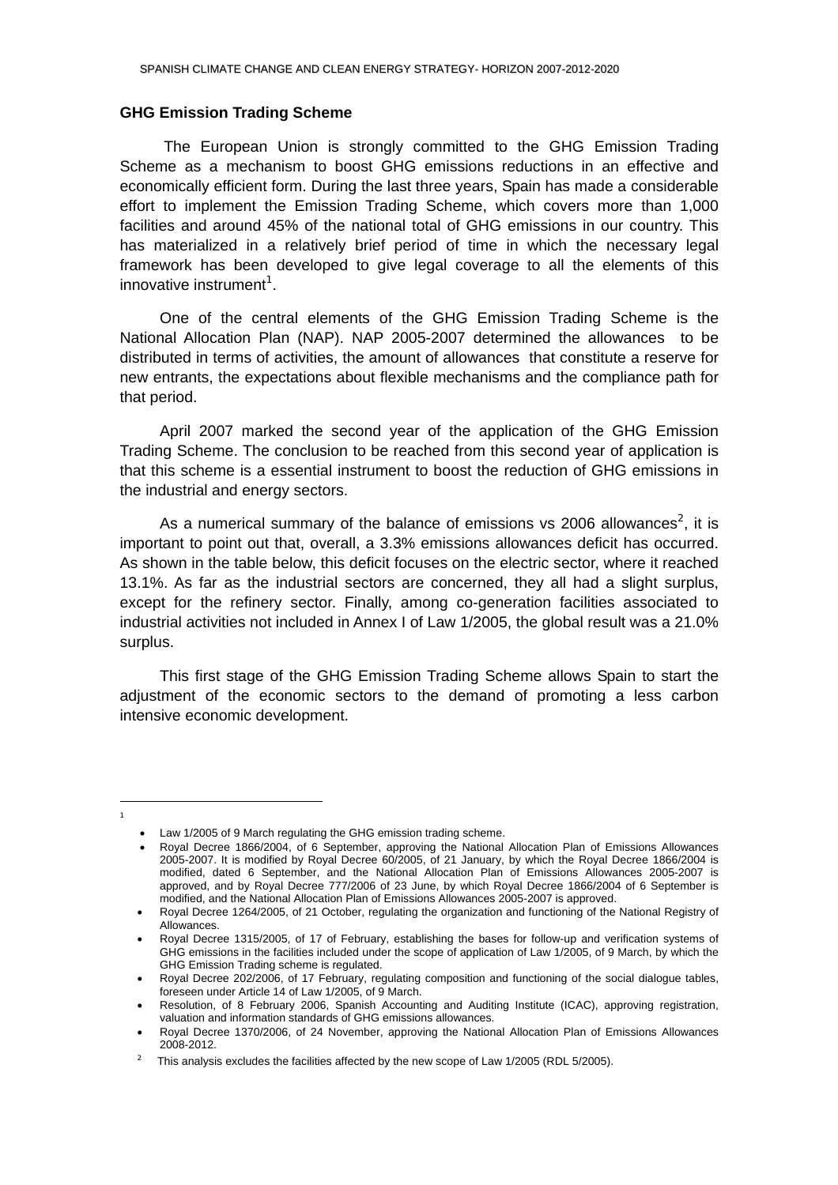## GHG Emission Trading Scheme

The European Union is strongly committed to the GHG Emission Trading Scheme as a mechanism to boost GHG emissions reductions in an effective and economically efficient form. During the last three years, Spain has made a considerable effort to implement the Emission Trading Scheme, which covers more than 1,000 facilities and around 45% of the national total of GHG emissions in our country. This has materialized in a relatively brief period of time in which the necessary legal framework has been developed to give legal coverage to all the elements of this innovative instrument[1].

One of the central elements of the GHG Emission Trading Scheme is the National Allocation Plan (NAP). NAP 2005-2007 determined the allowances to be distributed in terms of activities, the amount of allowances that constitute a reserve for new entrants, the expectations about flexible mechanisms and the compliance path for that period.

April 2007 marked the second year of the application of the GHG Emission Trading Scheme. The conclusion to be reached from this second year of application is that this scheme is a essential instrument to boost the reduction of GHG emissions in the industrial and energy sectors.

As a numerical summary of the balance of emissions vs 2006 allowances[2], it is important to point out that, overall, a 3.3% emissions allowances deficit has occurred. As shown in the table below, this deficit focuses on the electric sector, where it reached 13.1%. As far as the industrial sectors are concerned, they all had a slight surplus, except for the refinery sector. Finally, among co-generation facilities associated to industrial activities not included in Annex I of Law 1/2005, the global result was a 21.0% surplus.

This first stage of the GHG Emission Trading Scheme allows Spain to start the adjustment of the economic sectors to the demand of promoting a less carbon intensive economic development.

---

1

- Law 1/2005 of 9 March regulating the GHG emission trading scheme.
- Royal Decree 1866/2004, of 6 September, approving the National Allocation Plan of Emissions Allowances 2005-2007. It is modified by Royal Decree 60/2005, of 21 January, by which the Royal Decree 1866/2004 is modified, dated 6 September, and the National Allocation Plan of Emissions Allowances 2005-2007 is approved, and by Royal Decree 777/2006 of 23 June, by which Royal Decree 1866/2004 of 6 September is modified, and the National Allocation Plan of Emissions Allowances 2005-2007 is approved.
- Royal Decree 1264/2005, of 21 October, regulating the organization and functioning of the National Registry of Allowances.
- Royal Decree 1315/2005, of 17 of February, establishing the bases for follow-up and verification systems of GHG emissions in the facilities included under the scope of application of Law 1/2005, of 9 March, by which the GHG Emission Trading scheme is regulated.
- Royal Decree 202/2006, of 17 February, regulating composition and functioning of the social dialogue tables, foreseen under Article 14 of Law 1/2005, of 9 March.
- Resolution, of 8 February 2006, Spanish Accounting and Auditing Institute (ICAC), approving registration, valuation and information standards of GHG emissions allowances.
- Royal Decree 1370/2006, of 24 November, approving the National Allocation Plan of Emissions Allowances 2008-2012.

2 This analysis excludes the facilities affected by the new scope of Law 1/2005 (RDL 5/2005).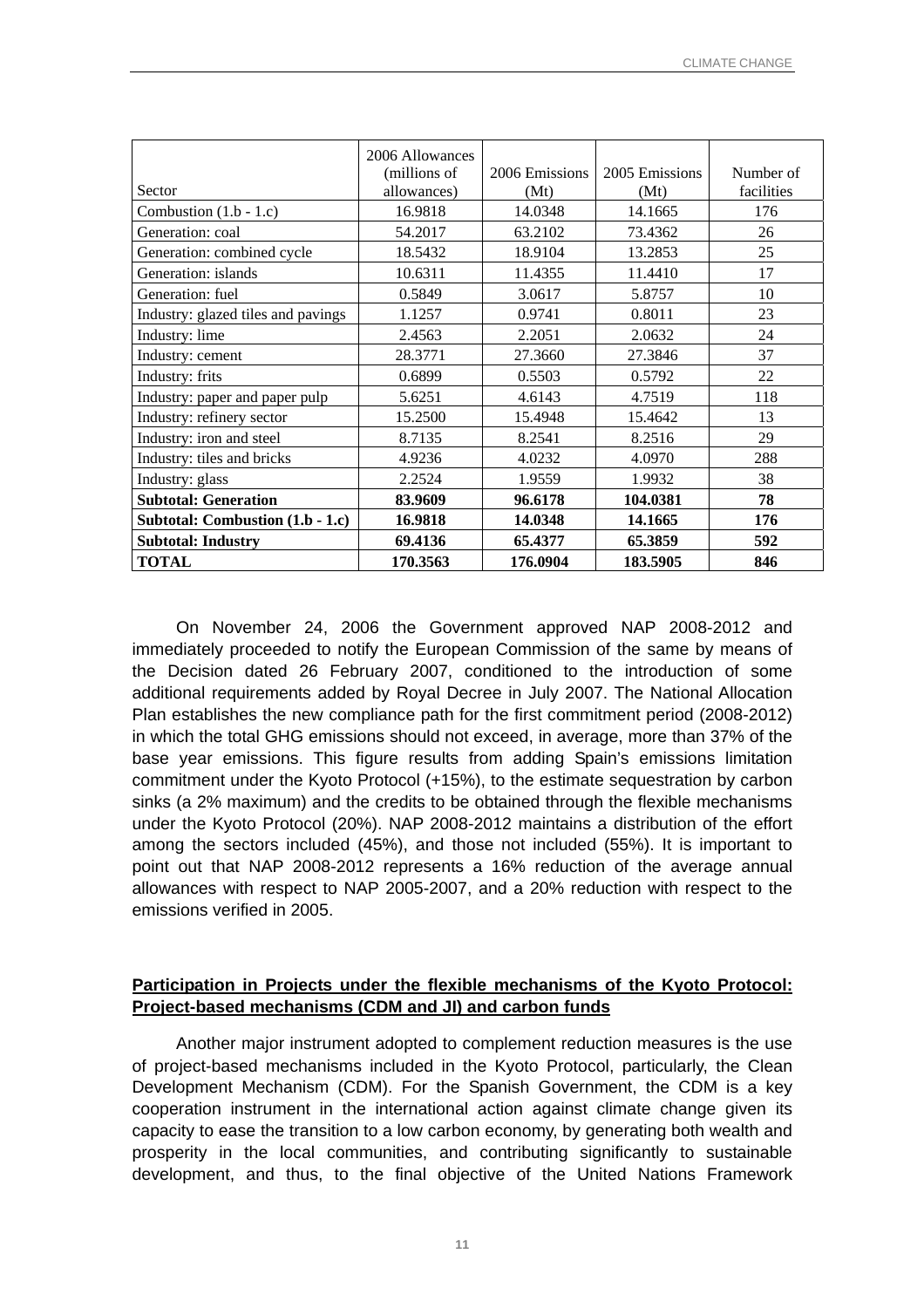| Sector | 2006 Allowances (millions of allowances) | 2006 Emissions (Mt) | 2005 Emissions (Mt) | Number of facilities |
|---|---|---|---|---|
| Combustion (1.b - 1.c) | 16.9818 | 14.0348 | 14.1665 | 176 |
| Generation: coal | 54.2017 | 63.2102 | 73.4362 | 26 |
| Generation: combined cycle | 18.5432 | 18.9104 | 13.2853 | 25 |
| Generation: islands | 10.6311 | 11.4355 | 11.4410 | 17 |
| Generation: fuel | 0.5849 | 3.0617 | 5.8757 | 10 |
| Industry: glazed tiles and pavings | 1.1257 | 0.9741 | 0.8011 | 23 |
| Industry: lime | 2.4563 | 2.2051 | 2.0632 | 24 |
| Industry: cement | 28.3771 | 27.3660 | 27.3846 | 37 |
| Industry: frits | 0.6899 | 0.5503 | 0.5792 | 22 |
| Industry: paper and paper pulp | 5.6251 | 4.6143 | 4.7519 | 118 |
| Industry: refinery sector | 15.2500 | 15.4948 | 15.4642 | 13 |
| Industry: iron and steel | 8.7135 | 8.2541 | 8.2516 | 29 |
| Industry: tiles and bricks | 4.9236 | 4.0232 | 4.0970 | 288 |
| Industry: glass | 2.2524 | 1.9559 | 1.9932 | 38 |
| **Subtotal: Generation** | **83.9609** | **96.6178** | **104.0381** | **78** |
| **Subtotal: Combustion (1.b - 1.c)** | **16.9818** | **14.0348** | **14.1665** | **176** |
| **Subtotal: Industry** | **69.4136** | **65.4377** | **65.3859** | **592** |
| **TOTAL** | **170.3563** | **176.0904** | **183.5905** | **846** |

On November 24, 2006 the Government approved NAP 2008-2012 and immediately proceeded to notify the European Commission of the same by means of the Decision dated 26 February 2007, conditioned to the introduction of some additional requirements added by Royal Decree in July 2007. The National Allocation Plan establishes the new compliance path for the first commitment period (2008-2012) in which the total GHG emissions should not exceed, in average, more than 37% of the base year emissions. This figure results from adding Spain's emissions limitation commitment under the Kyoto Protocol (+15%), to the estimate sequestration by carbon sinks (a 2% maximum) and the credits to be obtained through the flexible mechanisms under the Kyoto Protocol (20%). NAP 2008-2012 maintains a distribution of the effort among the sectors included (45%), and those not included (55%). It is important to point out that NAP 2008-2012 represents a 16% reduction of the average annual allowances with respect to NAP 2005-2007, and a 20% reduction with respect to the emissions verified in 2005.

**Participation in Projects under the flexible mechanisms of the Kyoto Protocol: Project-based mechanisms (CDM and JI) and carbon funds**

Another major instrument adopted to complement reduction measures is the use of project-based mechanisms included in the Kyoto Protocol, particularly, the Clean Development Mechanism (CDM). For the Spanish Government, the CDM is a key cooperation instrument in the international action against climate change given its capacity to ease the transition to a low carbon economy, by generating both wealth and prosperity in the local communities, and contributing significantly to sustainable development, and thus, to the final objective of the United Nations Framework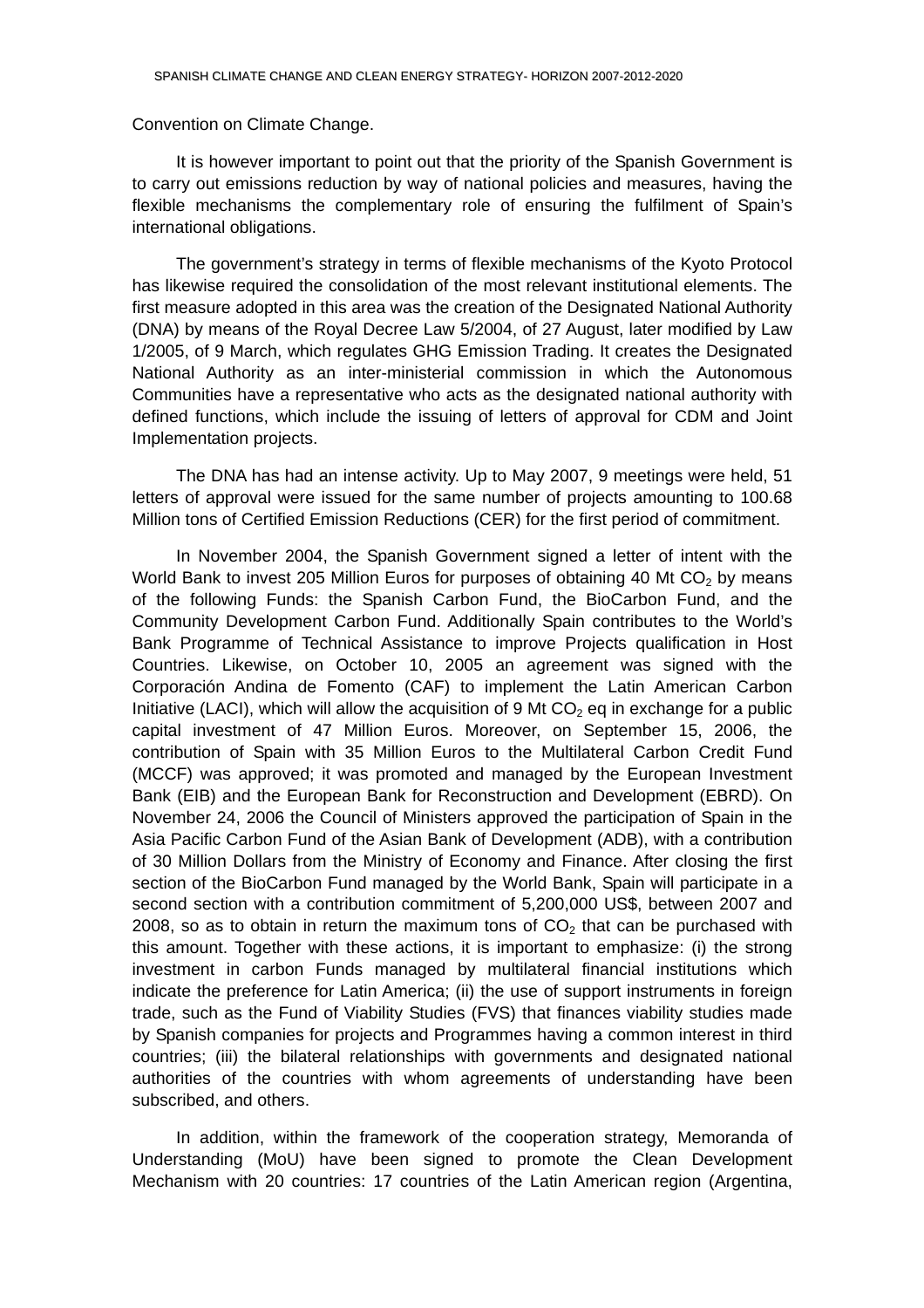Convention on Climate Change.

It is however important to point out that the priority of the Spanish Government is to carry out emissions reduction by way of national policies and measures, having the flexible mechanisms the complementary role of ensuring the fulfilment of Spain's international obligations.

The government's strategy in terms of flexible mechanisms of the Kyoto Protocol has likewise required the consolidation of the most relevant institutional elements. The first measure adopted in this area was the creation of the Designated National Authority (DNA) by means of the Royal Decree Law 5/2004, of 27 August, later modified by Law 1/2005, of 9 March, which regulates GHG Emission Trading. It creates the Designated National Authority as an inter-ministerial commission in which the Autonomous Communities have a representative who acts as the designated national authority with defined functions, which include the issuing of letters of approval for CDM and Joint Implementation projects.

The DNA has had an intense activity. Up to May 2007, 9 meetings were held, 51 letters of approval were issued for the same number of projects amounting to 100.68 Million tons of Certified Emission Reductions (CER) for the first period of commitment.

In November 2004, the Spanish Government signed a letter of intent with the World Bank to invest 205 Million Euros for purposes of obtaining 40 Mt $CO_2$ by means of the following Funds: the Spanish Carbon Fund, the BioCarbon Fund, and the Community Development Carbon Fund. Additionally Spain contributes to the World's Bank Programme of Technical Assistance to improve Projects qualification in Host Countries. Likewise, on October 10, 2005 an agreement was signed with the Corporación Andina de Fomento (CAF) to implement the Latin American Carbon Initiative (LACI), which will allow the acquisition of 9 Mt $CO_2$ eq in exchange for a public capital investment of 47 Million Euros. Moreover, on September 15, 2006, the contribution of Spain with 35 Million Euros to the Multilateral Carbon Credit Fund (MCCF) was approved; it was promoted and managed by the European Investment Bank (EIB) and the European Bank for Reconstruction and Development (EBRD). On November 24, 2006 the Council of Ministers approved the participation of Spain in the Asia Pacific Carbon Fund of the Asian Bank of Development (ADB), with a contribution of 30 Million Dollars from the Ministry of Economy and Finance. After closing the first section of the BioCarbon Fund managed by the World Bank, Spain will participate in a second section with a contribution commitment of 5,200,000 US$, between 2007 and 2008, so as to obtain in return the maximum tons of $CO_2$ that can be purchased with this amount. Together with these actions, it is important to emphasize: (i) the strong investment in carbon Funds managed by multilateral financial institutions which indicate the preference for Latin America; (ii) the use of support instruments in foreign trade, such as the Fund of Viability Studies (FVS) that finances viability studies made by Spanish companies for projects and Programmes having a common interest in third countries; (iii) the bilateral relationships with governments and designated national authorities of the countries with whom agreements of understanding have been subscribed, and others.

In addition, within the framework of the cooperation strategy, Memoranda of Understanding (MoU) have been signed to promote the Clean Development Mechanism with 20 countries: 17 countries of the Latin American region (Argentina,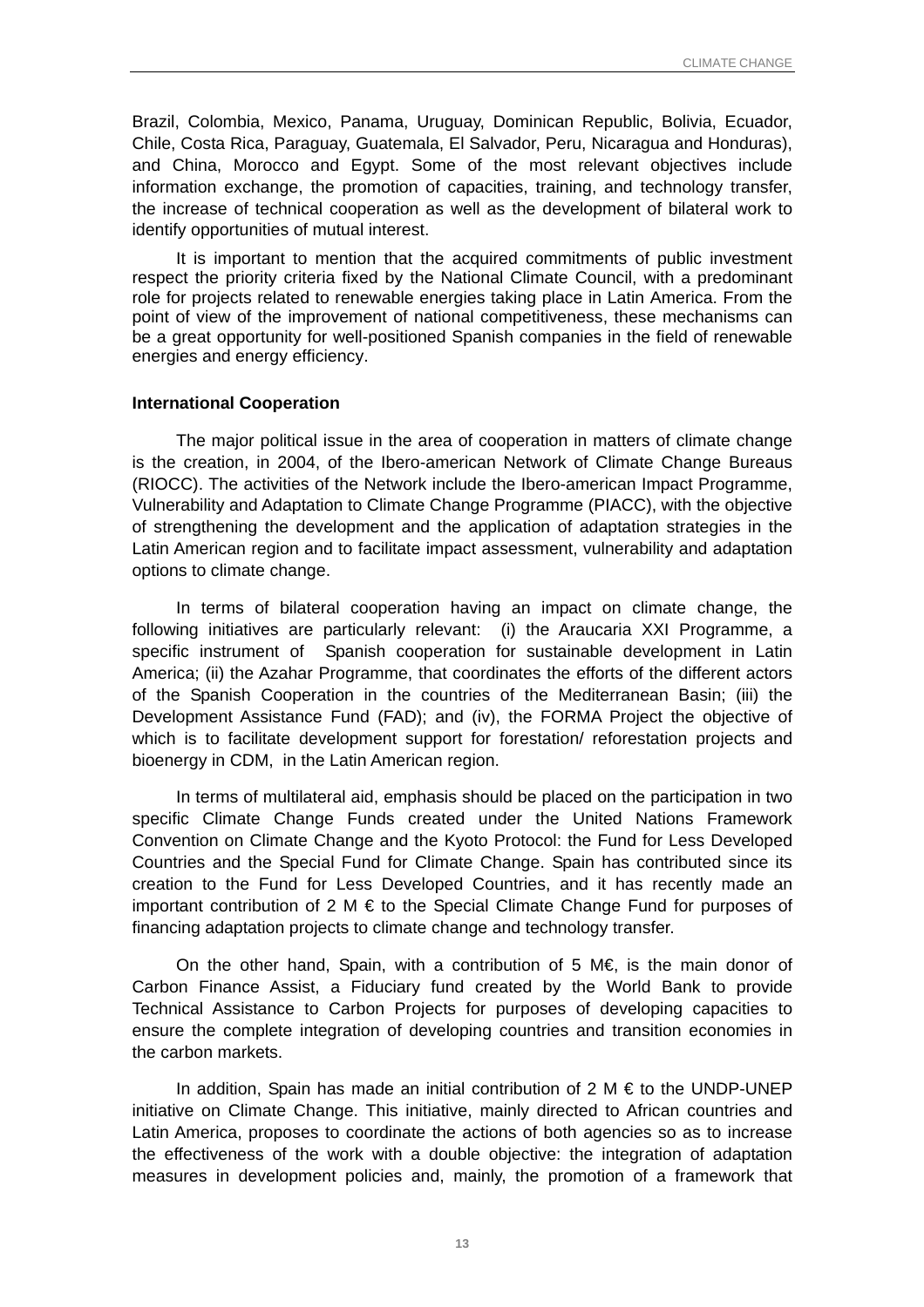Brazil, Colombia, Mexico, Panama, Uruguay, Dominican Republic, Bolivia, Ecuador, Chile, Costa Rica, Paraguay, Guatemala, El Salvador, Peru, Nicaragua and Honduras), and China, Morocco and Egypt. Some of the most relevant objectives include information exchange, the promotion of capacities, training, and technology transfer, the increase of technical cooperation as well as the development of bilateral work to identify opportunities of mutual interest.

It is important to mention that the acquired commitments of public investment respect the priority criteria fixed by the National Climate Council, with a predominant role for projects related to renewable energies taking place in Latin America. From the point of view of the improvement of national competitiveness, these mechanisms can be a great opportunity for well-positioned Spanish companies in the field of renewable energies and energy efficiency.

**International Cooperation**

The major political issue in the area of cooperation in matters of climate change is the creation, in 2004, of the Ibero-american Network of Climate Change Bureaus (RIOCC). The activities of the Network include the Ibero-american Impact Programme, Vulnerability and Adaptation to Climate Change Programme (PIACC), with the objective of strengthening the development and the application of adaptation strategies in the Latin American region and to facilitate impact assessment, vulnerability and adaptation options to climate change.

In terms of bilateral cooperation having an impact on climate change, the following initiatives are particularly relevant: (i) the Araucaria XXI Programme, a specific instrument of Spanish cooperation for sustainable development in Latin America; (ii) the Azahar Programme, that coordinates the efforts of the different actors of the Spanish Cooperation in the countries of the Mediterranean Basin; (iii) the Development Assistance Fund (FAD); and (iv), the FORMA Project the objective of which is to facilitate development support for forestation/ reforestation projects and bioenergy in CDM, in the Latin American region.

In terms of multilateral aid, emphasis should be placed on the participation in two specific Climate Change Funds created under the United Nations Framework Convention on Climate Change and the Kyoto Protocol: the Fund for Less Developed Countries and the Special Fund for Climate Change. Spain has contributed since its creation to the Fund for Less Developed Countries, and it has recently made an important contribution of 2 M € to the Special Climate Change Fund for purposes of financing adaptation projects to climate change and technology transfer.

On the other hand, Spain, with a contribution of 5 M€, is the main donor of Carbon Finance Assist, a Fiduciary fund created by the World Bank to provide Technical Assistance to Carbon Projects for purposes of developing capacities to ensure the complete integration of developing countries and transition economies in the carbon markets.

In addition, Spain has made an initial contribution of 2 M € to the UNDP-UNEP initiative on Climate Change. This initiative, mainly directed to African countries and Latin America, proposes to coordinate the actions of both agencies so as to increase the effectiveness of the work with a double objective: the integration of adaptation measures in development policies and, mainly, the promotion of a framework that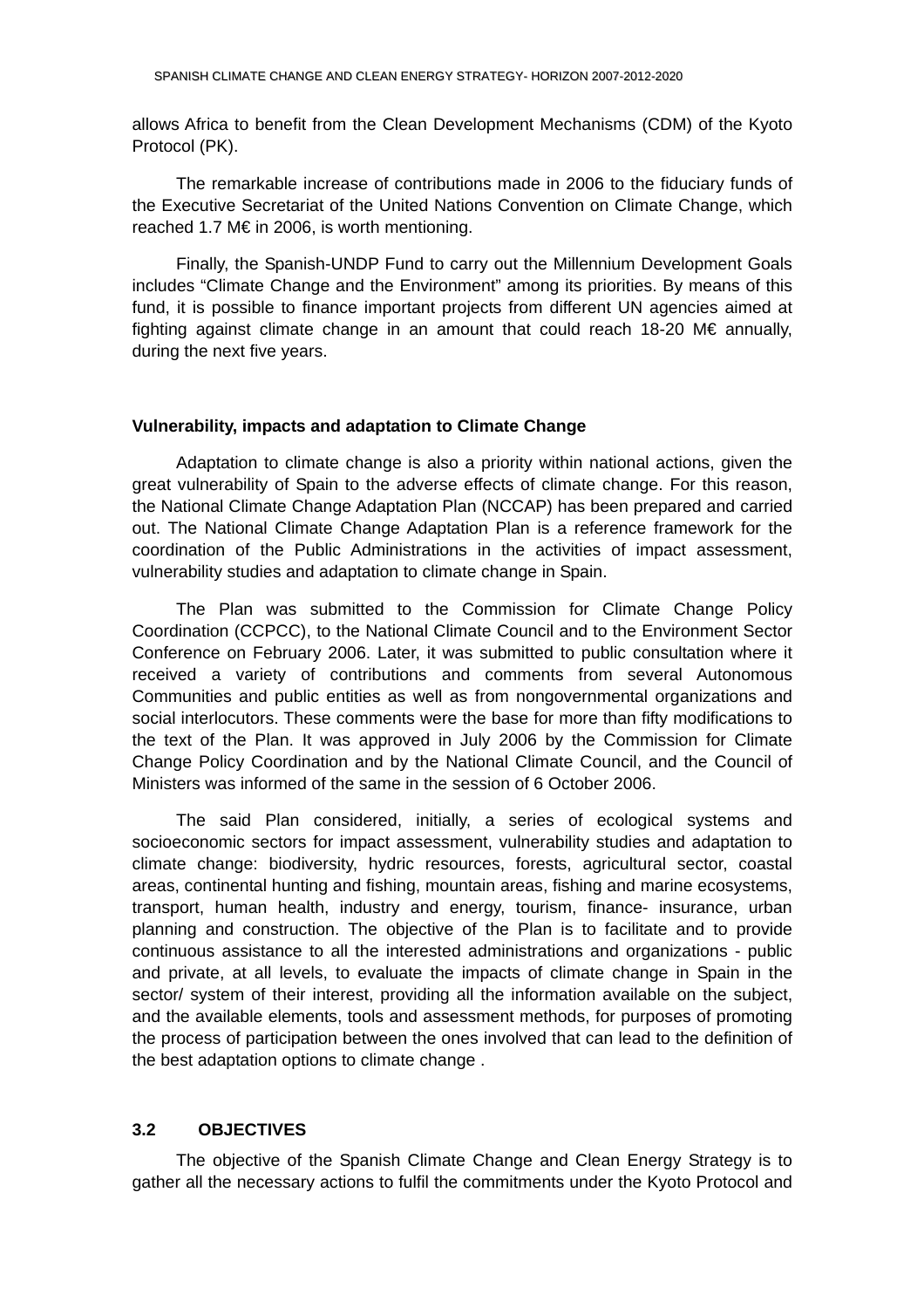allows Africa to benefit from the Clean Development Mechanisms (CDM) of the Kyoto Protocol (PK).

The remarkable increase of contributions made in 2006 to the fiduciary funds of the Executive Secretariat of the United Nations Convention on Climate Change, which reached 1.7 M€ in 2006, is worth mentioning.

Finally, the Spanish-UNDP Fund to carry out the Millennium Development Goals includes “Climate Change and the Environment” among its priorities. By means of this fund, it is possible to finance important projects from different UN agencies aimed at fighting against climate change in an amount that could reach 18-20 M€ annually, during the next five years.

**Vulnerability, impacts and adaptation to Climate Change**

Adaptation to climate change is also a priority within national actions, given the great vulnerability of Spain to the adverse effects of climate change. For this reason, the National Climate Change Adaptation Plan (NCCAP) has been prepared and carried out. The National Climate Change Adaptation Plan is a reference framework for the coordination of the Public Administrations in the activities of impact assessment, vulnerability studies and adaptation to climate change in Spain.

The Plan was submitted to the Commission for Climate Change Policy Coordination (CCPCC), to the National Climate Council and to the Environment Sector Conference on February 2006. Later, it was submitted to public consultation where it received a variety of contributions and comments from several Autonomous Communities and public entities as well as from nongovernmental organizations and social interlocutors. These comments were the base for more than fifty modifications to the text of the Plan. It was approved in July 2006 by the Commission for Climate Change Policy Coordination and by the National Climate Council, and the Council of Ministers was informed of the same in the session of 6 October 2006.

The said Plan considered, initially, a series of ecological systems and socioeconomic sectors for impact assessment, vulnerability studies and adaptation to climate change: biodiversity, hydric resources, forests, agricultural sector, coastal areas, continental hunting and fishing, mountain areas, fishing and marine ecosystems, transport, human health, industry and energy, tourism, finance- insurance, urban planning and construction. The objective of the Plan is to facilitate and to provide continuous assistance to all the interested administrations and organizations - public and private, at all levels, to evaluate the impacts of climate change in Spain in the sector/ system of their interest, providing all the information available on the subject, and the available elements, tools and assessment methods, for purposes of promoting the process of participation between the ones involved that can lead to the definition of the best adaptation options to climate change .

## 3.2 OBJECTIVES

The objective of the Spanish Climate Change and Clean Energy Strategy is to gather all the necessary actions to fulfil the commitments under the Kyoto Protocol and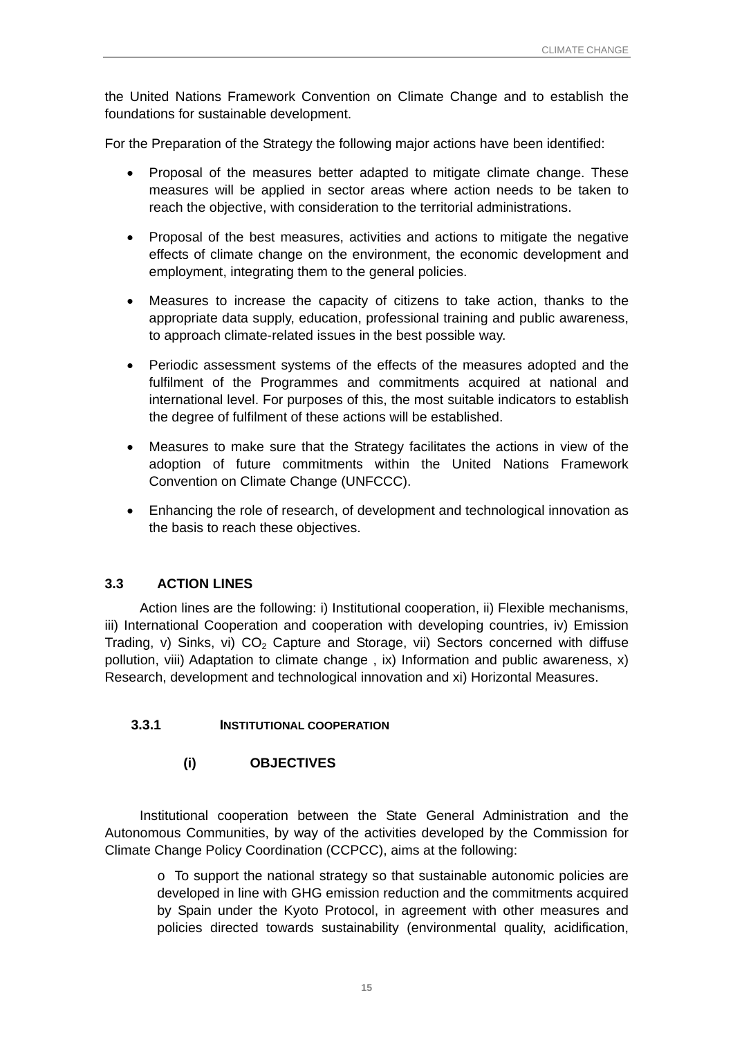the United Nations Framework Convention on Climate Change and to establish the foundations for sustainable development.

For the Preparation of the Strategy the following major actions have been identified:

- Proposal of the measures better adapted to mitigate climate change. These measures will be applied in sector areas where action needs to be taken to reach the objective, with consideration to the territorial administrations.
- Proposal of the best measures, activities and actions to mitigate the negative effects of climate change on the environment, the economic development and employment, integrating them to the general policies.
- Measures to increase the capacity of citizens to take action, thanks to the appropriate data supply, education, professional training and public awareness, to approach climate-related issues in the best possible way.
- Periodic assessment systems of the effects of the measures adopted and the fulfilment of the Programmes and commitments acquired at national and international level. For purposes of this, the most suitable indicators to establish the degree of fulfilment of these actions will be established.
- Measures to make sure that the Strategy facilitates the actions in view of the adoption of future commitments within the United Nations Framework Convention on Climate Change (UNFCCC).
- Enhancing the role of research, of development and technological innovation as the basis to reach these objectives.

## 3.3 ACTION LINES

Action lines are the following: i) Institutional cooperation, ii) Flexible mechanisms, iii) International Cooperation and cooperation with developing countries, iv) Emission Trading, v) Sinks, vi) $CO_2$ Capture and Storage, vii) Sectors concerned with diffuse pollution, viii) Adaptation to climate change , ix) Information and public awareness, x) Research, development and technological innovation and xi) Horizontal Measures.

### 3.3.1 INSTITUTIONAL COOPERATION

#### (i) OBJECTIVES

Institutional cooperation between the State General Administration and the Autonomous Communities, by way of the activities developed by the Commission for Climate Change Policy Coordination (CCPCC), aims at the following:

- o To support the national strategy so that sustainable autonomic policies are developed in line with GHG emission reduction and the commitments acquired by Spain under the Kyoto Protocol, in agreement with other measures and policies directed towards sustainability (environmental quality, acidification,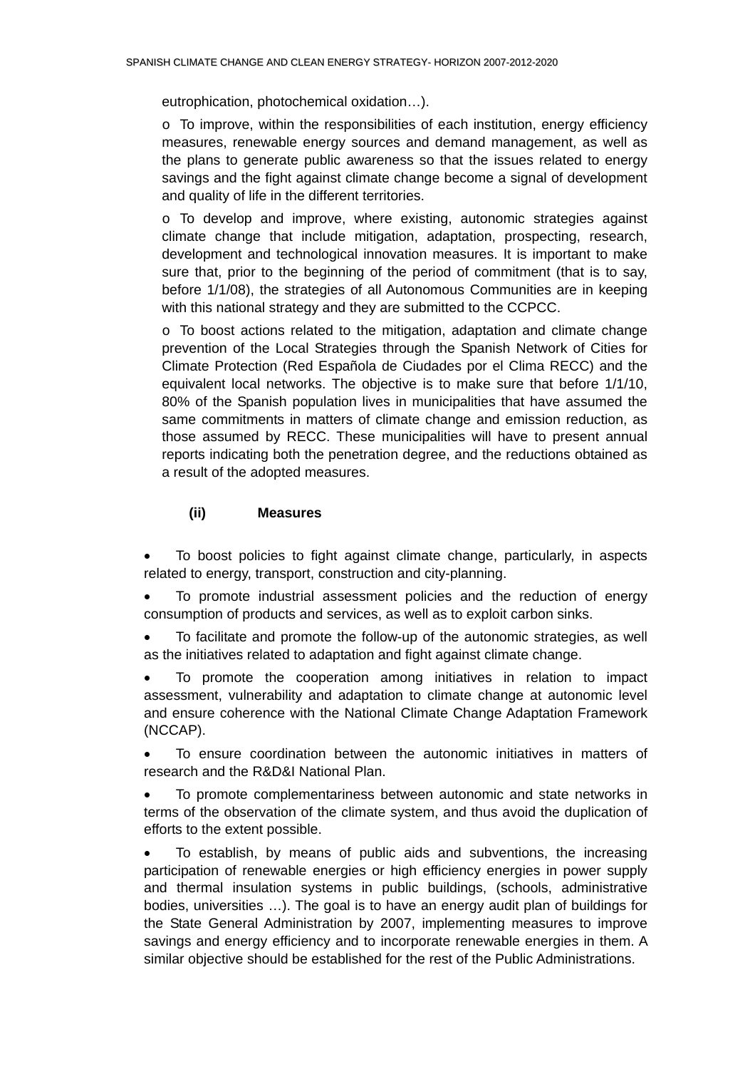eutrophication, photochemical oxidation…).

o To improve, within the responsibilities of each institution, energy efficiency measures, renewable energy sources and demand management, as well as the plans to generate public awareness so that the issues related to energy savings and the fight against climate change become a signal of development and quality of life in the different territories.

o To develop and improve, where existing, autonomic strategies against climate change that include mitigation, adaptation, prospecting, research, development and technological innovation measures. It is important to make sure that, prior to the beginning of the period of commitment (that is to say, before 1/1/08), the strategies of all Autonomous Communities are in keeping with this national strategy and they are submitted to the CCPCC.

o To boost actions related to the mitigation, adaptation and climate change prevention of the Local Strategies through the Spanish Network of Cities for Climate Protection (Red Española de Ciudades por el Clima RECC) and the equivalent local networks. The objective is to make sure that before 1/1/10, 80% of the Spanish population lives in municipalities that have assumed the same commitments in matters of climate change and emission reduction, as those assumed by RECC. These municipalities will have to present annual reports indicating both the penetration degree, and the reductions obtained as a result of the adopted measures.

**(ii) Measures**

- To boost policies to fight against climate change, particularly, in aspects related to energy, transport, construction and city-planning.
- To promote industrial assessment policies and the reduction of energy consumption of products and services, as well as to exploit carbon sinks.
- To facilitate and promote the follow-up of the autonomic strategies, as well as the initiatives related to adaptation and fight against climate change.
- To promote the cooperation among initiatives in relation to impact assessment, vulnerability and adaptation to climate change at autonomic level and ensure coherence with the National Climate Change Adaptation Framework (NCCAP).
- To ensure coordination between the autonomic initiatives in matters of research and the R&D&I National Plan.
- To promote complementariness between autonomic and state networks in terms of the observation of the climate system, and thus avoid the duplication of efforts to the extent possible.
- To establish, by means of public aids and subventions, the increasing participation of renewable energies or high efficiency energies in power supply and thermal insulation systems in public buildings, (schools, administrative bodies, universities …). The goal is to have an energy audit plan of buildings for the State General Administration by 2007, implementing measures to improve savings and energy efficiency and to incorporate renewable energies in them. A similar objective should be established for the rest of the Public Administrations.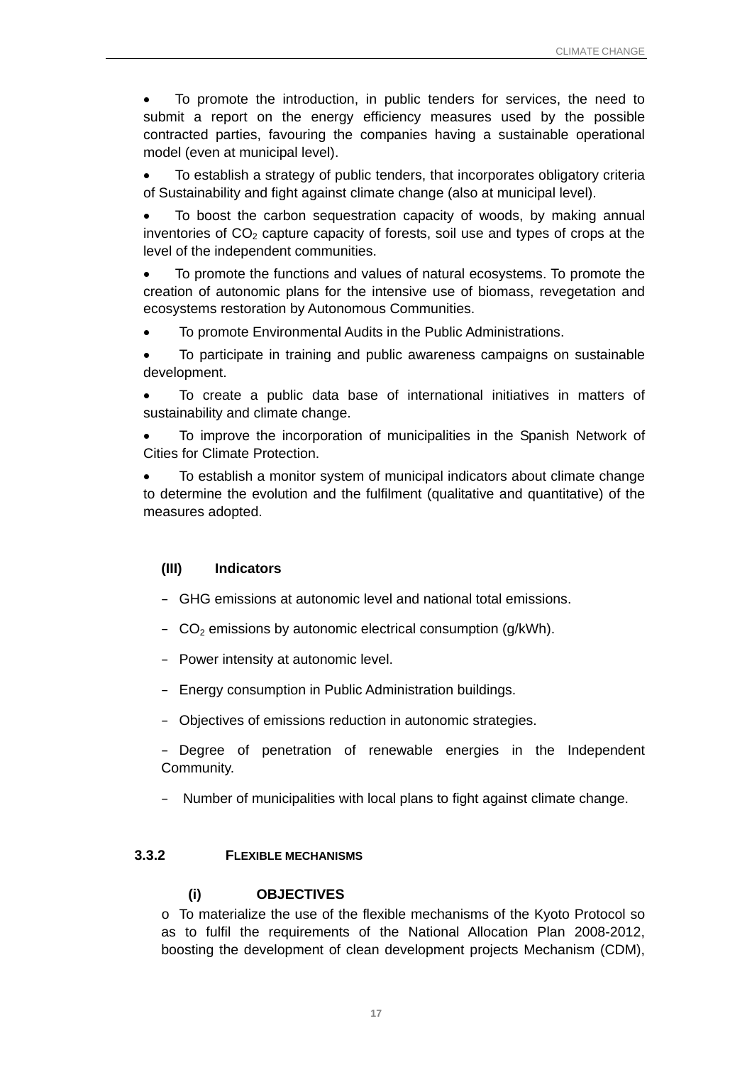- To promote the introduction, in public tenders for services, the need to submit a report on the energy efficiency measures used by the possible contracted parties, favouring the companies having a sustainable operational model (even at municipal level).
- To establish a strategy of public tenders, that incorporates obligatory criteria of Sustainability and fight against climate change (also at municipal level).
- To boost the carbon sequestration capacity of woods, by making annual inventories of $CO_2$ capture capacity of forests, soil use and types of crops at the level of the independent communities.
- To promote the functions and values of natural ecosystems. To promote the creation of autonomic plans for the intensive use of biomass, revegetation and ecosystems restoration by Autonomous Communities.
- To promote Environmental Audits in the Public Administrations.
- To participate in training and public awareness campaigns on sustainable development.
- To create a public data base of international initiatives in matters of sustainability and climate change.
- To improve the incorporation of municipalities in the Spanish Network of Cities for Climate Protection.
- To establish a monitor system of municipal indicators about climate change to determine the evolution and the fulfilment (qualitative and quantitative) of the measures adopted.

#### (III) Indicators

- GHG emissions at autonomic level and national total emissions.
- $CO_2$ emissions by autonomic electrical consumption (g/kWh).
- Power intensity at autonomic level.
- Energy consumption in Public Administration buildings.
- Objectives of emissions reduction in autonomic strategies.
- Degree of penetration of renewable energies in the Independent Community.
- Number of municipalities with local plans to fight against climate change.

### 3.3.2 FLEXIBLE MECHANISMS

#### (i) OBJECTIVES

- To materialize the use of the flexible mechanisms of the Kyoto Protocol so as to fulfil the requirements of the National Allocation Plan 2008-2012, boosting the development of clean development projects Mechanism (CDM),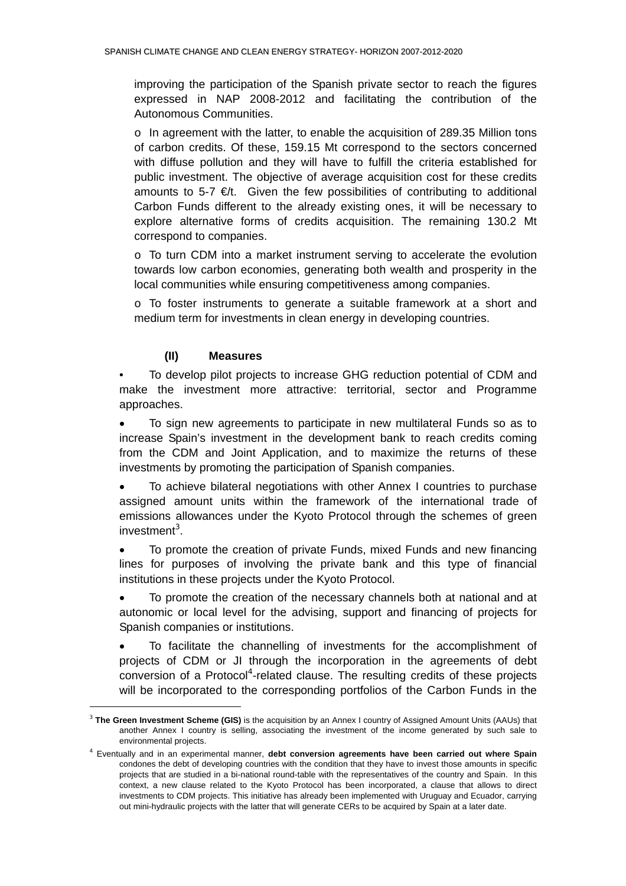improving the participation of the Spanish private sector to reach the figures expressed in NAP 2008-2012 and facilitating the contribution of the Autonomous Communities.

o In agreement with the latter, to enable the acquisition of 289.35 Million tons of carbon credits. Of these, 159.15 Mt correspond to the sectors concerned with diffuse pollution and they will have to fulfill the criteria established for public investment. The objective of average acquisition cost for these credits amounts to 5-7 €/t. Given the few possibilities of contributing to additional Carbon Funds different to the already existing ones, it will be necessary to explore alternative forms of credits acquisition. The remaining 130.2 Mt correspond to companies.

o To turn CDM into a market instrument serving to accelerate the evolution towards low carbon economies, generating both wealth and prosperity in the local communities while ensuring competitiveness among companies.

o To foster instruments to generate a suitable framework at a short and medium term for investments in clean energy in developing countries.

#### (II) Measures

- To develop pilot projects to increase GHG reduction potential of CDM and make the investment more attractive: territorial, sector and Programme approaches.
- To sign new agreements to participate in new multilateral Funds so as to increase Spain's investment in the development bank to reach credits coming from the CDM and Joint Application, and to maximize the returns of these investments by promoting the participation of Spanish companies.
- To achieve bilateral negotiations with other Annex I countries to purchase assigned amount units within the framework of the international trade of emissions allowances under the Kyoto Protocol through the schemes of green investment[3].
- To promote the creation of private Funds, mixed Funds and new financing lines for purposes of involving the private bank and this type of financial institutions in these projects under the Kyoto Protocol.
- To promote the creation of the necessary channels both at national and at autonomic or local level for the advising, support and financing of projects for Spanish companies or institutions.
- To facilitate the channelling of investments for the accomplishment of projects of CDM or JI through the incorporation in the agreements of debt conversion of a Protocol[4]-related clause. The resulting credits of these projects will be incorporated to the corresponding portfolios of the Carbon Funds in the

---

[3] **The Green Investment Scheme (GIS)** is the acquisition by an Annex I country of Assigned Amount Units (AAUs) that another Annex I country is selling, associating the investment of the income generated by such sale to environmental projects.

[4] Eventually and in an experimental manner, **debt conversion agreements have been carried out where Spain** condones the debt of developing countries with the condition that they have to invest those amounts in specific projects that are studied in a bi-national round-table with the representatives of the country and Spain. In this context, a new clause related to the Kyoto Protocol has been incorporated, a clause that allows to direct investments to CDM projects. This initiative has already been implemented with Uruguay and Ecuador, carrying out mini-hydraulic projects with the latter that will generate CERs to be acquired by Spain at a later date.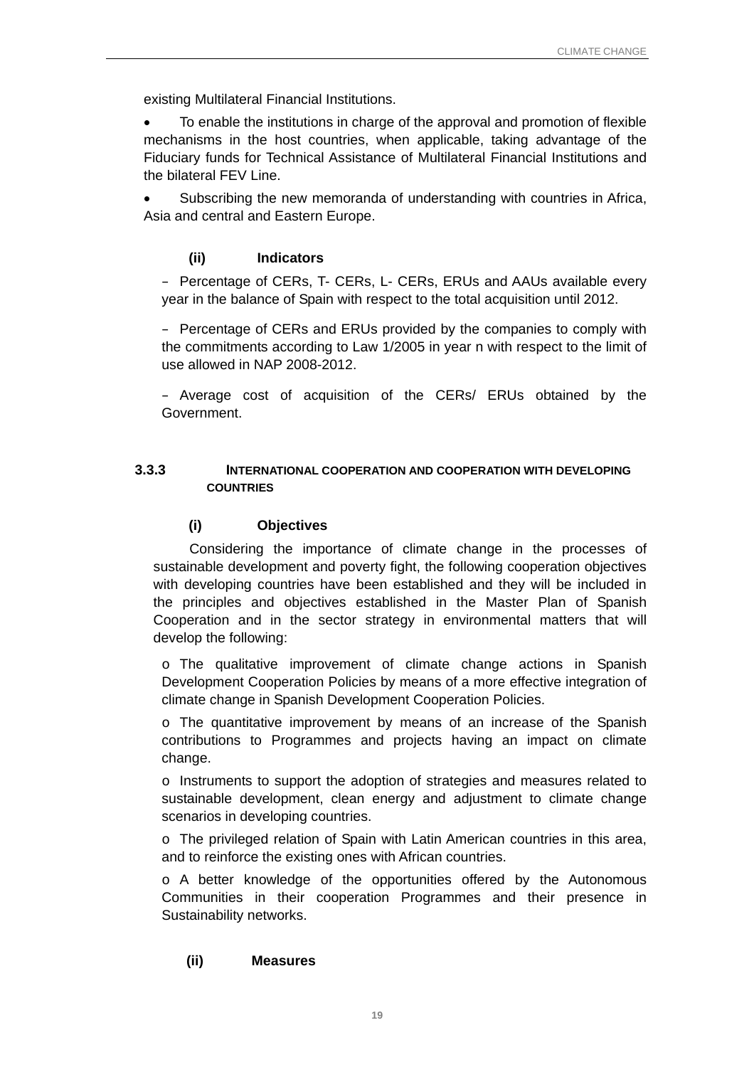existing Multilateral Financial Institutions.

- To enable the institutions in charge of the approval and promotion of flexible mechanisms in the host countries, when applicable, taking advantage of the Fiduciary funds for Technical Assistance of Multilateral Financial Institutions and the bilateral FEV Line.
- Subscribing the new memoranda of understanding with countries in Africa, Asia and central and Eastern Europe.

#### (ii) Indicators

- Percentage of CERs, T- CERs, L- CERs, ERUs and AAUs available every year in the balance of Spain with respect to the total acquisition until 2012.
- Percentage of CERs and ERUs provided by the companies to comply with the commitments according to Law 1/2005 in year n with respect to the limit of use allowed in NAP 2008-2012.
- Average cost of acquisition of the CERs/ ERUs obtained by the Government.

### 3.3.3 International cooperation and cooperation with developing countries

#### (i) Objectives

Considering the importance of climate change in the processes of sustainable development and poverty fight, the following cooperation objectives with developing countries have been established and they will be included in the principles and objectives established in the Master Plan of Spanish Cooperation and in the sector strategy in environmental matters that will develop the following:

- The qualitative improvement of climate change actions in Spanish Development Cooperation Policies by means of a more effective integration of climate change in Spanish Development Cooperation Policies.
- The quantitative improvement by means of an increase of the Spanish contributions to Programmes and projects having an impact on climate change.
- Instruments to support the adoption of strategies and measures related to sustainable development, clean energy and adjustment to climate change scenarios in developing countries.
- The privileged relation of Spain with Latin American countries in this area, and to reinforce the existing ones with African countries.
- A better knowledge of the opportunities offered by the Autonomous Communities in their cooperation Programmes and their presence in Sustainability networks.

#### (ii) Measures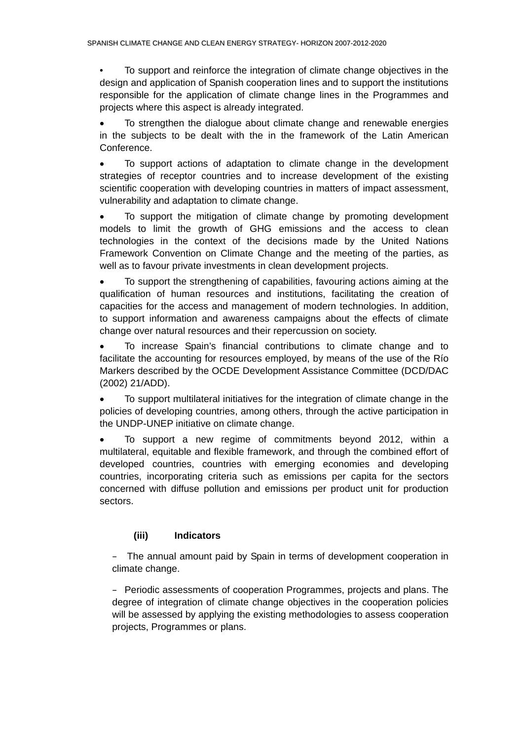- To support and reinforce the integration of climate change objectives in the design and application of Spanish cooperation lines and to support the institutions responsible for the application of climate change lines in the Programmes and projects where this aspect is already integrated.

- To strengthen the dialogue about climate change and renewable energies in the subjects to be dealt with the in the framework of the Latin American Conference.

- To support actions of adaptation to climate change in the development strategies of receptor countries and to increase development of the existing scientific cooperation with developing countries in matters of impact assessment, vulnerability and adaptation to climate change.

- To support the mitigation of climate change by promoting development models to limit the growth of GHG emissions and the access to clean technologies in the context of the decisions made by the United Nations Framework Convention on Climate Change and the meeting of the parties, as well as to favour private investments in clean development projects.

- To support the strengthening of capabilities, favouring actions aiming at the qualification of human resources and institutions, facilitating the creation of capacities for the access and management of modern technologies. In addition, to support information and awareness campaigns about the effects of climate change over natural resources and their repercussion on society.

- To increase Spain's financial contributions to climate change and to facilitate the accounting for resources employed, by means of the use of the Río Markers described by the OCDE Development Assistance Committee (DCD/DAC (2002) 21/ADD).

- To support multilateral initiatives for the integration of climate change in the policies of developing countries, among others, through the active participation in the UNDP-UNEP initiative on climate change.

- To support a new regime of commitments beyond 2012, within a multilateral, equitable and flexible framework, and through the combined effort of developed countries, countries with emerging economies and developing countries, incorporating criteria such as emissions per capita for the sectors concerned with diffuse pollution and emissions per product unit for production sectors.

#### (iii) Indicators

- The annual amount paid by Spain in terms of development cooperation in climate change.

- Periodic assessments of cooperation Programmes, projects and plans. The degree of integration of climate change objectives in the cooperation policies will be assessed by applying the existing methodologies to assess cooperation projects, Programmes or plans.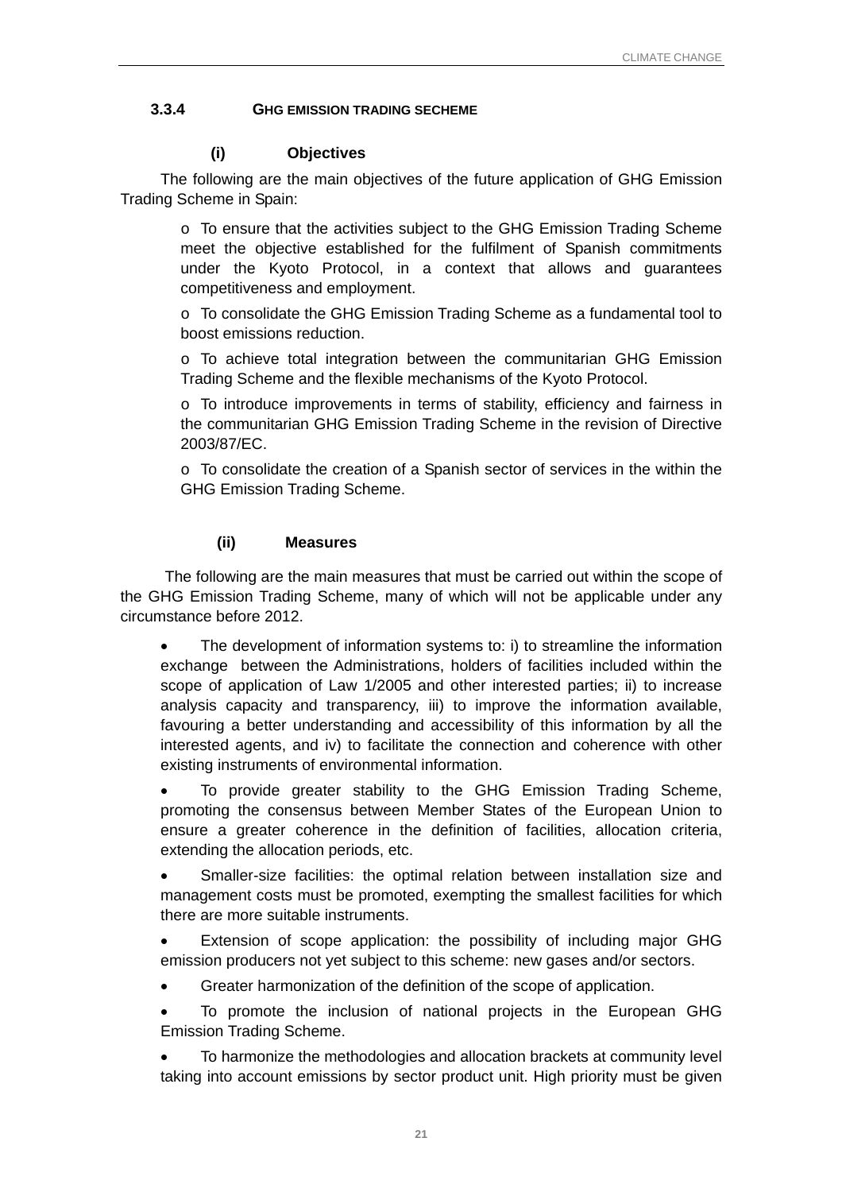### 3.3.4 GHG EMISSION TRADING SECHEME

#### (i) Objectives

The following are the main objectives of the future application of GHG Emission Trading Scheme in Spain:

- o To ensure that the activities subject to the GHG Emission Trading Scheme meet the objective established for the fulfilment of Spanish commitments under the Kyoto Protocol, in a context that allows and guarantees competitiveness and employment.
- o To consolidate the GHG Emission Trading Scheme as a fundamental tool to boost emissions reduction.
- o To achieve total integration between the communitarian GHG Emission Trading Scheme and the flexible mechanisms of the Kyoto Protocol.
- o To introduce improvements in terms of stability, efficiency and fairness in the communitarian GHG Emission Trading Scheme in the revision of Directive 2003/87/EC.
- o To consolidate the creation of a Spanish sector of services in the within the GHG Emission Trading Scheme.

#### (ii) Measures

The following are the main measures that must be carried out within the scope of the GHG Emission Trading Scheme, many of which will not be applicable under any circumstance before 2012.

- The development of information systems to: i) to streamline the information exchange between the Administrations, holders of facilities included within the scope of application of Law 1/2005 and other interested parties; ii) to increase analysis capacity and transparency, iii) to improve the information available, favouring a better understanding and accessibility of this information by all the interested agents, and iv) to facilitate the connection and coherence with other existing instruments of environmental information.
- To provide greater stability to the GHG Emission Trading Scheme, promoting the consensus between Member States of the European Union to ensure a greater coherence in the definition of facilities, allocation criteria, extending the allocation periods, etc.
- Smaller-size facilities: the optimal relation between installation size and management costs must be promoted, exempting the smallest facilities for which there are more suitable instruments.
- Extension of scope application: the possibility of including major GHG emission producers not yet subject to this scheme: new gases and/or sectors.
- Greater harmonization of the definition of the scope of application.
- To promote the inclusion of national projects in the European GHG Emission Trading Scheme.
- To harmonize the methodologies and allocation brackets at community level taking into account emissions by sector product unit. High priority must be given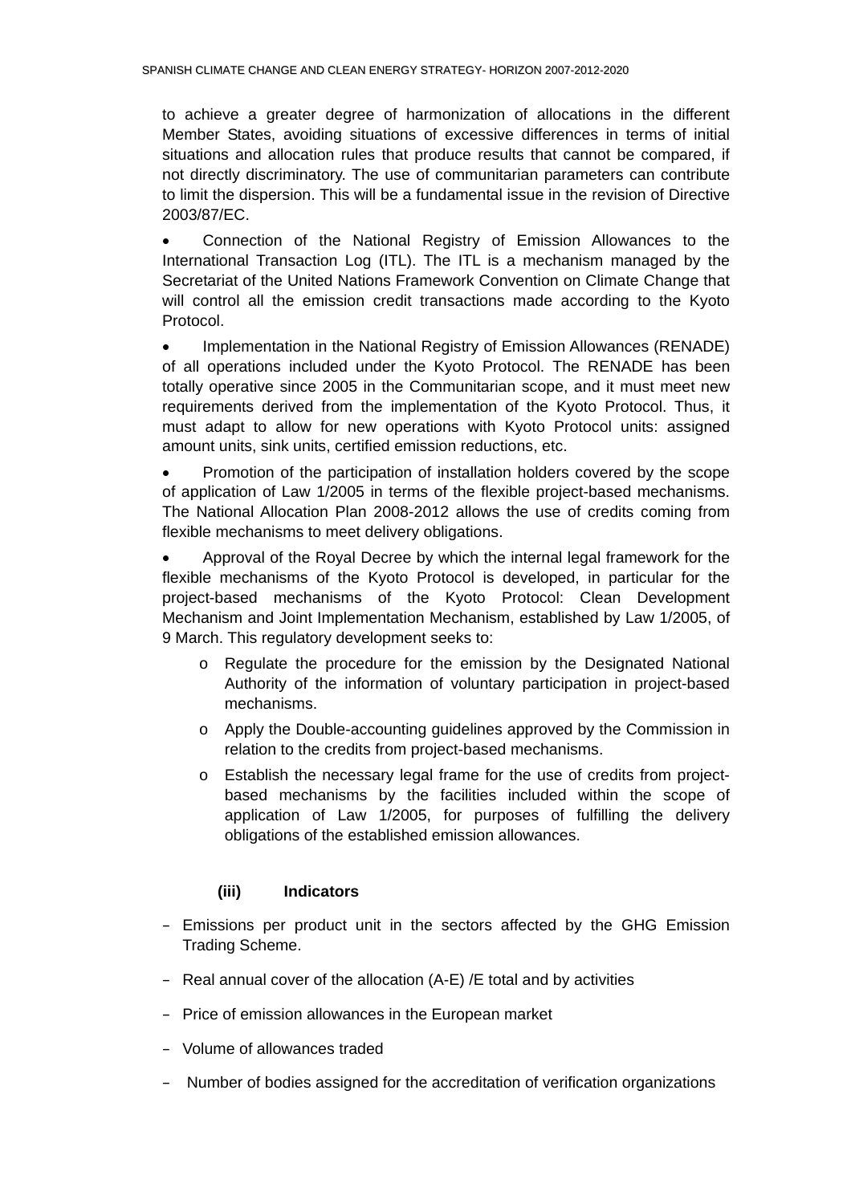to achieve a greater degree of harmonization of allocations in the different Member States, avoiding situations of excessive differences in terms of initial situations and allocation rules that produce results that cannot be compared, if not directly discriminatory. The use of communitarian parameters can contribute to limit the dispersion. This will be a fundamental issue in the revision of Directive 2003/87/EC.

- Connection of the National Registry of Emission Allowances to the International Transaction Log (ITL). The ITL is a mechanism managed by the Secretariat of the United Nations Framework Convention on Climate Change that will control all the emission credit transactions made according to the Kyoto Protocol.
- Implementation in the National Registry of Emission Allowances (RENADE) of all operations included under the Kyoto Protocol. The RENADE has been totally operative since 2005 in the Communitarian scope, and it must meet new requirements derived from the implementation of the Kyoto Protocol. Thus, it must adapt to allow for new operations with Kyoto Protocol units: assigned amount units, sink units, certified emission reductions, etc.
- Promotion of the participation of installation holders covered by the scope of application of Law 1/2005 in terms of the flexible project-based mechanisms. The National Allocation Plan 2008-2012 allows the use of credits coming from flexible mechanisms to meet delivery obligations.
- Approval of the Royal Decree by which the internal legal framework for the flexible mechanisms of the Kyoto Protocol is developed, in particular for the project-based mechanisms of the Kyoto Protocol: Clean Development Mechanism and Joint Implementation Mechanism, established by Law 1/2005, of 9 March. This regulatory development seeks to:
  - Regulate the procedure for the emission by the Designated National Authority of the information of voluntary participation in project-based mechanisms.
  - Apply the Double-accounting guidelines approved by the Commission in relation to the credits from project-based mechanisms.
  - Establish the necessary legal frame for the use of credits from project-based mechanisms by the facilities included within the scope of application of Law 1/2005, for purposes of fulfilling the delivery obligations of the established emission allowances.

#### (iii) Indicators

- Emissions per product unit in the sectors affected by the GHG Emission Trading Scheme.
- Real annual cover of the allocation (A-E) /E total and by activities
- Price of emission allowances in the European market
- Volume of allowances traded
- Number of bodies assigned for the accreditation of verification organizations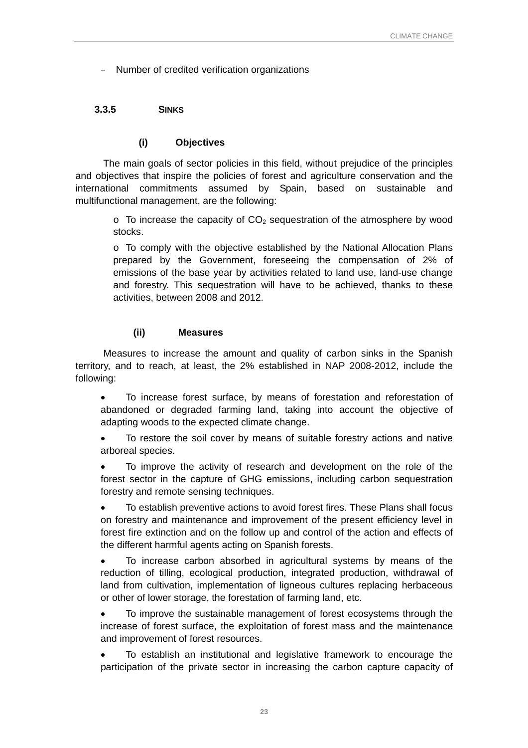- Number of credited verification organizations

### 3.3.5 SINKS

#### (i) Objectives

The main goals of sector policies in this field, without prejudice of the principles and objectives that inspire the policies of forest and agriculture conservation and the international commitments assumed by Spain, based on sustainable and multifunctional management, are the following:

- To increase the capacity of $CO_2$ sequestration of the atmosphere by wood stocks.
- To comply with the objective established by the National Allocation Plans prepared by the Government, foreseeing the compensation of 2% of emissions of the base year by activities related to land use, land-use change and forestry. This sequestration will have to be achieved, thanks to these activities, between 2008 and 2012.

#### (ii) Measures

Measures to increase the amount and quality of carbon sinks in the Spanish territory, and to reach, at least, the 2% established in NAP 2008-2012, include the following:

- To increase forest surface, by means of forestation and reforestation of abandoned or degraded farming land, taking into account the objective of adapting woods to the expected climate change.
- To restore the soil cover by means of suitable forestry actions and native arboreal species.
- To improve the activity of research and development on the role of the forest sector in the capture of GHG emissions, including carbon sequestration forestry and remote sensing techniques.
- To establish preventive actions to avoid forest fires. These Plans shall focus on forestry and maintenance and improvement of the present efficiency level in forest fire extinction and on the follow up and control of the action and effects of the different harmful agents acting on Spanish forests.
- To increase carbon absorbed in agricultural systems by means of the reduction of tilling, ecological production, integrated production, withdrawal of land from cultivation, implementation of ligneous cultures replacing herbaceous or other of lower storage, the forestation of farming land, etc.
- To improve the sustainable management of forest ecosystems through the increase of forest surface, the exploitation of forest mass and the maintenance and improvement of forest resources.
- To establish an institutional and legislative framework to encourage the participation of the private sector in increasing the carbon capture capacity of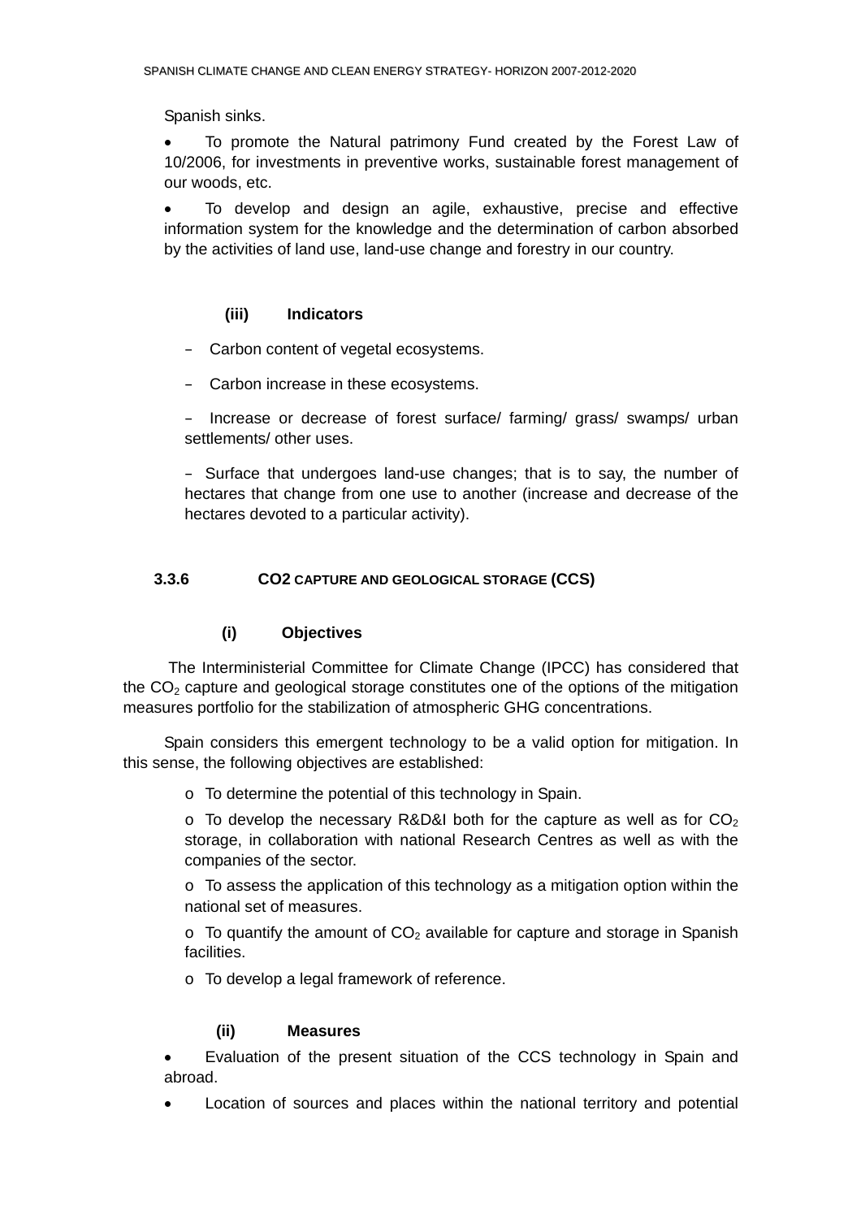Spanish sinks.

- To promote the Natural patrimony Fund created by the Forest Law of 10/2006, for investments in preventive works, sustainable forest management of our woods, etc.
- To develop and design an agile, exhaustive, precise and effective information system for the knowledge and the determination of carbon absorbed by the activities of land use, land-use change and forestry in our country.

#### (iii) Indicators

- Carbon content of vegetal ecosystems.
- Carbon increase in these ecosystems.
- Increase or decrease of forest surface/ farming/ grass/ swamps/ urban settlements/ other uses.
- Surface that undergoes land-use changes; that is to say, the number of hectares that change from one use to another (increase and decrease of the hectares devoted to a particular activity).

### 3.3.6 CO2 CAPTURE AND GEOLOGICAL STORAGE (CCS)

#### (i) Objectives

The Interministerial Committee for Climate Change (IPCC) has considered that the $CO_2$ capture and geological storage constitutes one of the options of the mitigation measures portfolio for the stabilization of atmospheric GHG concentrations.

Spain considers this emergent technology to be a valid option for mitigation. In this sense, the following objectives are established:

- To determine the potential of this technology in Spain.
- To develop the necessary R&D&I both for the capture as well as for $CO_2$ storage, in collaboration with national Research Centres as well as with the companies of the sector.
- To assess the application of this technology as a mitigation option within the national set of measures.
- To quantify the amount of $CO_2$ available for capture and storage in Spanish facilities.
- To develop a legal framework of reference.

#### (ii) Measures

- Evaluation of the present situation of the CCS technology in Spain and abroad.
- Location of sources and places within the national territory and potential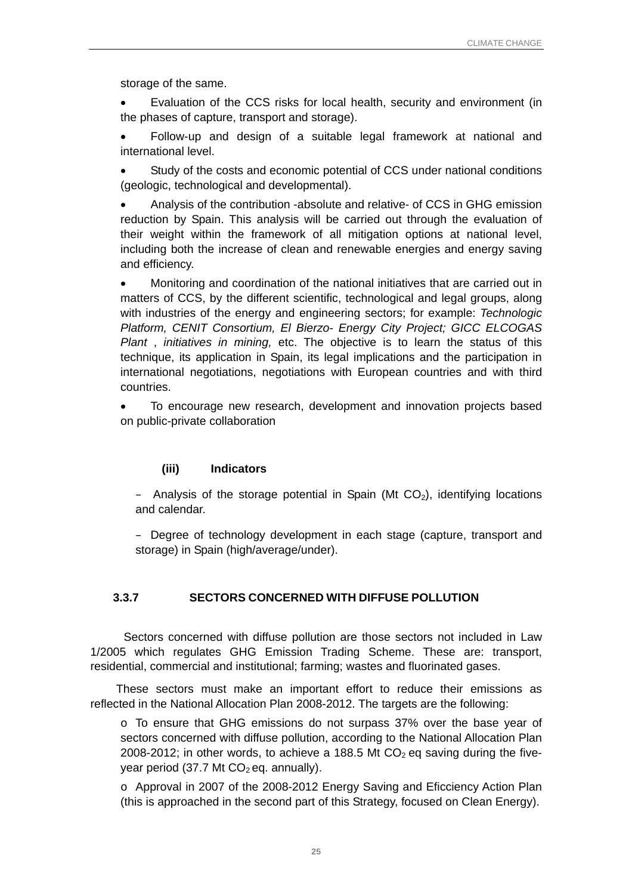storage of the same.

- Evaluation of the CCS risks for local health, security and environment (in the phases of capture, transport and storage).
- Follow-up and design of a suitable legal framework at national and international level.
- Study of the costs and economic potential of CCS under national conditions (geologic, technological and developmental).
- Analysis of the contribution -absolute and relative- of CCS in GHG emission reduction by Spain. This analysis will be carried out through the evaluation of their weight within the framework of all mitigation options at national level, including both the increase of clean and renewable energies and energy saving and efficiency.
- Monitoring and coordination of the national initiatives that are carried out in matters of CCS, by the different scientific, technological and legal groups, along with industries of the energy and engineering sectors; for example: *Technologic Platform, CENIT Consortium, El Bierzo- Energy City Project; GICC ELCOGAS Plant* , *initiatives in mining,* etc. The objective is to learn the status of this technique, its application in Spain, its legal implications and the participation in international negotiations, negotiations with European countries and with third countries.
- To encourage new research, development and innovation projects based on public-private collaboration

**(iii) Indicators**

- Analysis of the storage potential in Spain (Mt $CO_2$), identifying locations and calendar.
- Degree of technology development in each stage (capture, transport and storage) in Spain (high/average/under).

### 3.3.7 SECTORS CONCERNED WITH DIFFUSE POLLUTION

Sectors concerned with diffuse pollution are those sectors not included in Law 1/2005 which regulates GHG Emission Trading Scheme. These are: transport, residential, commercial and institutional; farming; wastes and fluorinated gases.

These sectors must make an important effort to reduce their emissions as reflected in the National Allocation Plan 2008-2012. The targets are the following:

- o To ensure that GHG emissions do not surpass 37% over the base year of sectors concerned with diffuse pollution, according to the National Allocation Plan 2008-2012; in other words, to achieve a 188.5 Mt $CO_2$ eq saving during the five-year period (37.7 Mt $CO_2$ eq. annually).
- o Approval in 2007 of the 2008-2012 Energy Saving and Eficciency Action Plan (this is approached in the second part of this Strategy, focused on Clean Energy).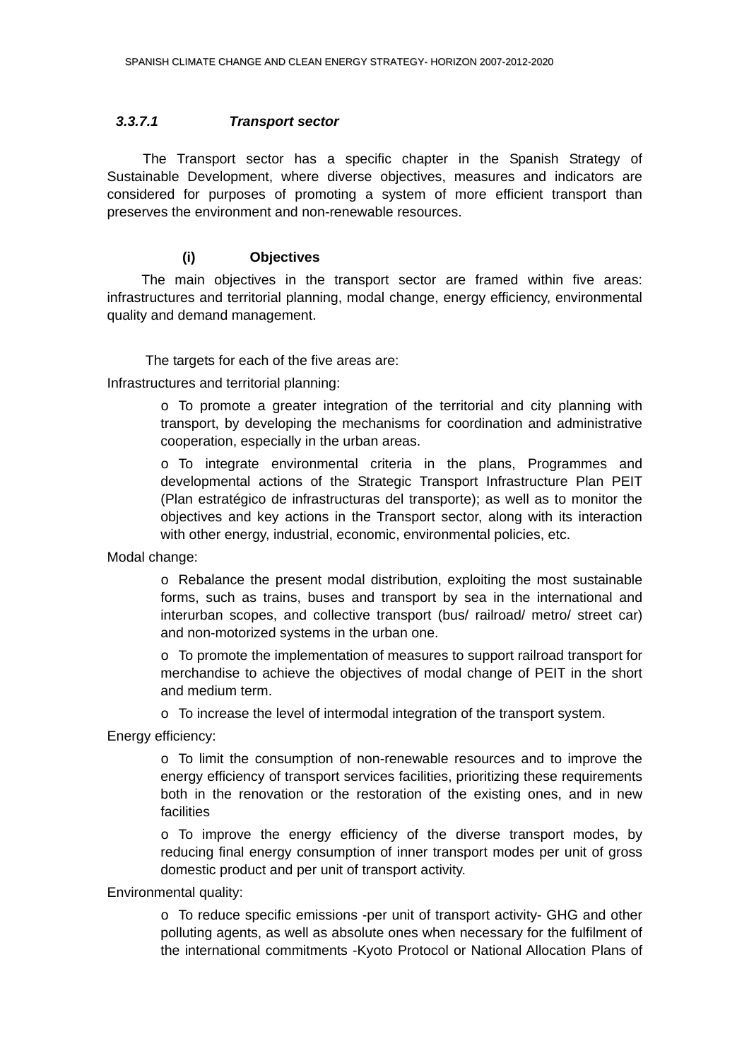#### 3.3.7.1 Transport sector

The Transport sector has a specific chapter in the Spanish Strategy of Sustainable Development, where diverse objectives, measures and indicators are considered for purposes of promoting a system of more efficient transport than preserves the environment and non-renewable resources.

**(i) Objectives**

The main objectives in the transport sector are framed within five areas: infrastructures and territorial planning, modal change, energy efficiency, environmental quality and demand management.

The targets for each of the five areas are:

Infrastructures and territorial planning:

- o To promote a greater integration of the territorial and city planning with transport, by developing the mechanisms for coordination and administrative cooperation, especially in the urban areas.
- o To integrate environmental criteria in the plans, Programmes and developmental actions of the Strategic Transport Infrastructure Plan PEIT (Plan estratégico de infrastructuras del transporte); as well as to monitor the objectives and key actions in the Transport sector, along with its interaction with other energy, industrial, economic, environmental policies, etc.

Modal change:

- o Rebalance the present modal distribution, exploiting the most sustainable forms, such as trains, buses and transport by sea in the international and interurban scopes, and collective transport (bus/ railroad/ metro/ street car) and non-motorized systems in the urban one.
- o To promote the implementation of measures to support railroad transport for merchandise to achieve the objectives of modal change of PEIT in the short and medium term.
- o To increase the level of intermodal integration of the transport system.

Energy efficiency:

- o To limit the consumption of non-renewable resources and to improve the energy efficiency of transport services facilities, prioritizing these requirements both in the renovation or the restoration of the existing ones, and in new facilities
- o To improve the energy efficiency of the diverse transport modes, by reducing final energy consumption of inner transport modes per unit of gross domestic product and per unit of transport activity.

Environmental quality:

- o To reduce specific emissions -per unit of transport activity- GHG and other polluting agents, as well as absolute ones when necessary for the fulfilment of the international commitments -Kyoto Protocol or National Allocation Plans of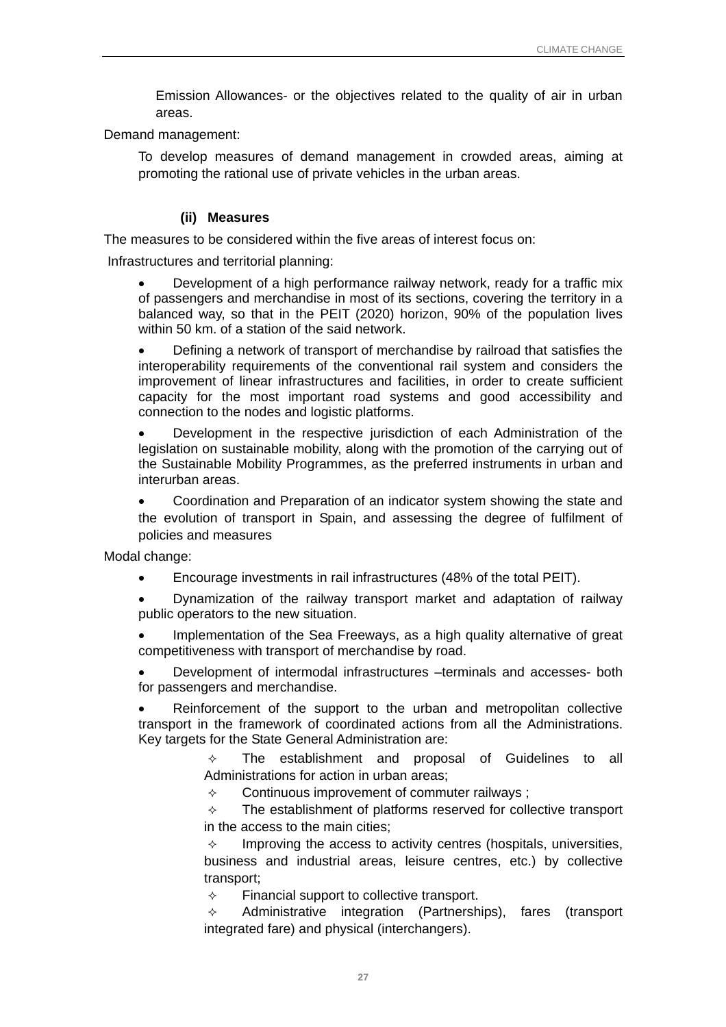Emission Allowances- or the objectives related to the quality of air in urban areas.

Demand management:

To develop measures of demand management in crowded areas, aiming at promoting the rational use of private vehicles in the urban areas.

#### (ii) Measures

The measures to be considered within the five areas of interest focus on:

Infrastructures and territorial planning:

- Development of a high performance railway network, ready for a traffic mix of passengers and merchandise in most of its sections, covering the territory in a balanced way, so that in the PEIT (2020) horizon, 90% of the population lives within 50 km. of a station of the said network.
- Defining a network of transport of merchandise by railroad that satisfies the interoperability requirements of the conventional rail system and considers the improvement of linear infrastructures and facilities, in order to create sufficient capacity for the most important road systems and good accessibility and connection to the nodes and logistic platforms.
- Development in the respective jurisdiction of each Administration of the legislation on sustainable mobility, along with the promotion of the carrying out of the Sustainable Mobility Programmes, as the preferred instruments in urban and interurban areas.
- Coordination and Preparation of an indicator system showing the state and the evolution of transport in Spain, and assessing the degree of fulfilment of policies and measures

Modal change:

- Encourage investments in rail infrastructures (48% of the total PEIT).
- Dynamization of the railway transport market and adaptation of railway public operators to the new situation.
- Implementation of the Sea Freeways, as a high quality alternative of great competitiveness with transport of merchandise by road.
- Development of intermodal infrastructures –terminals and accesses- both for passengers and merchandise.
- Reinforcement of the support to the urban and metropolitan collective transport in the framework of coordinated actions from all the Administrations. Key targets for the State General Administration are:
    - ✧ The establishment and proposal of Guidelines to all Administrations for action in urban areas;
    - ✧ Continuous improvement of commuter railways ;
    - ✧ The establishment of platforms reserved for collective transport in the access to the main cities;
    - ✧ Improving the access to activity centres (hospitals, universities, business and industrial areas, leisure centres, etc.) by collective transport;
    - ✧ Financial support to collective transport.
    - ✧ Administrative integration (Partnerships), fares (transport integrated fare) and physical (interchangers).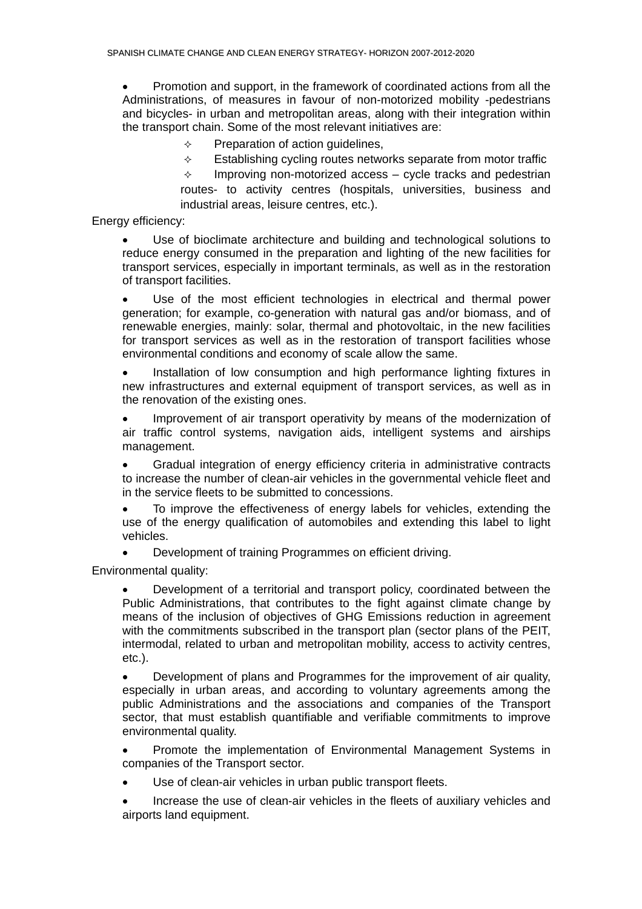- Promotion and support, in the framework of coordinated actions from all the Administrations, of measures in favour of non-motorized mobility -pedestrians and bicycles- in urban and metropolitan areas, along with their integration within the transport chain. Some of the most relevant initiatives are:
  - Preparation of action guidelines,
  - Establishing cycling routes networks separate from motor traffic
  - Improving non-motorized access – cycle tracks and pedestrian routes- to activity centres (hospitals, universities, business and industrial areas, leisure centres, etc.).

Energy efficiency:

- Use of bioclimate architecture and building and technological solutions to reduce energy consumed in the preparation and lighting of the new facilities for transport services, especially in important terminals, as well as in the restoration of transport facilities.
- Use of the most efficient technologies in electrical and thermal power generation; for example, co-generation with natural gas and/or biomass, and of renewable energies, mainly: solar, thermal and photovoltaic, in the new facilities for transport services as well as in the restoration of transport facilities whose environmental conditions and economy of scale allow the same.
- Installation of low consumption and high performance lighting fixtures in new infrastructures and external equipment of transport services, as well as in the renovation of the existing ones.
- Improvement of air transport operativity by means of the modernization of air traffic control systems, navigation aids, intelligent systems and airships management.
- Gradual integration of energy efficiency criteria in administrative contracts to increase the number of clean-air vehicles in the governmental vehicle fleet and in the service fleets to be submitted to concessions.
- To improve the effectiveness of energy labels for vehicles, extending the use of the energy qualification of automobiles and extending this label to light vehicles.
- Development of training Programmes on efficient driving.

Environmental quality:

- Development of a territorial and transport policy, coordinated between the Public Administrations, that contributes to the fight against climate change by means of the inclusion of objectives of GHG Emissions reduction in agreement with the commitments subscribed in the transport plan (sector plans of the PEIT, intermodal, related to urban and metropolitan mobility, access to activity centres, etc.).
- Development of plans and Programmes for the improvement of air quality, especially in urban areas, and according to voluntary agreements among the public Administrations and the associations and companies of the Transport sector, that must establish quantifiable and verifiable commitments to improve environmental quality.
- Promote the implementation of Environmental Management Systems in companies of the Transport sector.
- Use of clean-air vehicles in urban public transport fleets.
- Increase the use of clean-air vehicles in the fleets of auxiliary vehicles and airports land equipment.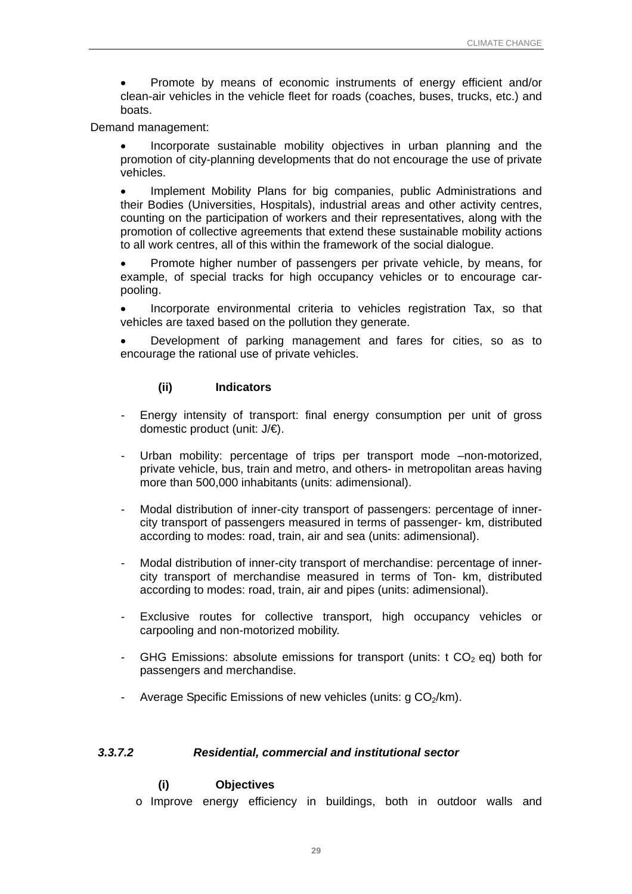- Promote by means of economic instruments of energy efficient and/or clean-air vehicles in the vehicle fleet for roads (coaches, buses, trucks, etc.) and boats.

Demand management:

- Incorporate sustainable mobility objectives in urban planning and the promotion of city-planning developments that do not encourage the use of private vehicles.
- Implement Mobility Plans for big companies, public Administrations and their Bodies (Universities, Hospitals), industrial areas and other activity centres, counting on the participation of workers and their representatives, along with the promotion of collective agreements that extend these sustainable mobility actions to all work centres, all of this within the framework of the social dialogue.
- Promote higher number of passengers per private vehicle, by means, for example, of special tracks for high occupancy vehicles or to encourage car-pooling.
- Incorporate environmental criteria to vehicles registration Tax, so that vehicles are taxed based on the pollution they generate.
- Development of parking management and fares for cities, so as to encourage the rational use of private vehicles.

**(ii) Indicators**

- Energy intensity of transport: final energy consumption per unit of gross domestic product (unit: J/€).
- Urban mobility: percentage of trips per transport mode –non-motorized, private vehicle, bus, train and metro, and others- in metropolitan areas having more than 500,000 inhabitants (units: adimensional).
- Modal distribution of inner-city transport of passengers: percentage of inner-city transport of passengers measured in terms of passenger- km, distributed according to modes: road, train, air and sea (units: adimensional).
- Modal distribution of inner-city transport of merchandise: percentage of inner-city transport of merchandise measured in terms of Ton- km, distributed according to modes: road, train, air and pipes (units: adimensional).
- Exclusive routes for collective transport, high occupancy vehicles or carpooling and non-motorized mobility.
- GHG Emissions: absolute emissions for transport (units: t $CO_2$ eq) both for passengers and merchandise.
- Average Specific Emissions of new vehicles (units: g $CO_2$/km).

### *3.3.7.2 Residential, commercial and institutional sector*

**(i) Objectives**

- o Improve energy efficiency in buildings, both in outdoor walls and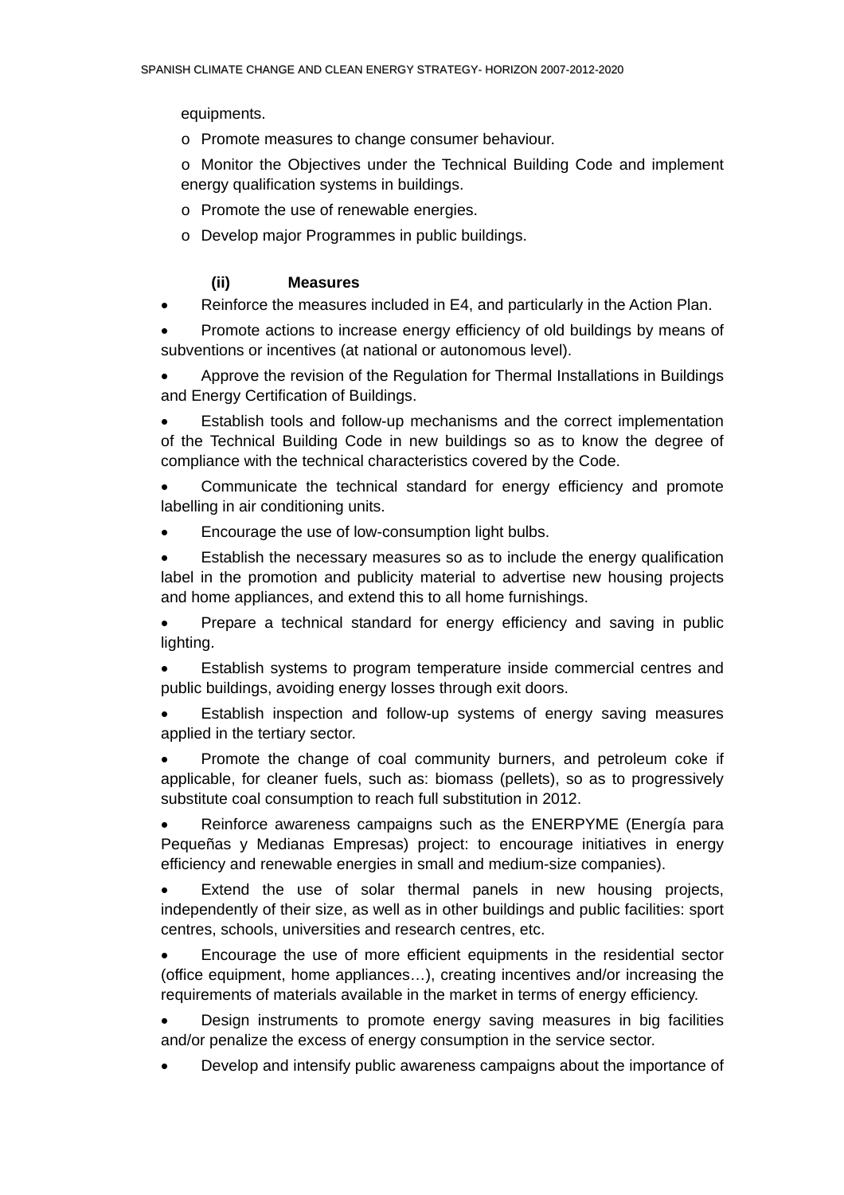equipments.

- Promote measures to change consumer behaviour.
- Monitor the Objectives under the Technical Building Code and implement energy qualification systems in buildings.
- Promote the use of renewable energies.
- Develop major Programmes in public buildings.

**(ii) Measures**

- Reinforce the measures included in E4, and particularly in the Action Plan.
- Promote actions to increase energy efficiency of old buildings by means of subventions or incentives (at national or autonomous level).
- Approve the revision of the Regulation for Thermal Installations in Buildings and Energy Certification of Buildings.
- Establish tools and follow-up mechanisms and the correct implementation of the Technical Building Code in new buildings so as to know the degree of compliance with the technical characteristics covered by the Code.
- Communicate the technical standard for energy efficiency and promote labelling in air conditioning units.
- Encourage the use of low-consumption light bulbs.
- Establish the necessary measures so as to include the energy qualification label in the promotion and publicity material to advertise new housing projects and home appliances, and extend this to all home furnishings.
- Prepare a technical standard for energy efficiency and saving in public lighting.
- Establish systems to program temperature inside commercial centres and public buildings, avoiding energy losses through exit doors.
- Establish inspection and follow-up systems of energy saving measures applied in the tertiary sector.
- Promote the change of coal community burners, and petroleum coke if applicable, for cleaner fuels, such as: biomass (pellets), so as to progressively substitute coal consumption to reach full substitution in 2012.
- Reinforce awareness campaigns such as the ENERPYME (Energía para Pequeñas y Medianas Empresas) project: to encourage initiatives in energy efficiency and renewable energies in small and medium-size companies).
- Extend the use of solar thermal panels in new housing projects, independently of their size, as well as in other buildings and public facilities: sport centres, schools, universities and research centres, etc.
- Encourage the use of more efficient equipments in the residential sector (office equipment, home appliances…), creating incentives and/or increasing the requirements of materials available in the market in terms of energy efficiency.
- Design instruments to promote energy saving measures in big facilities and/or penalize the excess of energy consumption in the service sector.
- Develop and intensify public awareness campaigns about the importance of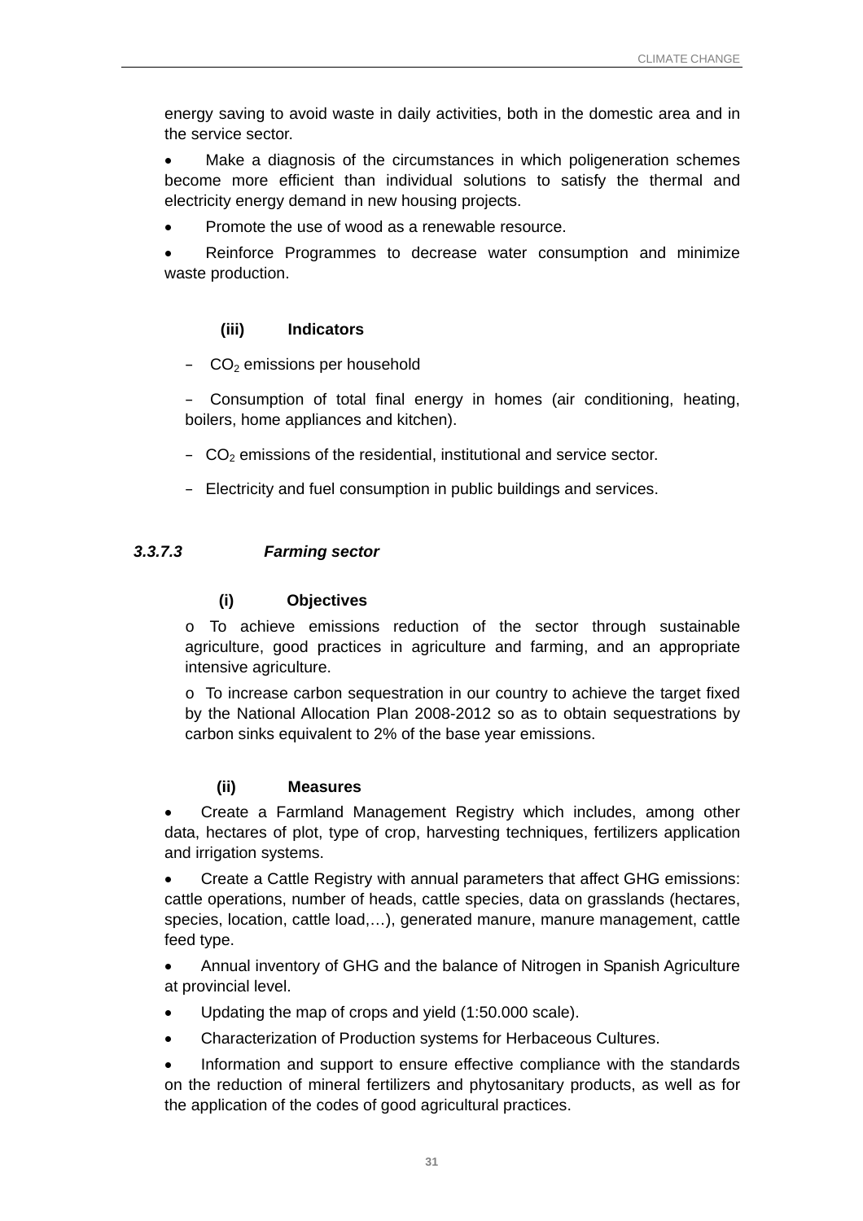energy saving to avoid waste in daily activities, both in the domestic area and in the service sector.

- Make a diagnosis of the circumstances in which poligeneration schemes become more efficient than individual solutions to satisfy the thermal and electricity energy demand in new housing projects.
- Promote the use of wood as a renewable resource.
- Reinforce Programmes to decrease water consumption and minimize waste production.

**(iii) Indicators**

- $CO_2$ emissions per household
- Consumption of total final energy in homes (air conditioning, heating, boilers, home appliances and kitchen).
- $CO_2$ emissions of the residential, institutional and service sector.
- Electricity and fuel consumption in public buildings and services.

#### *3.3.7.3 Farming sector*

**(i) Objectives**

o To achieve emissions reduction of the sector through sustainable agriculture, good practices in agriculture and farming, and an appropriate intensive agriculture.

o To increase carbon sequestration in our country to achieve the target fixed by the National Allocation Plan 2008-2012 so as to obtain sequestrations by carbon sinks equivalent to 2% of the base year emissions.

**(ii) Measures**

- Create a Farmland Management Registry which includes, among other data, hectares of plot, type of crop, harvesting techniques, fertilizers application and irrigation systems.
- Create a Cattle Registry with annual parameters that affect GHG emissions: cattle operations, number of heads, cattle species, data on grasslands (hectares, species, location, cattle load,…), generated manure, manure management, cattle feed type.
- Annual inventory of GHG and the balance of Nitrogen in Spanish Agriculture at provincial level.
- Updating the map of crops and yield (1:50.000 scale).
- Characterization of Production systems for Herbaceous Cultures.
- Information and support to ensure effective compliance with the standards on the reduction of mineral fertilizers and phytosanitary products, as well as for the application of the codes of good agricultural practices.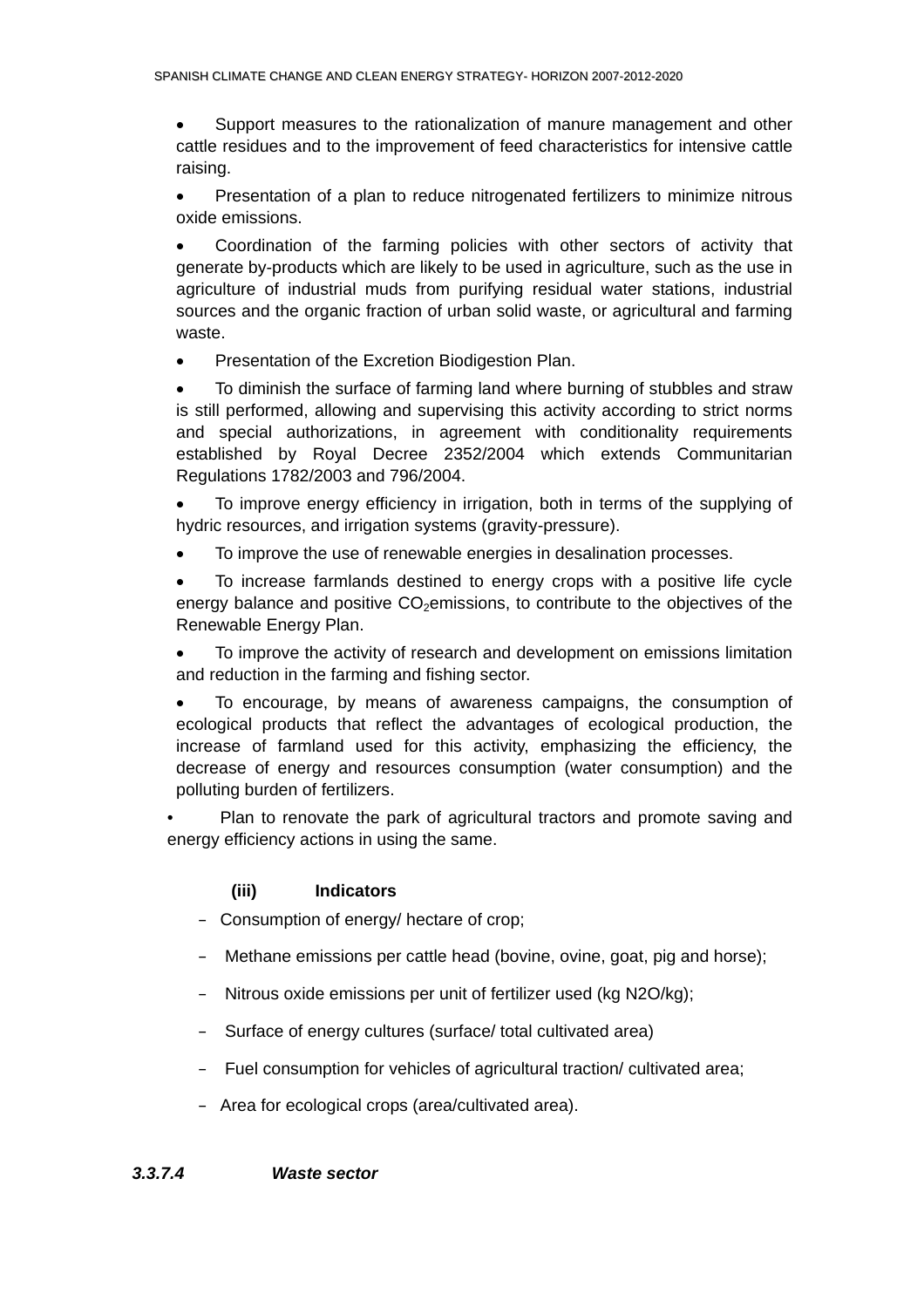- Support measures to the rationalization of manure management and other cattle residues and to the improvement of feed characteristics for intensive cattle raising.
- Presentation of a plan to reduce nitrogenated fertilizers to minimize nitrous oxide emissions.
- Coordination of the farming policies with other sectors of activity that generate by-products which are likely to be used in agriculture, such as the use in agriculture of industrial muds from purifying residual water stations, industrial sources and the organic fraction of urban solid waste, or agricultural and farming waste.
- Presentation of the Excretion Biodigestion Plan.
- To diminish the surface of farming land where burning of stubbles and straw is still performed, allowing and supervising this activity according to strict norms and special authorizations, in agreement with conditionality requirements established by Royal Decree 2352/2004 which extends Communitarian Regulations 1782/2003 and 796/2004.
- To improve energy efficiency in irrigation, both in terms of the supplying of hydric resources, and irrigation systems (gravity-pressure).
- To improve the use of renewable energies in desalination processes.
- To increase farmlands destined to energy crops with a positive life cycle energy balance and positive $CO_2$emissions, to contribute to the objectives of the Renewable Energy Plan.
- To improve the activity of research and development on emissions limitation and reduction in the farming and fishing sector.
- To encourage, by means of awareness campaigns, the consumption of ecological products that reflect the advantages of ecological production, the increase of farmland used for this activity, emphasizing the efficiency, the decrease of energy and resources consumption (water consumption) and the polluting burden of fertilizers.
- Plan to renovate the park of agricultural tractors and promote saving and energy efficiency actions in using the same.

**(iii) Indicators**

- Consumption of energy/ hectare of crop;
- Methane emissions per cattle head (bovine, ovine, goat, pig and horse);
- Nitrous oxide emissions per unit of fertilizer used (kg N2O/kg);
- Surface of energy cultures (surface/ total cultivated area)
- Fuel consumption for vehicles of agricultural traction/ cultivated area;
- Area for ecological crops (area/cultivated area).

#### ***3.3.7.4 Waste sector***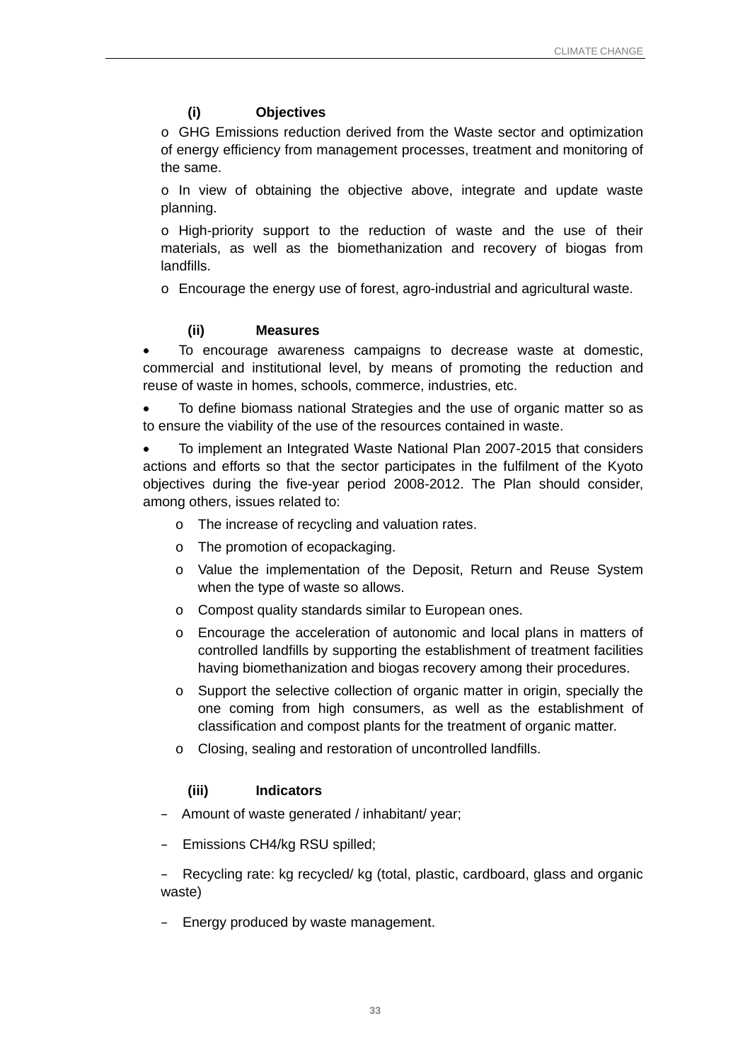#### (i) Objectives

- GHG Emissions reduction derived from the Waste sector and optimization of energy efficiency from management processes, treatment and monitoring of the same.
- In view of obtaining the objective above, integrate and update waste planning.
- High-priority support to the reduction of waste and the use of their materials, as well as the biomethanization and recovery of biogas from landfills.
- Encourage the energy use of forest, agro-industrial and agricultural waste.

#### (ii) Measures

- To encourage awareness campaigns to decrease waste at domestic, commercial and institutional level, by means of promoting the reduction and reuse of waste in homes, schools, commerce, industries, etc.
- To define biomass national Strategies and the use of organic matter so as to ensure the viability of the use of the resources contained in waste.
- To implement an Integrated Waste National Plan 2007-2015 that considers actions and efforts so that the sector participates in the fulfilment of the Kyoto objectives during the five-year period 2008-2012. The Plan should consider, among others, issues related to:
    - The increase of recycling and valuation rates.
    - The promotion of ecopackaging.
    - Value the implementation of the Deposit, Return and Reuse System when the type of waste so allows.
    - Compost quality standards similar to European ones.
    - Encourage the acceleration of autonomic and local plans in matters of controlled landfills by supporting the establishment of treatment facilities having biomethanization and biogas recovery among their procedures.
    - Support the selective collection of organic matter in origin, specially the one coming from high consumers, as well as the establishment of classification and compost plants for the treatment of organic matter.
    - Closing, sealing and restoration of uncontrolled landfills.

#### (iii) Indicators

- Amount of waste generated / inhabitant/ year;
- Emissions $CH_4$/kg RSU spilled;
- Recycling rate: kg recycled/ kg (total, plastic, cardboard, glass and organic waste)
- Energy produced by waste management.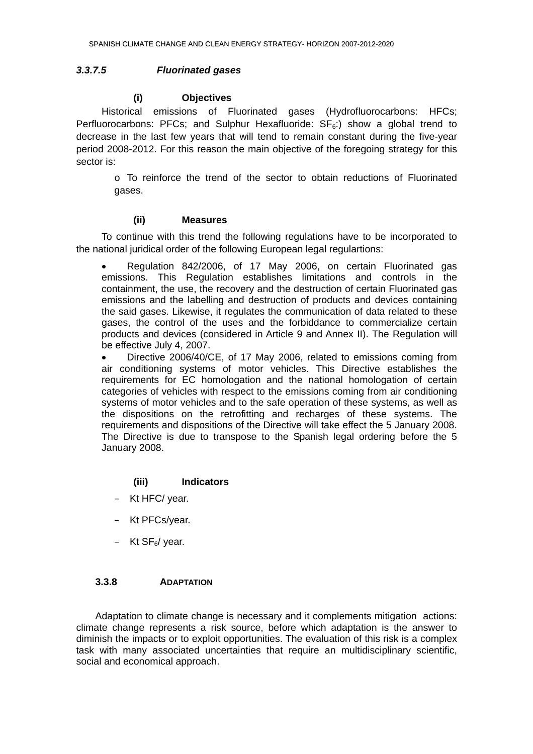#### *3.3.7.5 Fluorinated gases*

**(i) Objectives**

Historical emissions of Fluorinated gases (Hydrofluorocarbons: HFCs; Perfluorocarbons: PFCs; and Sulphur Hexafluoride: $SF_6$:) show a global trend to decrease in the last few years that will tend to remain constant during the five-year period 2008-2012. For this reason the main objective of the foregoing strategy for this sector is:

- To reinforce the trend of the sector to obtain reductions of Fluorinated gases.

**(ii) Measures**

To continue with this trend the following regulations have to be incorporated to the national juridical order of the following European legal regulartions:

- Regulation 842/2006, of 17 May 2006, on certain Fluorinated gas emissions. This Regulation establishes limitations and controls in the containment, the use, the recovery and the destruction of certain Fluorinated gas emissions and the labelling and destruction of products and devices containing the said gases. Likewise, it regulates the communication of data related to these gases, the control of the uses and the forbiddance to commercialize certain products and devices (considered in Article 9 and Annex II). The Regulation will be effective July 4, 2007.
- Directive 2006/40/CE, of 17 May 2006, related to emissions coming from air conditioning systems of motor vehicles. This Directive establishes the requirements for EC homologation and the national homologation of certain categories of vehicles with respect to the emissions coming from air conditioning systems of motor vehicles and to the safe operation of these systems, as well as the dispositions on the retrofitting and recharges of these systems. The requirements and dispositions of the Directive will take effect the 5 January 2008. The Directive is due to transpose to the Spanish legal ordering before the 5 January 2008.

**(iii) Indicators**

- Kt HFC/ year.
- Kt PFCs/year.
- Kt $SF_6$/ year.

### 3.3.8 ADAPTATION

Adaptation to climate change is necessary and it complements mitigation actions: climate change represents a risk source, before which adaptation is the answer to diminish the impacts or to exploit opportunities. The evaluation of this risk is a complex task with many associated uncertainties that require an multidisciplinary scientific, social and economical approach.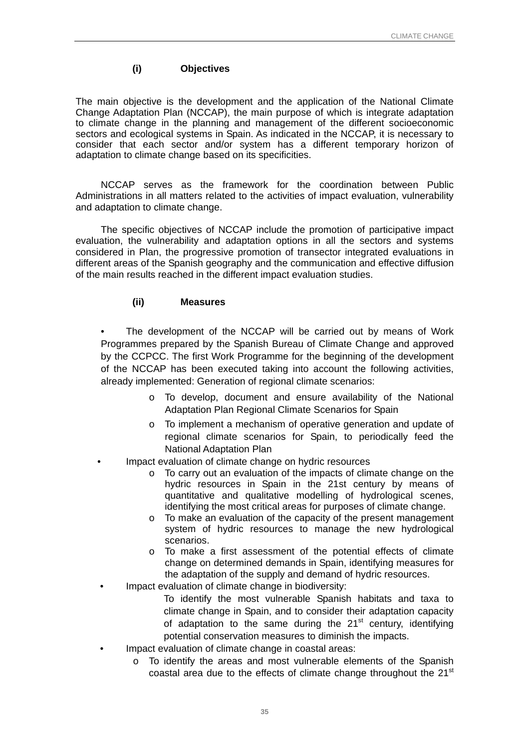### (i) Objectives

The main objective is the development and the application of the National Climate Change Adaptation Plan (NCCAP), the main purpose of which is integrate adaptation to climate change in the planning and management of the different socioeconomic sectors and ecological systems in Spain. As indicated in the NCCAP, it is necessary to consider that each sector and/or system has a different temporary horizon of adaptation to climate change based on its specificities.

NCCAP serves as the framework for the coordination between Public Administrations in all matters related to the activities of impact evaluation, vulnerability and adaptation to climate change.

The specific objectives of NCCAP include the promotion of participative impact evaluation, the vulnerability and adaptation options in all the sectors and systems considered in Plan, the progressive promotion of transector integrated evaluations in different areas of the Spanish geography and the communication and effective diffusion of the main results reached in the different impact evaluation studies.

### (ii) Measures

- The development of the NCCAP will be carried out by means of Work Programmes prepared by the Spanish Bureau of Climate Change and approved by the CCPCC. The first Work Programme for the beginning of the development of the NCCAP has been executed taking into account the following activities, already implemented: Generation of regional climate scenarios:
    - To develop, document and ensure availability of the National Adaptation Plan Regional Climate Scenarios for Spain
    - To implement a mechanism of operative generation and update of regional climate scenarios for Spain, to periodically feed the National Adaptation Plan
- Impact evaluation of climate change on hydric resources
    - To carry out an evaluation of the impacts of climate change on the hydric resources in Spain in the 21st century by means of quantitative and qualitative modelling of hydrological scenes, identifying the most critical areas for purposes of climate change.
    - To make an evaluation of the capacity of the present management system of hydric resources to manage the new hydrological scenarios.
    - To make a first assessment of the potential effects of climate change on determined demands in Spain, identifying measures for the adaptation of the supply and demand of hydric resources.
- Impact evaluation of climate change in biodiversity:

    To identify the most vulnerable Spanish habitats and taxa to climate change in Spain, and to consider their adaptation capacity of adaptation to the same during the 21st century, identifying potential conservation measures to diminish the impacts.
- Impact evaluation of climate change in coastal areas:
    - To identify the areas and most vulnerable elements of the Spanish coastal area due to the effects of climate change throughout the 21st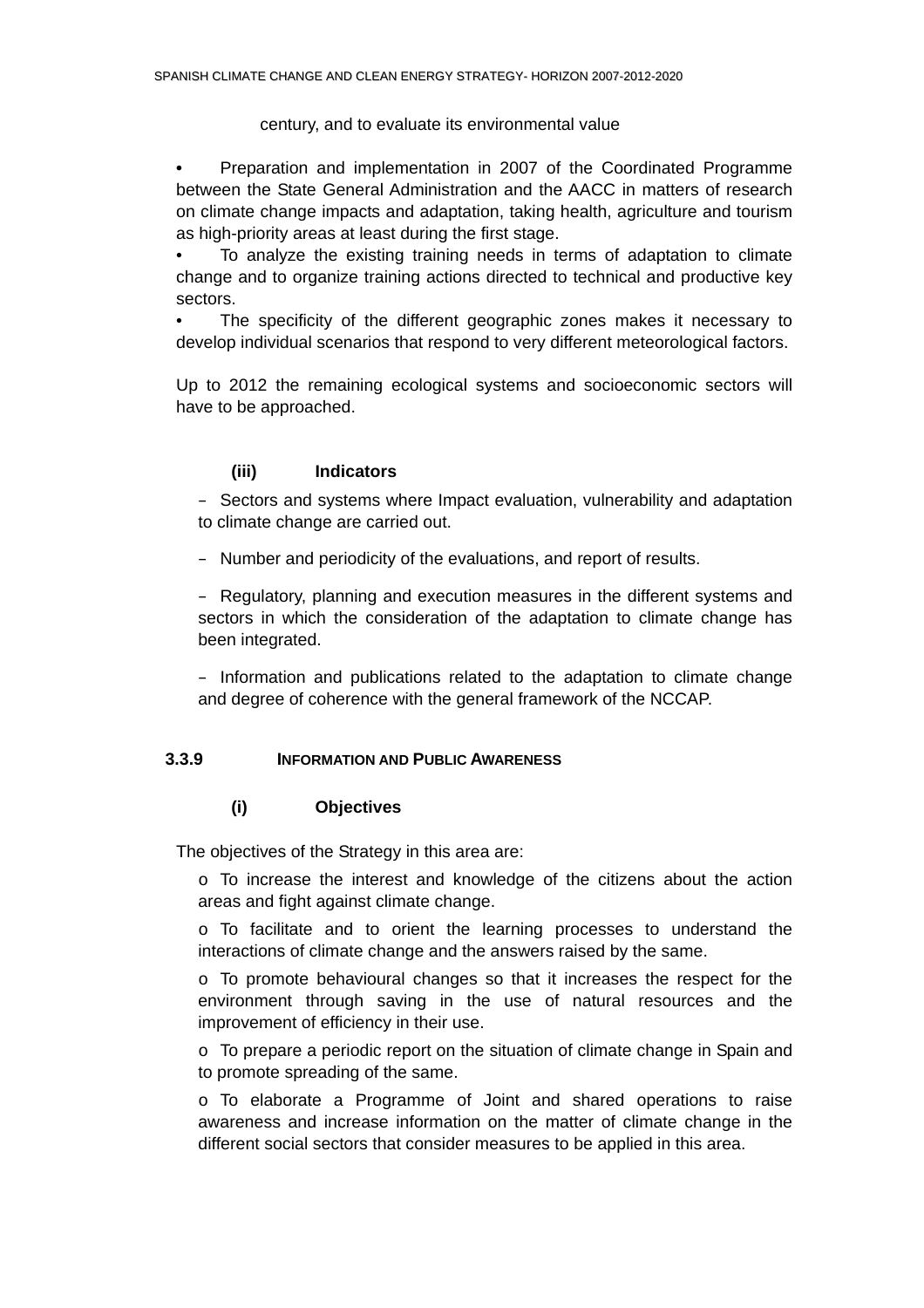century, and to evaluate its environmental value

- Preparation and implementation in 2007 of the Coordinated Programme between the State General Administration and the AACC in matters of research on climate change impacts and adaptation, taking health, agriculture and tourism as high-priority areas at least during the first stage.
- To analyze the existing training needs in terms of adaptation to climate change and to organize training actions directed to technical and productive key sectors.
- The specificity of the different geographic zones makes it necessary to develop individual scenarios that respond to very different meteorological factors.

Up to 2012 the remaining ecological systems and socioeconomic sectors will have to be approached.

#### (iii) Indicators

- Sectors and systems where Impact evaluation, vulnerability and adaptation to climate change are carried out.
- Number and periodicity of the evaluations, and report of results.
- Regulatory, planning and execution measures in the different systems and sectors in which the consideration of the adaptation to climate change has been integrated.
- Information and publications related to the adaptation to climate change and degree of coherence with the general framework of the NCCAP.

### 3.3.9 Information and Public Awareness

#### (i) Objectives

The objectives of the Strategy in this area are:

- To increase the interest and knowledge of the citizens about the action areas and fight against climate change.
- To facilitate and to orient the learning processes to understand the interactions of climate change and the answers raised by the same.
- To promote behavioural changes so that it increases the respect for the environment through saving in the use of natural resources and the improvement of efficiency in their use.
- To prepare a periodic report on the situation of climate change in Spain and to promote spreading of the same.
- To elaborate a Programme of Joint and shared operations to raise awareness and increase information on the matter of climate change in the different social sectors that consider measures to be applied in this area.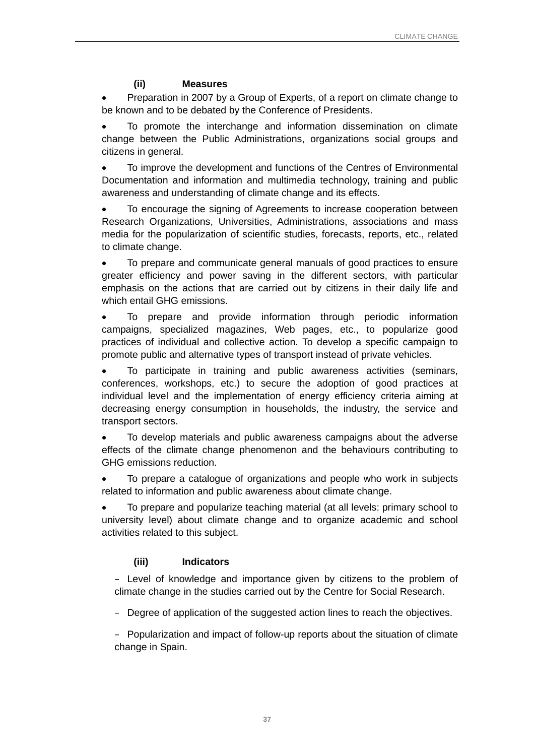#### (ii) Measures

- Preparation in 2007 by a Group of Experts, of a report on climate change to be known and to be debated by the Conference of Presidents.
- To promote the interchange and information dissemination on climate change between the Public Administrations, organizations social groups and citizens in general.
- To improve the development and functions of the Centres of Environmental Documentation and information and multimedia technology, training and public awareness and understanding of climate change and its effects.
- To encourage the signing of Agreements to increase cooperation between Research Organizations, Universities, Administrations, associations and mass media for the popularization of scientific studies, forecasts, reports, etc., related to climate change.
- To prepare and communicate general manuals of good practices to ensure greater efficiency and power saving in the different sectors, with particular emphasis on the actions that are carried out by citizens in their daily life and which entail GHG emissions.
- To prepare and provide information through periodic information campaigns, specialized magazines, Web pages, etc., to popularize good practices of individual and collective action. To develop a specific campaign to promote public and alternative types of transport instead of private vehicles.
- To participate in training and public awareness activities (seminars, conferences, workshops, etc.) to secure the adoption of good practices at individual level and the implementation of energy efficiency criteria aiming at decreasing energy consumption in households, the industry, the service and transport sectors.
- To develop materials and public awareness campaigns about the adverse effects of the climate change phenomenon and the behaviours contributing to GHG emissions reduction.
- To prepare a catalogue of organizations and people who work in subjects related to information and public awareness about climate change.
- To prepare and popularize teaching material (at all levels: primary school to university level) about climate change and to organize academic and school activities related to this subject.

#### (iii) Indicators

- Level of knowledge and importance given by citizens to the problem of climate change in the studies carried out by the Centre for Social Research.
- Degree of application of the suggested action lines to reach the objectives.
- Popularization and impact of follow-up reports about the situation of climate change in Spain.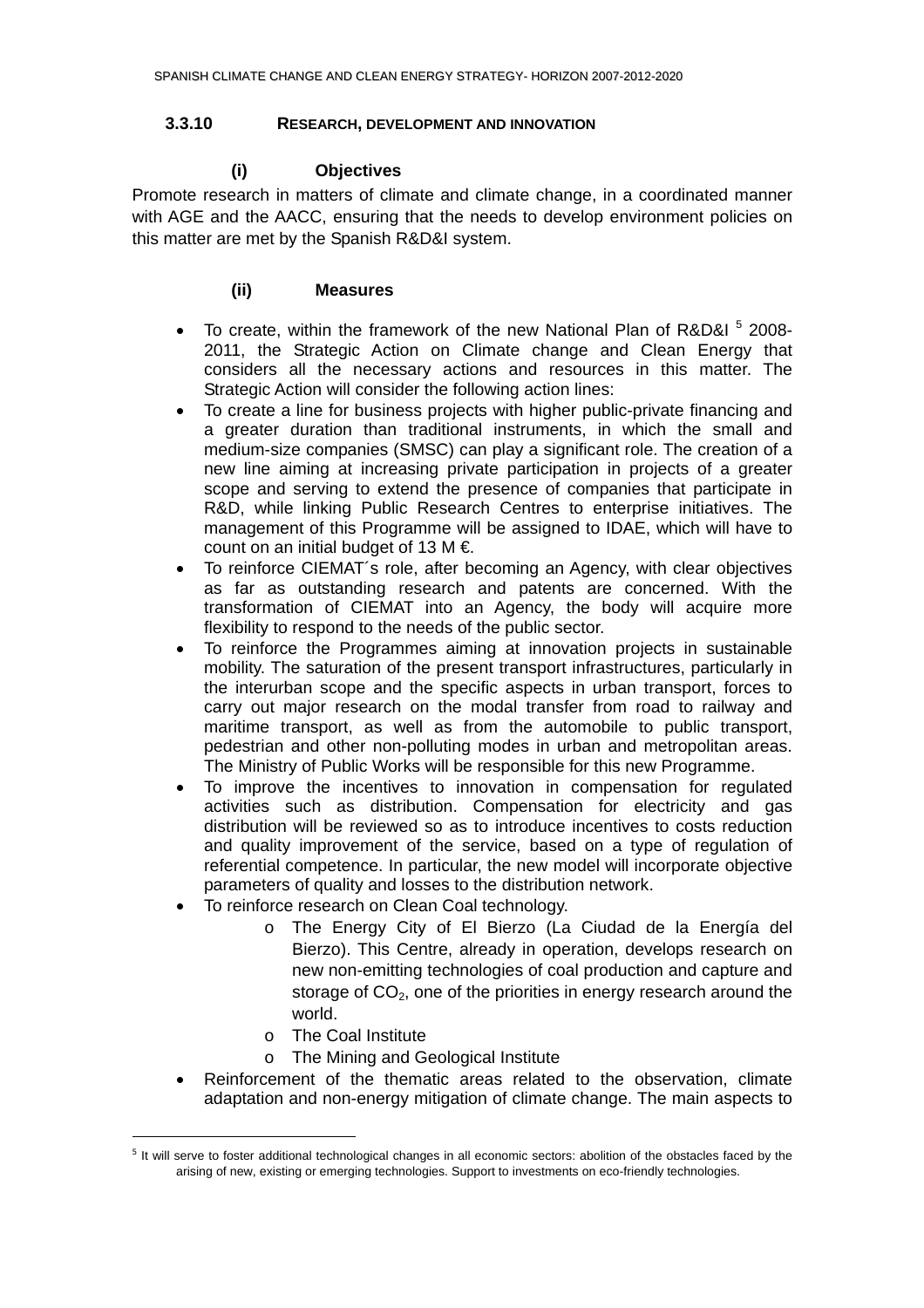### 3.3.10 RESEARCH, DEVELOPMENT AND INNOVATION

#### (i) Objectives

Promote research in matters of climate and climate change, in a coordinated manner with AGE and the AACC, ensuring that the needs to develop environment policies on this matter are met by the Spanish R&D&I system.

#### (ii) Measures

- To create, within the framework of the new National Plan of R&D&I [5] 2008-2011, the Strategic Action on Climate change and Clean Energy that considers all the necessary actions and resources in this matter. The Strategic Action will consider the following action lines:
- To create a line for business projects with higher public-private financing and a greater duration than traditional instruments, in which the small and medium-size companies (SMSC) can play a significant role. The creation of a new line aiming at increasing private participation in projects of a greater scope and serving to extend the presence of companies that participate in R&D, while linking Public Research Centres to enterprise initiatives. The management of this Programme will be assigned to IDAE, which will have to count on an initial budget of 13 M €.
- To reinforce CIEMAT´s role, after becoming an Agency, with clear objectives as far as outstanding research and patents are concerned. With the transformation of CIEMAT into an Agency, the body will acquire more flexibility to respond to the needs of the public sector.
- To reinforce the Programmes aiming at innovation projects in sustainable mobility. The saturation of the present transport infrastructures, particularly in the interurban scope and the specific aspects in urban transport, forces to carry out major research on the modal transfer from road to railway and maritime transport, as well as from the automobile to public transport, pedestrian and other non-polluting modes in urban and metropolitan areas. The Ministry of Public Works will be responsible for this new Programme.
- To improve the incentives to innovation in compensation for regulated activities such as distribution. Compensation for electricity and gas distribution will be reviewed so as to introduce incentives to costs reduction and quality improvement of the service, based on a type of regulation of referential competence. In particular, the new model will incorporate objective parameters of quality and losses to the distribution network.
- To reinforce research on Clean Coal technology.
    - The Energy City of El Bierzo (La Ciudad de la Energía del Bierzo). This Centre, already in operation, develops research on new non-emitting technologies of coal production and capture and storage of $CO_2$, one of the priorities in energy research around the world.
    - The Coal Institute
    - The Mining and Geological Institute
- Reinforcement of the thematic areas related to the observation, climate adaptation and non-energy mitigation of climate change. The main aspects to

---

[5] It will serve to foster additional technological changes in all economic sectors: abolition of the obstacles faced by the arising of new, existing or emerging technologies. Support to investments on eco-friendly technologies.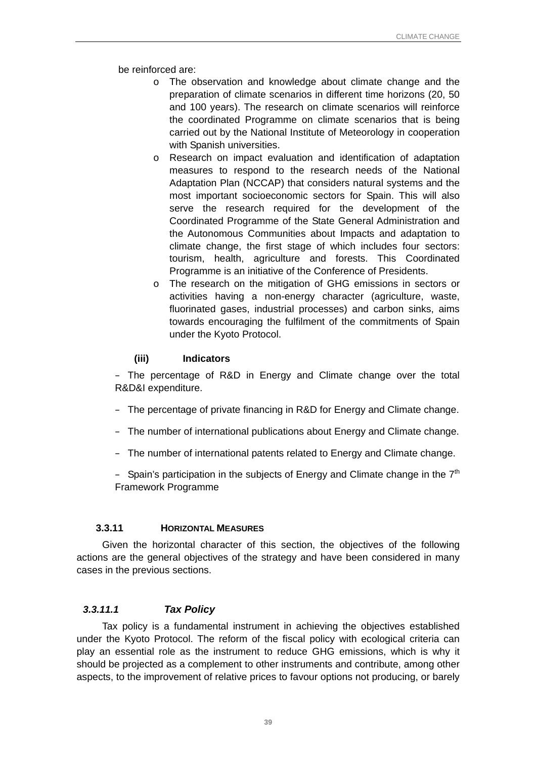be reinforced are:

- The observation and knowledge about climate change and the preparation of climate scenarios in different time horizons (20, 50 and 100 years). The research on climate scenarios will reinforce the coordinated Programme on climate scenarios that is being carried out by the National Institute of Meteorology in cooperation with Spanish universities.
- Research on impact evaluation and identification of adaptation measures to respond to the research needs of the National Adaptation Plan (NCCAP) that considers natural systems and the most important socioeconomic sectors for Spain. This will also serve the research required for the development of the Coordinated Programme of the State General Administration and the Autonomous Communities about Impacts and adaptation to climate change, the first stage of which includes four sectors: tourism, health, agriculture and forests. This Coordinated Programme is an initiative of the Conference of Presidents.
- The research on the mitigation of GHG emissions in sectors or activities having a non-energy character (agriculture, waste, fluorinated gases, industrial processes) and carbon sinks, aims towards encouraging the fulfilment of the commitments of Spain under the Kyoto Protocol.

**(iii) Indicators**

- The percentage of R&D in Energy and Climate change over the total R&D&I expenditure.
- The percentage of private financing in R&D for Energy and Climate change.
- The number of international publications about Energy and Climate change.
- The number of international patents related to Energy and Climate change.
- Spain's participation in the subjects of Energy and Climate change in the 7th Framework Programme

### 3.3.11 HORIZONTAL MEASURES

Given the horizontal character of this section, the objectives of the following actions are the general objectives of the strategy and have been considered in many cases in the previous sections.

#### *3.3.11.1 Tax Policy*

Tax policy is a fundamental instrument in achieving the objectives established under the Kyoto Protocol. The reform of the fiscal policy with ecological criteria can play an essential role as the instrument to reduce GHG emissions, which is why it should be projected as a complement to other instruments and contribute, among other aspects, to the improvement of relative prices to favour options not producing, or barely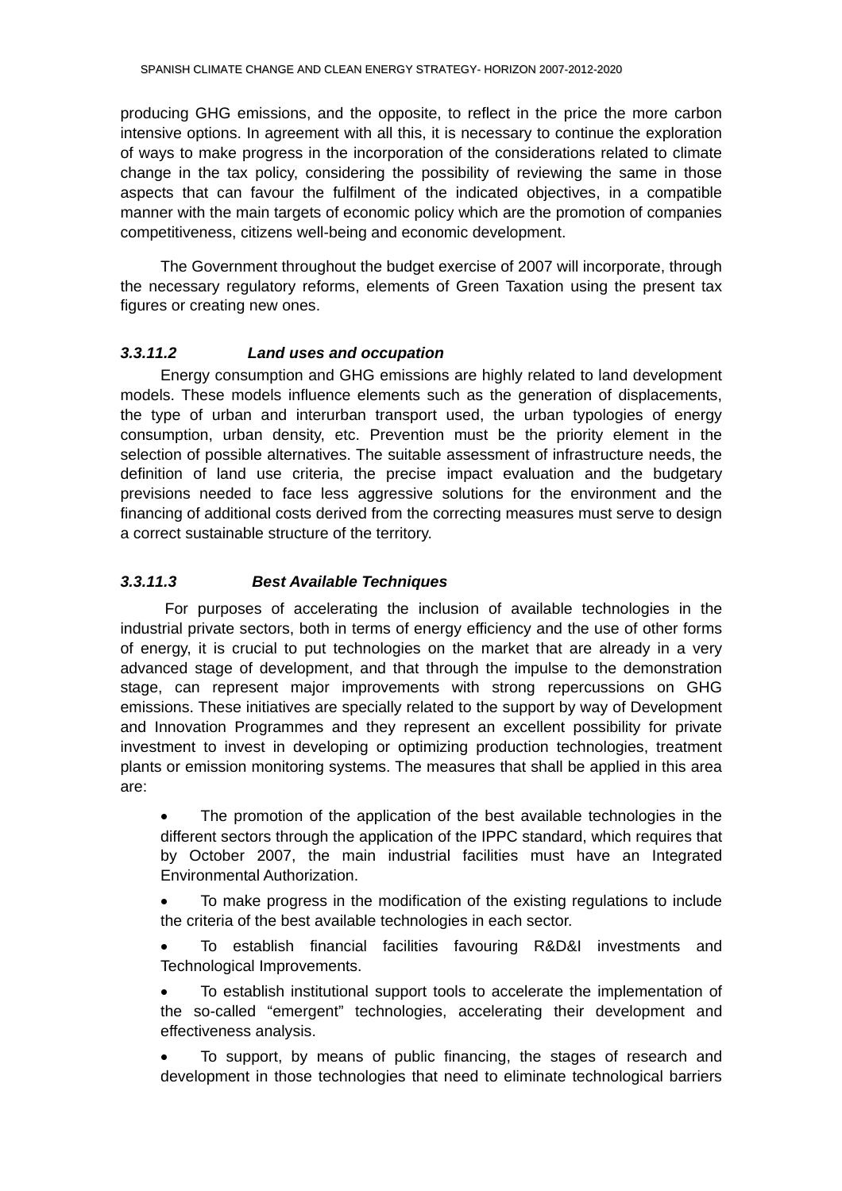producing GHG emissions, and the opposite, to reflect in the price the more carbon intensive options. In agreement with all this, it is necessary to continue the exploration of ways to make progress in the incorporation of the considerations related to climate change in the tax policy, considering the possibility of reviewing the same in those aspects that can favour the fulfilment of the indicated objectives, in a compatible manner with the main targets of economic policy which are the promotion of companies competitiveness, citizens well-being and economic development.

The Government throughout the budget exercise of 2007 will incorporate, through the necessary regulatory reforms, elements of Green Taxation using the present tax figures or creating new ones.

#### *3.3.11.2 Land uses and occupation*

Energy consumption and GHG emissions are highly related to land development models. These models influence elements such as the generation of displacements, the type of urban and interurban transport used, the urban typologies of energy consumption, urban density, etc. Prevention must be the priority element in the selection of possible alternatives. The suitable assessment of infrastructure needs, the definition of land use criteria, the precise impact evaluation and the budgetary previsions needed to face less aggressive solutions for the environment and the financing of additional costs derived from the correcting measures must serve to design a correct sustainable structure of the territory.

#### *3.3.11.3 Best Available Techniques*

For purposes of accelerating the inclusion of available technologies in the industrial private sectors, both in terms of energy efficiency and the use of other forms of energy, it is crucial to put technologies on the market that are already in a very advanced stage of development, and that through the impulse to the demonstration stage, can represent major improvements with strong repercussions on GHG emissions. These initiatives are specially related to the support by way of Development and Innovation Programmes and they represent an excellent possibility for private investment to invest in developing or optimizing production technologies, treatment plants or emission monitoring systems. The measures that shall be applied in this area are:

- The promotion of the application of the best available technologies in the different sectors through the application of the IPPC standard, which requires that by October 2007, the main industrial facilities must have an Integrated Environmental Authorization.
- To make progress in the modification of the existing regulations to include the criteria of the best available technologies in each sector.
- To establish financial facilities favouring R&D&I investments and Technological Improvements.
- To establish institutional support tools to accelerate the implementation of the so-called "emergent" technologies, accelerating their development and effectiveness analysis.
- To support, by means of public financing, the stages of research and development in those technologies that need to eliminate technological barriers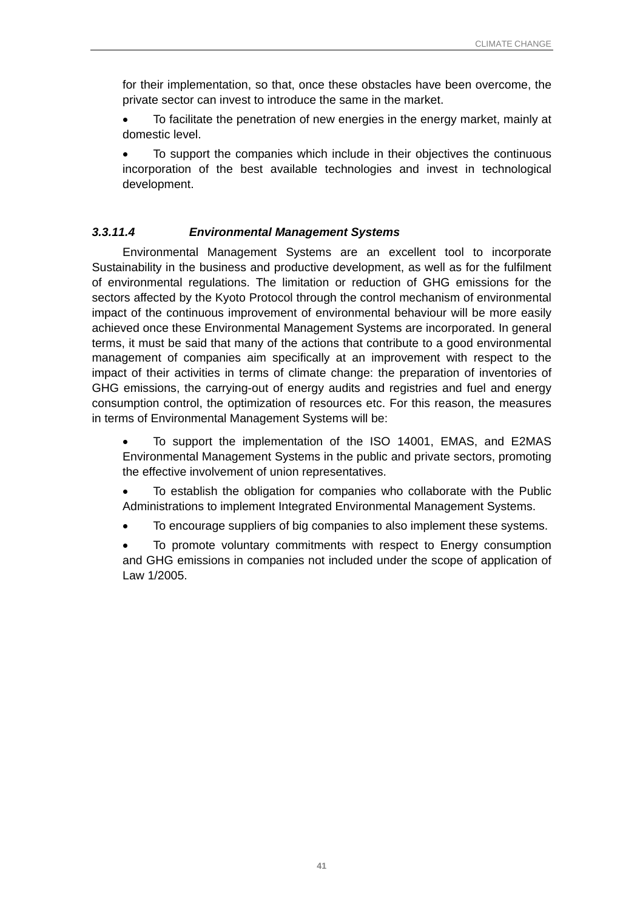for their implementation, so that, once these obstacles have been overcome, the private sector can invest to introduce the same in the market.

- To facilitate the penetration of new energies in the energy market, mainly at domestic level.
- To support the companies which include in their objectives the continuous incorporation of the best available technologies and invest in technological development.

#### *3.3.11.4 Environmental Management Systems*

Environmental Management Systems are an excellent tool to incorporate Sustainability in the business and productive development, as well as for the fulfilment of environmental regulations. The limitation or reduction of GHG emissions for the sectors affected by the Kyoto Protocol through the control mechanism of environmental impact of the continuous improvement of environmental behaviour will be more easily achieved once these Environmental Management Systems are incorporated. In general terms, it must be said that many of the actions that contribute to a good environmental management of companies aim specifically at an improvement with respect to the impact of their activities in terms of climate change: the preparation of inventories of GHG emissions, the carrying-out of energy audits and registries and fuel and energy consumption control, the optimization of resources etc. For this reason, the measures in terms of Environmental Management Systems will be:

- To support the implementation of the ISO 14001, EMAS, and E2MAS Environmental Management Systems in the public and private sectors, promoting the effective involvement of union representatives.
- To establish the obligation for companies who collaborate with the Public Administrations to implement Integrated Environmental Management Systems.
- To encourage suppliers of big companies to also implement these systems.
- To promote voluntary commitments with respect to Energy consumption and GHG emissions in companies not included under the scope of application of Law 1/2005.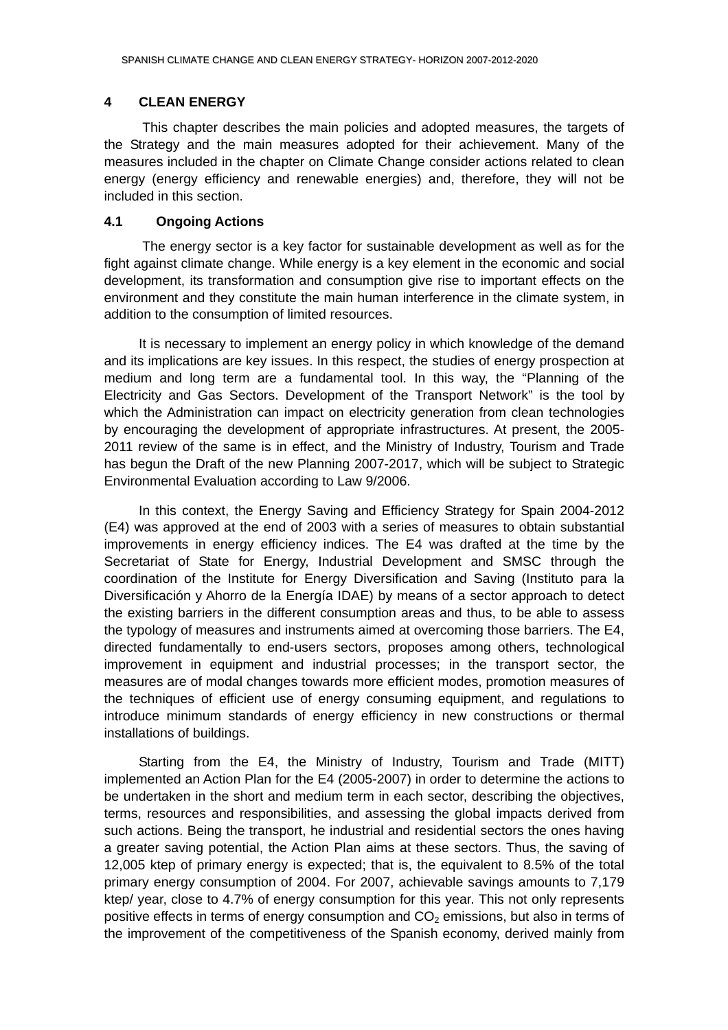## 4 CLEAN ENERGY

This chapter describes the main policies and adopted measures, the targets of the Strategy and the main measures adopted for their achievement. Many of the measures included in the chapter on Climate Change consider actions related to clean energy (energy efficiency and renewable energies) and, therefore, they will not be included in this section.

### 4.1 Ongoing Actions

The energy sector is a key factor for sustainable development as well as for the fight against climate change. While energy is a key element in the economic and social development, its transformation and consumption give rise to important effects on the environment and they constitute the main human interference in the climate system, in addition to the consumption of limited resources.

It is necessary to implement an energy policy in which knowledge of the demand and its implications are key issues. In this respect, the studies of energy prospection at medium and long term are a fundamental tool. In this way, the "Planning of the Electricity and Gas Sectors. Development of the Transport Network" is the tool by which the Administration can impact on electricity generation from clean technologies by encouraging the development of appropriate infrastructures. At present, the 2005-2011 review of the same is in effect, and the Ministry of Industry, Tourism and Trade has begun the Draft of the new Planning 2007-2017, which will be subject to Strategic Environmental Evaluation according to Law 9/2006.

In this context, the Energy Saving and Efficiency Strategy for Spain 2004-2012 (E4) was approved at the end of 2003 with a series of measures to obtain substantial improvements in energy efficiency indices. The E4 was drafted at the time by the Secretariat of State for Energy, Industrial Development and SMSC through the coordination of the Institute for Energy Diversification and Saving (Instituto para la Diversificación y Ahorro de la Energía IDAE) by means of a sector approach to detect the existing barriers in the different consumption areas and thus, to be able to assess the typology of measures and instruments aimed at overcoming those barriers. The E4, directed fundamentally to end-users sectors, proposes among others, technological improvement in equipment and industrial processes; in the transport sector, the measures are of modal changes towards more efficient modes, promotion measures of the techniques of efficient use of energy consuming equipment, and regulations to introduce minimum standards of energy efficiency in new constructions or thermal installations of buildings.

Starting from the E4, the Ministry of Industry, Tourism and Trade (MITT) implemented an Action Plan for the E4 (2005-2007) in order to determine the actions to be undertaken in the short and medium term in each sector, describing the objectives, terms, resources and responsibilities, and assessing the global impacts derived from such actions. Being the transport, he industrial and residential sectors the ones having a greater saving potential, the Action Plan aims at these sectors. Thus, the saving of 12,005 ktep of primary energy is expected; that is, the equivalent to 8.5% of the total primary energy consumption of 2004. For 2007, achievable savings amounts to 7,179 ktep/ year, close to 4.7% of energy consumption for this year. This not only represents positive effects in terms of energy consumption and $CO_2$ emissions, but also in terms of the improvement of the competitiveness of the Spanish economy, derived mainly from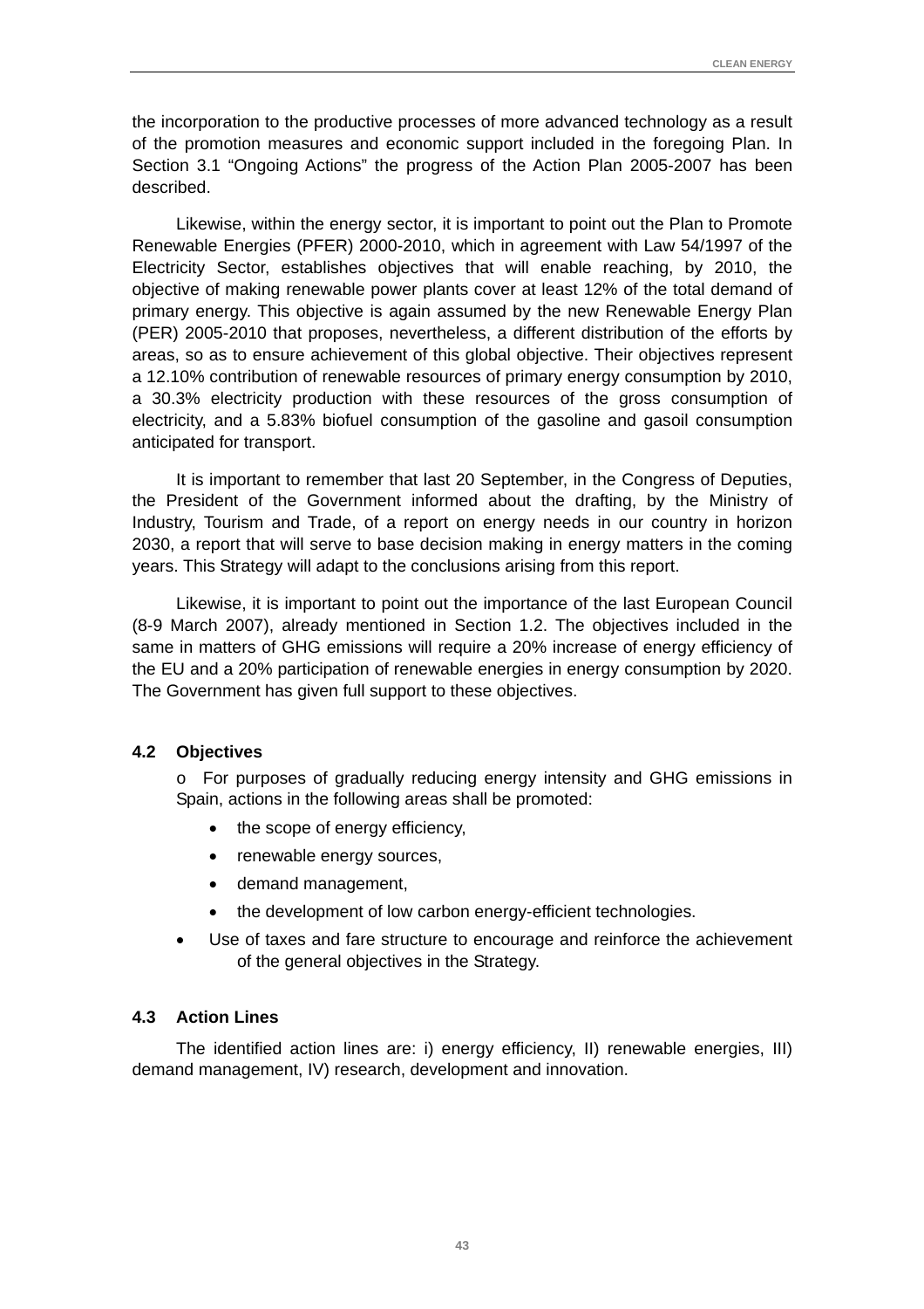the incorporation to the productive processes of more advanced technology as a result of the promotion measures and economic support included in the foregoing Plan. In Section 3.1 "Ongoing Actions" the progress of the Action Plan 2005-2007 has been described.

Likewise, within the energy sector, it is important to point out the Plan to Promote Renewable Energies (PFER) 2000-2010, which in agreement with Law 54/1997 of the Electricity Sector, establishes objectives that will enable reaching, by 2010, the objective of making renewable power plants cover at least 12% of the total demand of primary energy. This objective is again assumed by the new Renewable Energy Plan (PER) 2005-2010 that proposes, nevertheless, a different distribution of the efforts by areas, so as to ensure achievement of this global objective. Their objectives represent a 12.10% contribution of renewable resources of primary energy consumption by 2010, a 30.3% electricity production with these resources of the gross consumption of electricity, and a 5.83% biofuel consumption of the gasoline and gasoil consumption anticipated for transport.

It is important to remember that last 20 September, in the Congress of Deputies, the President of the Government informed about the drafting, by the Ministry of Industry, Tourism and Trade, of a report on energy needs in our country in horizon 2030, a report that will serve to base decision making in energy matters in the coming years. This Strategy will adapt to the conclusions arising from this report.

Likewise, it is important to point out the importance of the last European Council (8-9 March 2007), already mentioned in Section 1.2. The objectives included in the same in matters of GHG emissions will require a 20% increase of energy efficiency of the EU and a 20% participation of renewable energies in energy consumption by 2020. The Government has given full support to these objectives.

### 4.2 Objectives

- For purposes of gradually reducing energy intensity and GHG emissions in Spain, actions in the following areas shall be promoted:
  - the scope of energy efficiency,
  - renewable energy sources,
  - demand management,
  - the development of low carbon energy-efficient technologies.
- Use of taxes and fare structure to encourage and reinforce the achievement of the general objectives in the Strategy.

### 4.3 Action Lines

The identified action lines are: i) energy efficiency, II) renewable energies, III) demand management, IV) research, development and innovation.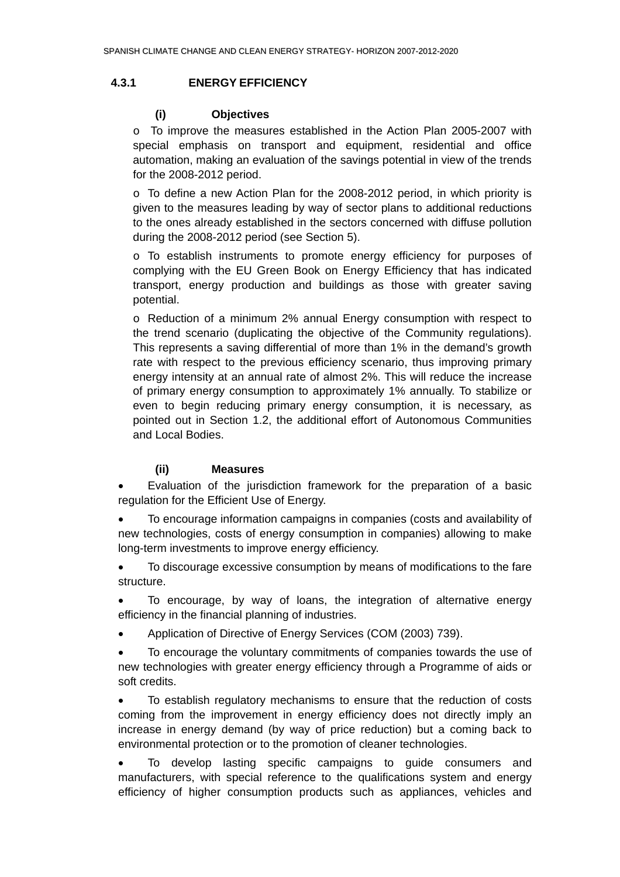### 4.3.1 ENERGY EFFICIENCY

#### (i) Objectives

- To improve the measures established in the Action Plan 2005-2007 with special emphasis on transport and equipment, residential and office automation, making an evaluation of the savings potential in view of the trends for the 2008-2012 period.
- To define a new Action Plan for the 2008-2012 period, in which priority is given to the measures leading by way of sector plans to additional reductions to the ones already established in the sectors concerned with diffuse pollution during the 2008-2012 period (see Section 5).
- To establish instruments to promote energy efficiency for purposes of complying with the EU Green Book on Energy Efficiency that has indicated transport, energy production and buildings as those with greater saving potential.
- Reduction of a minimum 2% annual Energy consumption with respect to the trend scenario (duplicating the objective of the Community regulations). This represents a saving differential of more than 1% in the demand's growth rate with respect to the previous efficiency scenario, thus improving primary energy intensity at an annual rate of almost 2%. This will reduce the increase of primary energy consumption to approximately 1% annually. To stabilize or even to begin reducing primary energy consumption, it is necessary, as pointed out in Section 1.2, the additional effort of Autonomous Communities and Local Bodies.

#### (ii) Measures

- Evaluation of the jurisdiction framework for the preparation of a basic regulation for the Efficient Use of Energy.
- To encourage information campaigns in companies (costs and availability of new technologies, costs of energy consumption in companies) allowing to make long-term investments to improve energy efficiency.
- To discourage excessive consumption by means of modifications to the fare structure.
- To encourage, by way of loans, the integration of alternative energy efficiency in the financial planning of industries.
- Application of Directive of Energy Services (COM (2003) 739).
- To encourage the voluntary commitments of companies towards the use of new technologies with greater energy efficiency through a Programme of aids or soft credits.
- To establish regulatory mechanisms to ensure that the reduction of costs coming from the improvement in energy efficiency does not directly imply an increase in energy demand (by way of price reduction) but a coming back to environmental protection or to the promotion of cleaner technologies.
- To develop lasting specific campaigns to guide consumers and manufacturers, with special reference to the qualifications system and energy efficiency of higher consumption products such as appliances, vehicles and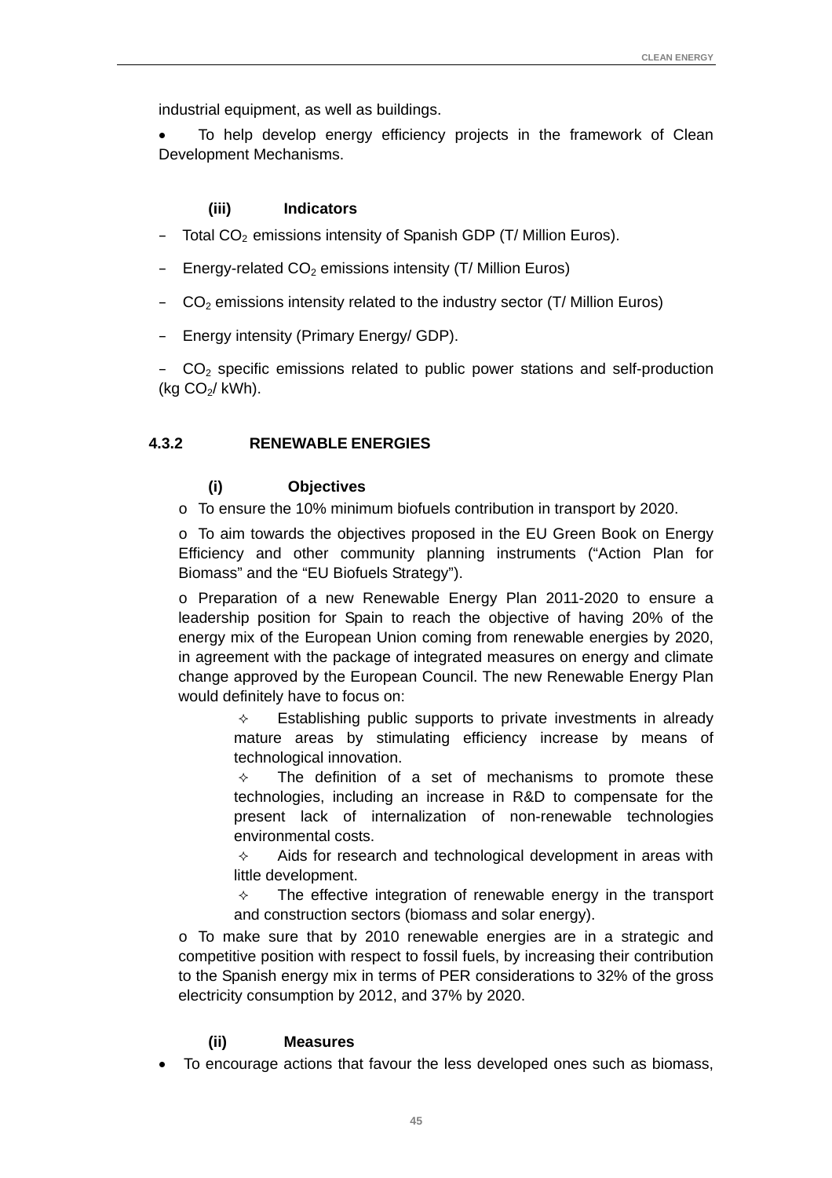industrial equipment, as well as buildings.

- To help develop energy efficiency projects in the framework of Clean Development Mechanisms.

#### (iii) Indicators

- Total $CO_2$ emissions intensity of Spanish GDP (T/ Million Euros).
- Energy-related $CO_2$ emissions intensity (T/ Million Euros)
- $CO_2$ emissions intensity related to the industry sector (T/ Million Euros)
- Energy intensity (Primary Energy/ GDP).
- $CO_2$ specific emissions related to public power stations and self-production (kg $CO_2$/ kWh).

### 4.3.2 RENEWABLE ENERGIES

#### (i) Objectives

- To ensure the 10% minimum biofuels contribution in transport by 2020.
- To aim towards the objectives proposed in the EU Green Book on Energy Efficiency and other community planning instruments ("Action Plan for Biomass" and the "EU Biofuels Strategy").
- Preparation of a new Renewable Energy Plan 2011-2020 to ensure a leadership position for Spain to reach the objective of having 20% of the energy mix of the European Union coming from renewable energies by 2020, in agreement with the package of integrated measures on energy and climate change approved by the European Council. The new Renewable Energy Plan would definitely have to focus on:
  - Establishing public supports to private investments in already mature areas by stimulating efficiency increase by means of technological innovation.
  - The definition of a set of mechanisms to promote these technologies, including an increase in R&D to compensate for the present lack of internalization of non-renewable technologies environmental costs.
  - Aids for research and technological development in areas with little development.
  - The effective integration of renewable energy in the transport and construction sectors (biomass and solar energy).
- To make sure that by 2010 renewable energies are in a strategic and competitive position with respect to fossil fuels, by increasing their contribution to the Spanish energy mix in terms of PER considerations to 32% of the gross electricity consumption by 2012, and 37% by 2020.

#### (ii) Measures

- To encourage actions that favour the less developed ones such as biomass,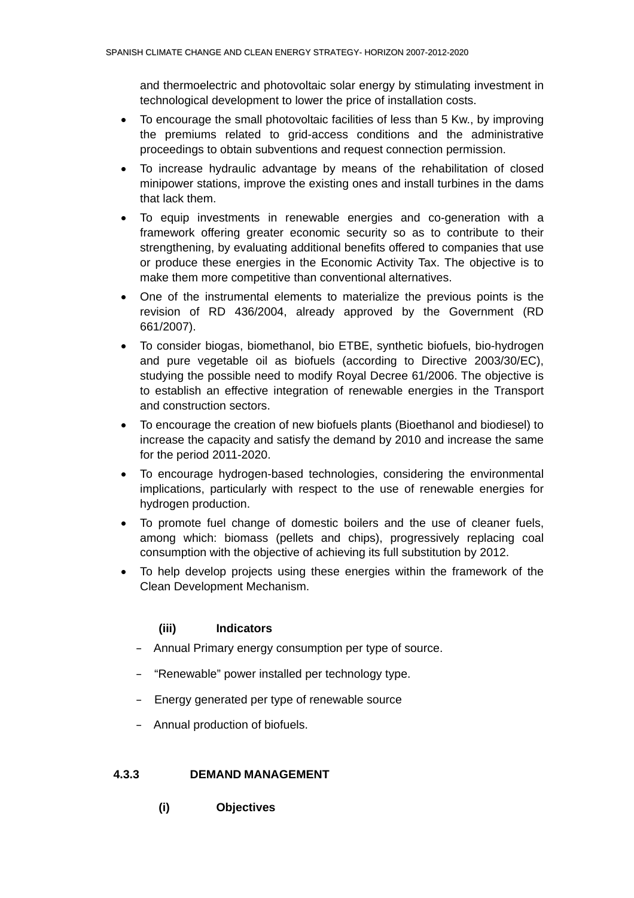and thermoelectric and photovoltaic solar energy by stimulating investment in technological development to lower the price of installation costs.

- To encourage the small photovoltaic facilities of less than 5 Kw., by improving the premiums related to grid-access conditions and the administrative proceedings to obtain subventions and request connection permission.
- To increase hydraulic advantage by means of the rehabilitation of closed minipower stations, improve the existing ones and install turbines in the dams that lack them.
- To equip investments in renewable energies and co-generation with a framework offering greater economic security so as to contribute to their strengthening, by evaluating additional benefits offered to companies that use or produce these energies in the Economic Activity Tax. The objective is to make them more competitive than conventional alternatives.
- One of the instrumental elements to materialize the previous points is the revision of RD 436/2004, already approved by the Government (RD 661/2007).
- To consider biogas, biomethanol, bio ETBE, synthetic biofuels, bio-hydrogen and pure vegetable oil as biofuels (according to Directive 2003/30/EC), studying the possible need to modify Royal Decree 61/2006. The objective is to establish an effective integration of renewable energies in the Transport and construction sectors.
- To encourage the creation of new biofuels plants (Bioethanol and biodiesel) to increase the capacity and satisfy the demand by 2010 and increase the same for the period 2011-2020.
- To encourage hydrogen-based technologies, considering the environmental implications, particularly with respect to the use of renewable energies for hydrogen production.
- To promote fuel change of domestic boilers and the use of cleaner fuels, among which: biomass (pellets and chips), progressively replacing coal consumption with the objective of achieving its full substitution by 2012.
- To help develop projects using these energies within the framework of the Clean Development Mechanism.

**(iii) Indicators**

- Annual Primary energy consumption per type of source.
- "Renewable" power installed per technology type.
- Energy generated per type of renewable source
- Annual production of biofuels.

### 4.3.3 DEMAND MANAGEMENT

**(i) Objectives**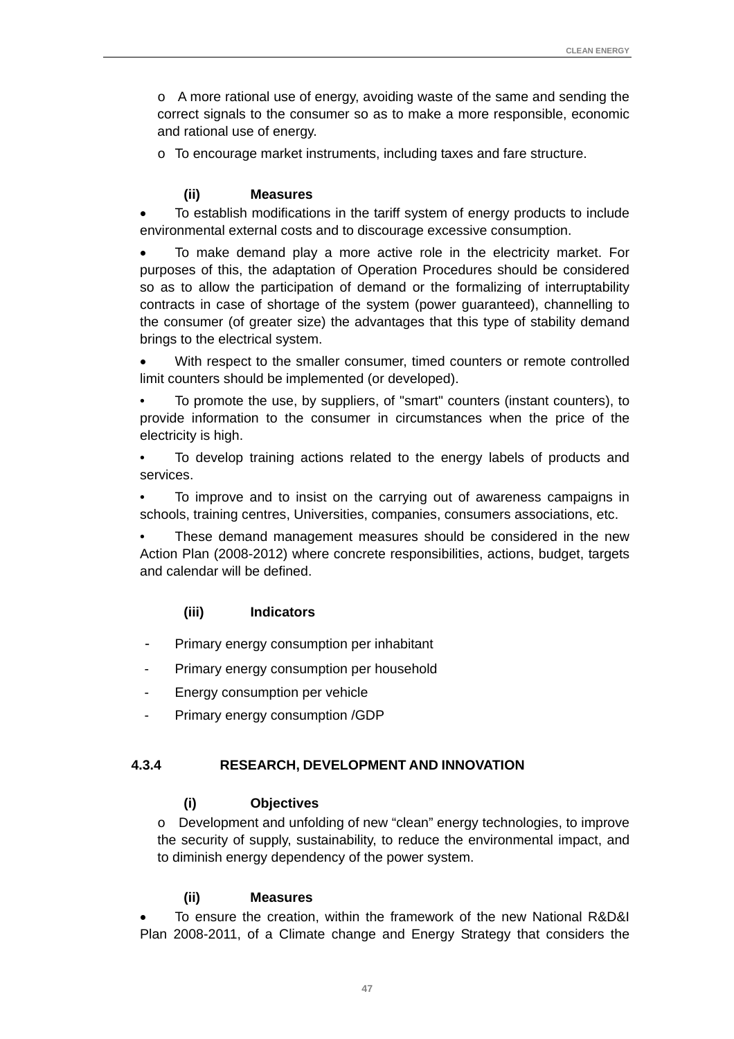- A more rational use of energy, avoiding waste of the same and sending the correct signals to the consumer so as to make a more responsible, economic and rational use of energy.
- To encourage market instruments, including taxes and fare structure.

**(ii) Measures**

- To establish modifications in the tariff system of energy products to include environmental external costs and to discourage excessive consumption.
- To make demand play a more active role in the electricity market. For purposes of this, the adaptation of Operation Procedures should be considered so as to allow the participation of demand or the formalizing of interruptability contracts in case of shortage of the system (power guaranteed), channelling to the consumer (of greater size) the advantages that this type of stability demand brings to the electrical system.
- With respect to the smaller consumer, timed counters or remote controlled limit counters should be implemented (or developed).
- To promote the use, by suppliers, of "smart" counters (instant counters), to provide information to the consumer in circumstances when the price of the electricity is high.
- To develop training actions related to the energy labels of products and services.
- To improve and to insist on the carrying out of awareness campaigns in schools, training centres, Universities, companies, consumers associations, etc.
- These demand management measures should be considered in the new Action Plan (2008-2012) where concrete responsibilities, actions, budget, targets and calendar will be defined.

**(iii) Indicators**

- Primary energy consumption per inhabitant
- Primary energy consumption per household
- Energy consumption per vehicle
- Primary energy consumption /GDP

### 4.3.4 RESEARCH, DEVELOPMENT AND INNOVATION

**(i) Objectives**

- Development and unfolding of new "clean" energy technologies, to improve the security of supply, sustainability, to reduce the environmental impact, and to diminish energy dependency of the power system.

**(ii) Measures**

- To ensure the creation, within the framework of the new National R&D&I Plan 2008-2011, of a Climate change and Energy Strategy that considers the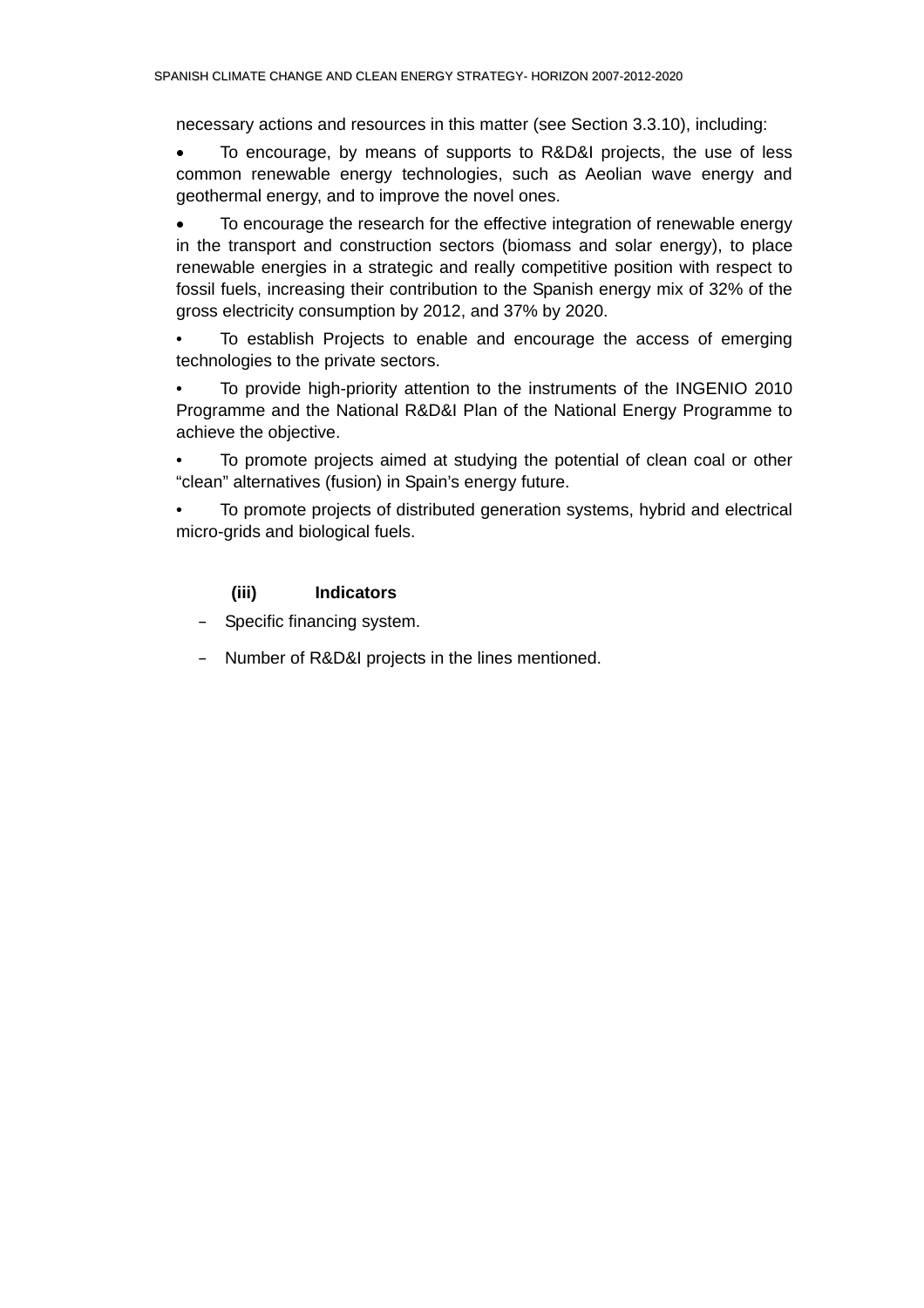necessary actions and resources in this matter (see Section 3.3.10), including:

- To encourage, by means of supports to R&D&I projects, the use of less common renewable energy technologies, such as Aeolian wave energy and geothermal energy, and to improve the novel ones.
- To encourage the research for the effective integration of renewable energy in the transport and construction sectors (biomass and solar energy), to place renewable energies in a strategic and really competitive position with respect to fossil fuels, increasing their contribution to the Spanish energy mix of 32% of the gross electricity consumption by 2012, and 37% by 2020.
- To establish Projects to enable and encourage the access of emerging technologies to the private sectors.
- To provide high-priority attention to the instruments of the INGENIO 2010 Programme and the National R&D&I Plan of the National Energy Programme to achieve the objective.
- To promote projects aimed at studying the potential of clean coal or other "clean" alternatives (fusion) in Spain's energy future.
- To promote projects of distributed generation systems, hybrid and electrical micro-grids and biological fuels.

**(iii) Indicators**

- Specific financing system.
- Number of R&D&I projects in the lines mentioned.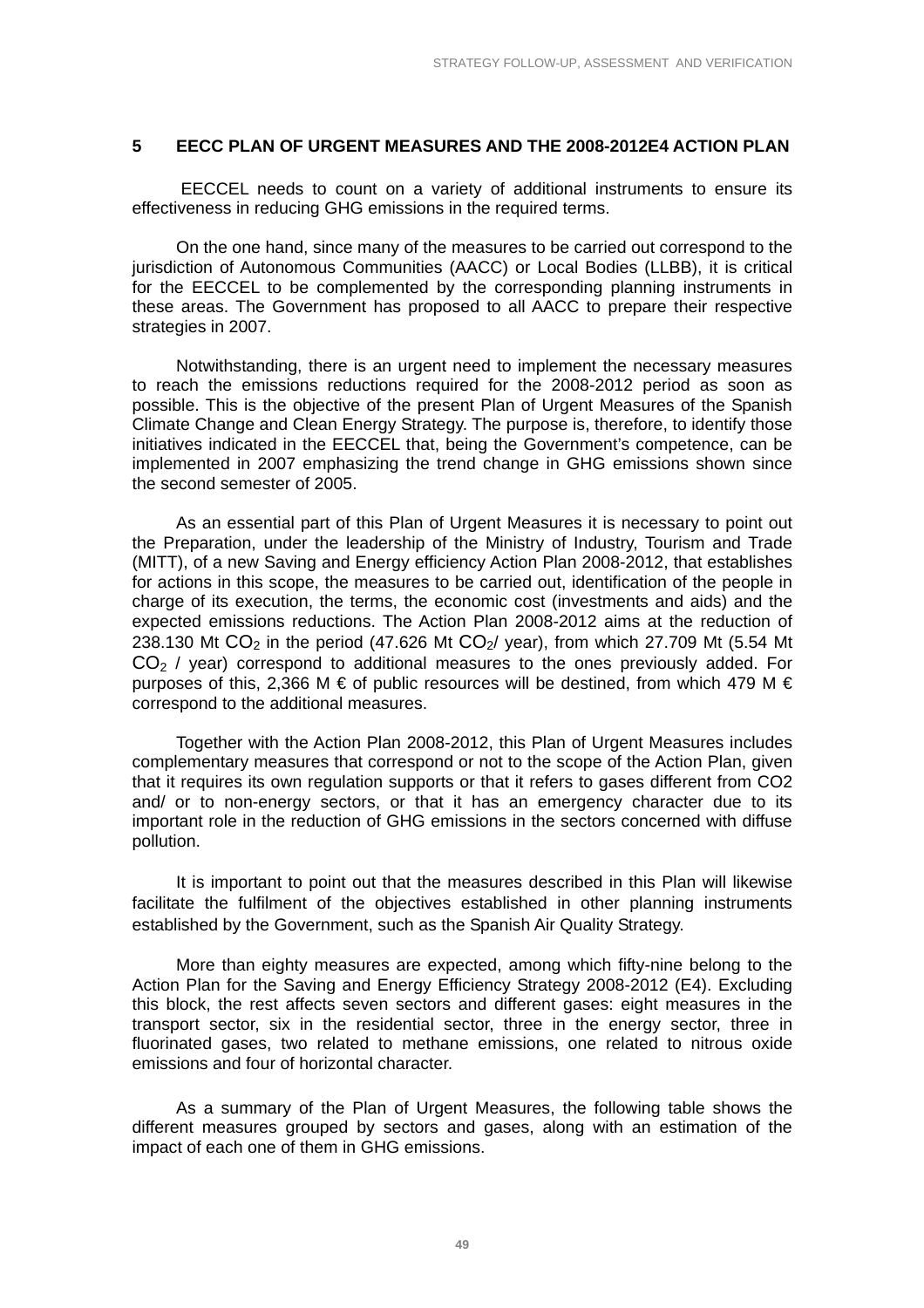# 5 EECC PLAN OF URGENT MEASURES AND THE 2008-2012E4 ACTION PLAN

EECCEL needs to count on a variety of additional instruments to ensure its effectiveness in reducing GHG emissions in the required terms.

On the one hand, since many of the measures to be carried out correspond to the jurisdiction of Autonomous Communities (AACC) or Local Bodies (LLBB), it is critical for the EECCEL to be complemented by the corresponding planning instruments in these areas. The Government has proposed to all AACC to prepare their respective strategies in 2007.

Notwithstanding, there is an urgent need to implement the necessary measures to reach the emissions reductions required for the 2008-2012 period as soon as possible. This is the objective of the present Plan of Urgent Measures of the Spanish Climate Change and Clean Energy Strategy. The purpose is, therefore, to identify those initiatives indicated in the EECCEL that, being the Government's competence, can be implemented in 2007 emphasizing the trend change in GHG emissions shown since the second semester of 2005.

As an essential part of this Plan of Urgent Measures it is necessary to point out the Preparation, under the leadership of the Ministry of Industry, Tourism and Trade (MITT), of a new Saving and Energy efficiency Action Plan 2008-2012, that establishes for actions in this scope, the measures to be carried out, identification of the people in charge of its execution, the terms, the economic cost (investments and aids) and the expected emissions reductions. The Action Plan 2008-2012 aims at the reduction of 238.130 Mt $CO_2$ in the period (47.626 Mt $CO_2$/ year), from which 27.709 Mt (5.54 Mt $CO_2$ / year) correspond to additional measures to the ones previously added. For purposes of this, 2,366 M € of public resources will be destined, from which 479 M € correspond to the additional measures.

Together with the Action Plan 2008-2012, this Plan of Urgent Measures includes complementary measures that correspond or not to the scope of the Action Plan, given that it requires its own regulation supports or that it refers to gases different from CO2 and/ or to non-energy sectors, or that it has an emergency character due to its important role in the reduction of GHG emissions in the sectors concerned with diffuse pollution.

It is important to point out that the measures described in this Plan will likewise facilitate the fulfilment of the objectives established in other planning instruments established by the Government, such as the Spanish Air Quality Strategy.

More than eighty measures are expected, among which fifty-nine belong to the Action Plan for the Saving and Energy Efficiency Strategy 2008-2012 (E4). Excluding this block, the rest affects seven sectors and different gases: eight measures in the transport sector, six in the residential sector, three in the energy sector, three in fluorinated gases, two related to methane emissions, one related to nitrous oxide emissions and four of horizontal character.

As a summary of the Plan of Urgent Measures, the following table shows the different measures grouped by sectors and gases, along with an estimation of the impact of each one of them in GHG emissions.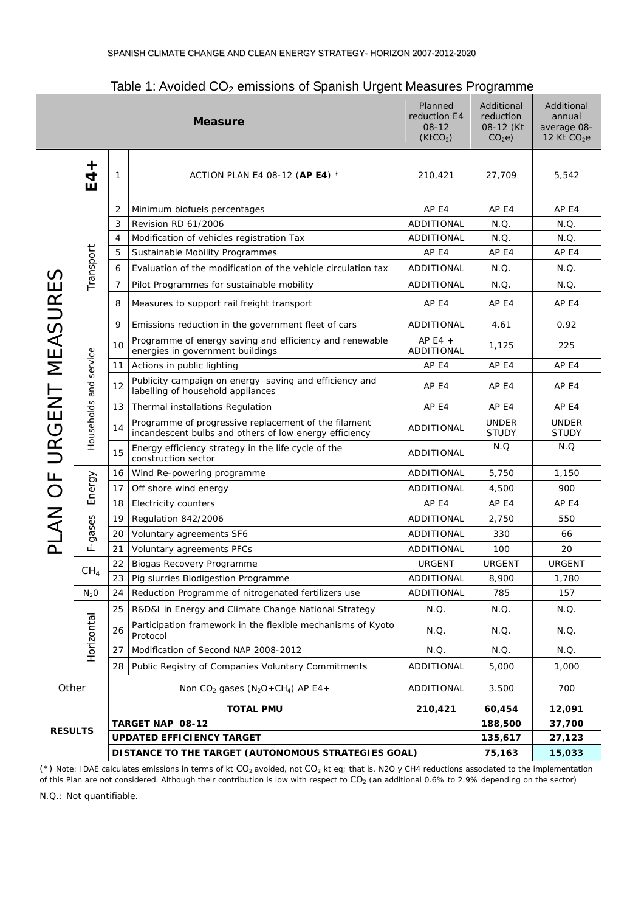Table 1: Avoided $CO_2$ emissions of Spanish Urgent Measures Programme

| | | | Measure | Planned reduction E4 08-12 ($KtCO_2$) | Additional reduction 08-12 (Kt $CO_2e$) | Additional annual average 08-12 Kt $CO_2e$ |
|---|---|---|---|---|---|---|
| PLAN OF URGENT MEASURES | E4+ | 1 | ACTION PLAN E4 08-12 (**AP E4**) * | 210,421 | 27,709 | 5,542 |
| | Transport | 2 | Minimum biofuels percentages | AP E4 | AP E4 | AP E4 |
| | | 3 | Revision RD 61/2006 | ADDITIONAL | N.Q. | N.Q. |
| | | 4 | Modification of vehicles registration Tax | ADDITIONAL | N.Q. | N.Q. |
| | | 5 | Sustainable Mobility Programmes | AP E4 | AP E4 | AP E4 |
| | | 6 | Evaluation of the modification of the vehicle circulation tax | ADDITIONAL | N.Q. | N.Q. |
| | | 7 | Pilot Programmes for sustainable mobility | ADDITIONAL | N.Q. | N.Q. |
| | | 8 | Measures to support rail freight transport | AP E4 | AP E4 | AP E4 |
| | | 9 | Emissions reduction in the government fleet of cars | ADDITIONAL | 4.61 | 0.92 |
| | Households and service | 10 | Programme of energy saving and efficiency and renewable energies in government buildings | AP E4 + ADDITIONAL | 1,125 | 225 |
| | | 11 | Actions in public lighting | AP E4 | AP E4 | AP E4 |
| | | 12 | Publicity campaign on energy saving and efficiency and labelling of household appliances | AP E4 | AP E4 | AP E4 |
| | | 13 | Thermal installations Regulation | AP E4 | AP E4 | AP E4 |
| | | 14 | Programme of progressive replacement of the filament incandescent bulbs and others of low energy efficiency | ADDITIONAL | UNDER STUDY | UNDER STUDY |
| | | 15 | Energy efficiency strategy in the life cycle of the construction sector | ADDITIONAL | N.Q | N.Q |
| | Energy | 16 | Wind Re-powering programme | ADDITIONAL | 5,750 | 1,150 |
| | | 17 | Off shore wind energy | ADDITIONAL | 4,500 | 900 |
| | | 18 | Electricity counters | AP E4 | AP E4 | AP E4 |
| | F-gases | 19 | Regulation 842/2006 | ADDITIONAL | 2,750 | 550 |
| | | 20 | Voluntary agreements SF6 | ADDITIONAL | 330 | 66 |
| | | 21 | Voluntary agreements PFCs | ADDITIONAL | 100 | 20 |
| | $CH_4$ | 22 | Biogas Recovery Programme | URGENT | URGENT | URGENT |
| | | 23 | Pig slurries Biodigestion Programme | ADDITIONAL | 8,900 | 1,780 |
| | $N_2O$ | 24 | Reduction Programme of nitrogenated fertilizers use | ADDITIONAL | 785 | 157 |
| | Horizontal | 25 | R&D&I in Energy and Climate Change National Strategy | N.Q. | N.Q. | N.Q. |
| | | 26 | Participation framework in the flexible mechanisms of Kyoto Protocol | N.Q. | N.Q. | N.Q. |
| | | 27 | Modification of Second NAP 2008-2012 | N.Q. | N.Q. | N.Q. |
| | | 28 | Public Registry of Companies Voluntary Commitments | ADDITIONAL | 5,000 | 1,000 |
| Other | | | Non $CO_2$ gases ($N_2O+CH_4$) AP E4+ | ADDITIONAL | 3.500 | 700 |
| RESULTS | | | **TOTAL PMU** | **210,421** | **60,454** | **12,091** |
| | | | **TARGET NAP 08-12** | | **188,500** | **37,700** |
| | | | **UPDATED EFFICIENCY TARGET** | | **135,617** | **27,123** |
| | | | **DISTANCE TO THE TARGET (AUTONOMOUS STRATEGIES GOAL)** | | **75,163** | **15,033** |

(*) Note: IDAE calculates emissions in terms of kt $CO_2$ avoided, not $CO_2$ kt eq; that is, N2O y CH4 reductions associated to the implementation of this Plan are not considered. Although their contribution is low with respect to $CO_2$ (an additional 0.6% to 2.9% depending on the sector)

N.Q.: Not quantifiable.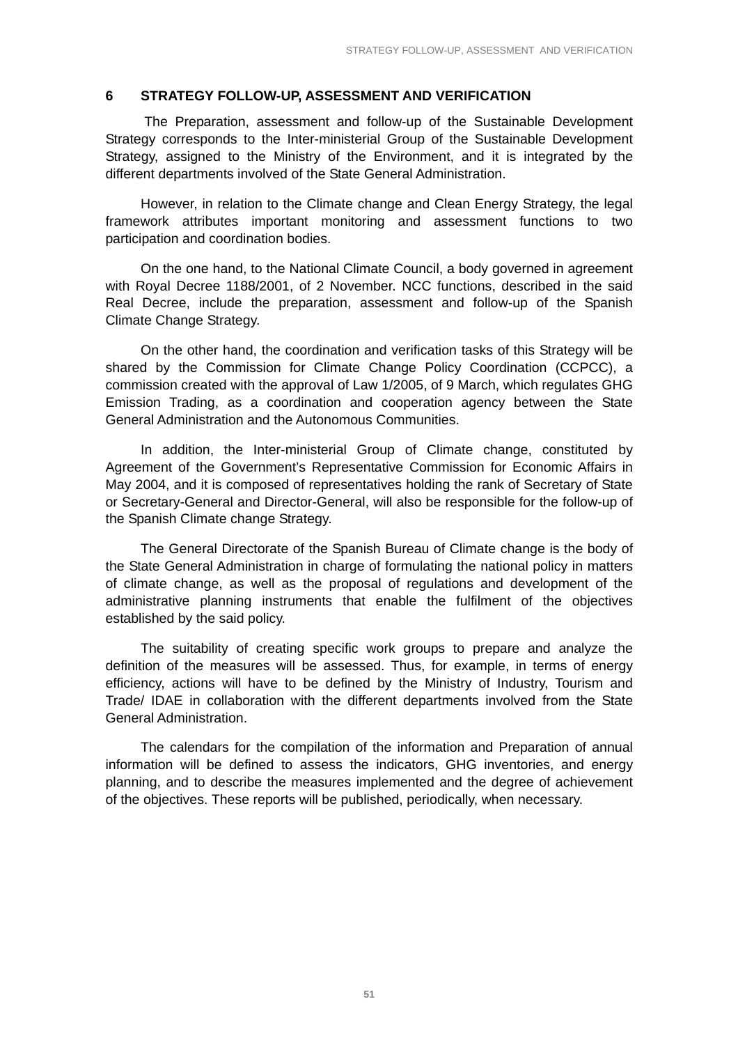# 6 STRATEGY FOLLOW-UP, ASSESSMENT AND VERIFICATION

The Preparation, assessment and follow-up of the Sustainable Development Strategy corresponds to the Inter-ministerial Group of the Sustainable Development Strategy, assigned to the Ministry of the Environment, and it is integrated by the different departments involved of the State General Administration.

However, in relation to the Climate change and Clean Energy Strategy, the legal framework attributes important monitoring and assessment functions to two participation and coordination bodies.

On the one hand, to the National Climate Council, a body governed in agreement with Royal Decree 1188/2001, of 2 November. NCC functions, described in the said Real Decree, include the preparation, assessment and follow-up of the Spanish Climate Change Strategy.

On the other hand, the coordination and verification tasks of this Strategy will be shared by the Commission for Climate Change Policy Coordination (CCPCC), a commission created with the approval of Law 1/2005, of 9 March, which regulates GHG Emission Trading, as a coordination and cooperation agency between the State General Administration and the Autonomous Communities.

In addition, the Inter-ministerial Group of Climate change, constituted by Agreement of the Government's Representative Commission for Economic Affairs in May 2004, and it is composed of representatives holding the rank of Secretary of State or Secretary-General and Director-General, will also be responsible for the follow-up of the Spanish Climate change Strategy.

The General Directorate of the Spanish Bureau of Climate change is the body of the State General Administration in charge of formulating the national policy in matters of climate change, as well as the proposal of regulations and development of the administrative planning instruments that enable the fulfilment of the objectives established by the said policy.

The suitability of creating specific work groups to prepare and analyze the definition of the measures will be assessed. Thus, for example, in terms of energy efficiency, actions will have to be defined by the Ministry of Industry, Tourism and Trade/ IDAE in collaboration with the different departments involved from the State General Administration.

The calendars for the compilation of the information and Preparation of annual information will be defined to assess the indicators, GHG inventories, and energy planning, and to describe the measures implemented and the degree of achievement of the objectives. These reports will be published, periodically, when necessary.